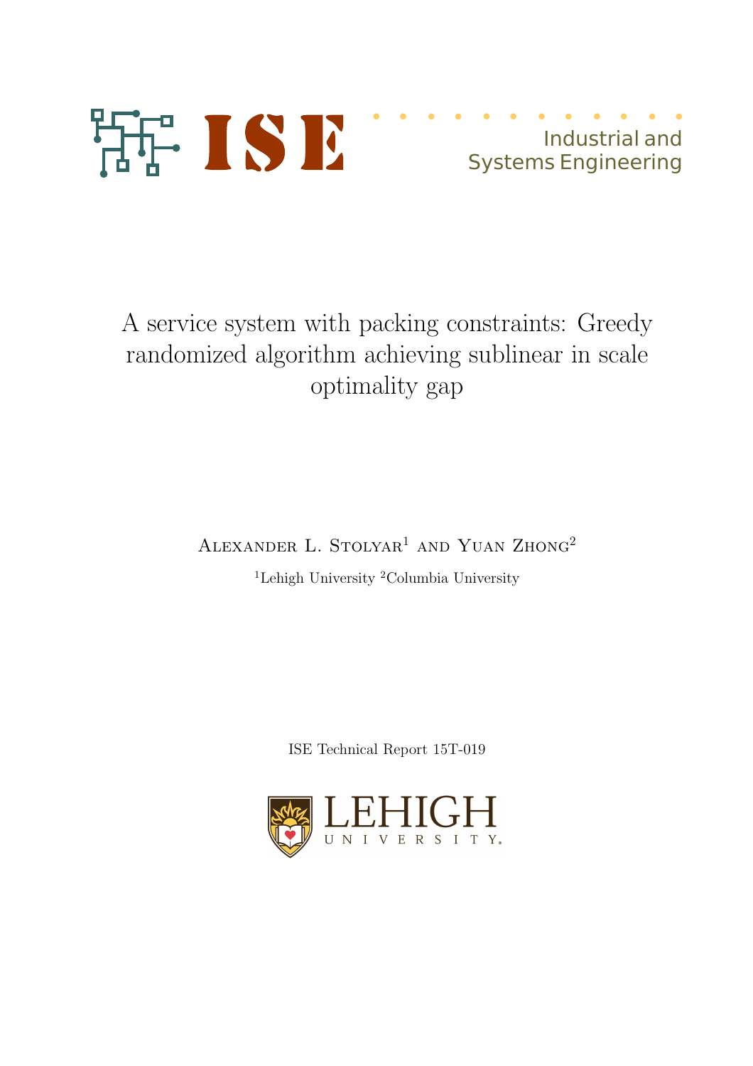ISE

Industrial and Systems Engineering

# A service system with packing constraints: Greedy randomized algorithm achieving sublinear in scale optimality gap

Alexander L. Stolyar[1] and Yuan Zhong[2]

[1]Lehigh University [2]Columbia University

ISE Technical Report 15T-019

LEHIGH UNIVERSITY.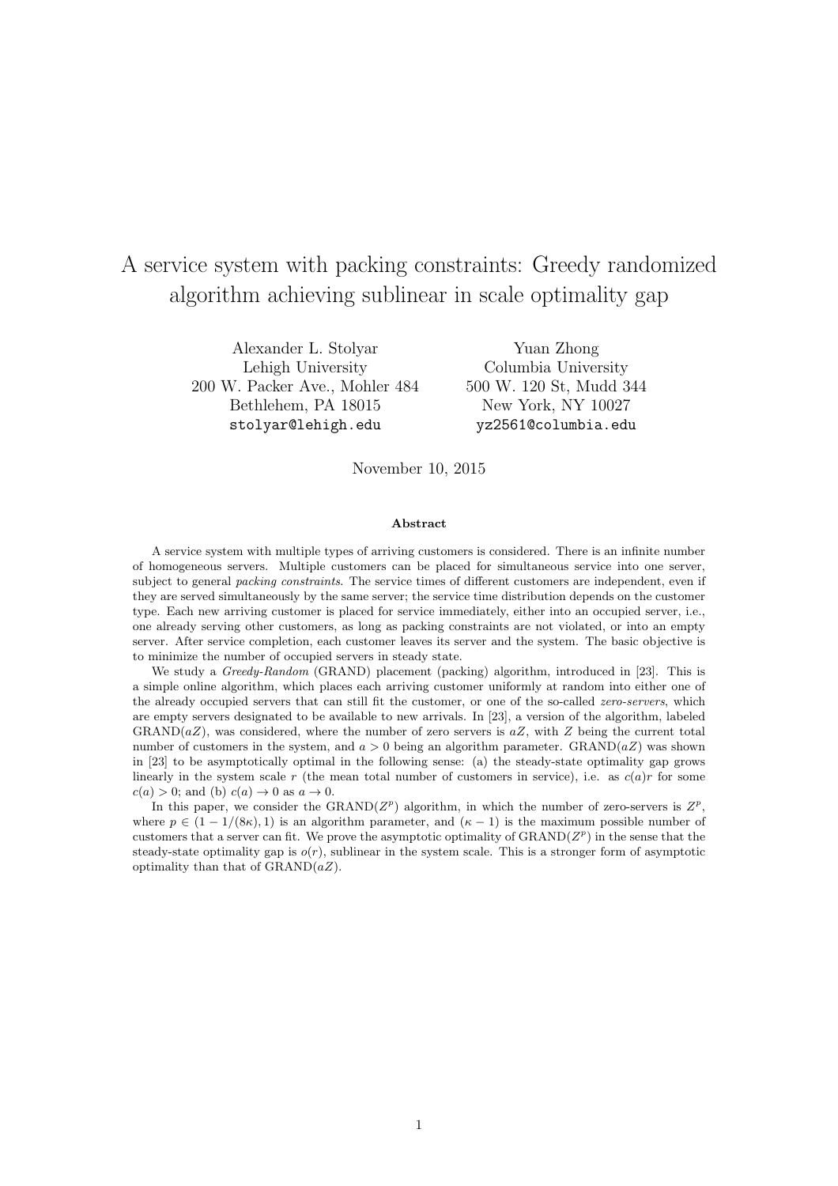# A service system with packing constraints: Greedy randomized algorithm achieving sublinear in scale optimality gap

Alexander L. Stolyar
Lehigh University
200 W. Packer Ave., Mohler 484
Bethlehem, PA 18015
`stolyar@lehigh.edu`

Yuan Zhong
Columbia University
500 W. 120 St, Mudd 344
New York, NY 10027
`yz2561@columbia.edu`

November 10, 2015

### Abstract

A service system with multiple types of arriving customers is considered. There is an infinite number of homogeneous servers. Multiple customers can be placed for simultaneous service into one server, subject to general *packing constraints*. The service times of different customers are independent, even if they are served simultaneously by the same server; the service time distribution depends on the customer type. Each new arriving customer is placed for service immediately, either into an occupied server, i.e., one already serving other customers, as long as packing constraints are not violated, or into an empty server. After service completion, each customer leaves its server and the system. The basic objective is to minimize the number of occupied servers in steady state.

We study a *Greedy-Random* (GRAND) placement (packing) algorithm, introduced in [23]. This is a simple online algorithm, which places each arriving customer uniformly at random into either one of the already occupied servers that can still fit the customer, or one of the so-called *zero-servers*, which are empty servers designated to be available to new arrivals. In [23], a version of the algorithm, labeled GRAND($aZ$), was considered, where the number of zero servers is $aZ$, with $Z$ being the current total number of customers in the system, and $a > 0$ being an algorithm parameter. GRAND($aZ$) was shown in [23] to be asymptotically optimal in the following sense: (a) the steady-state optimality gap grows linearly in the system scale $r$ (the mean total number of customers in service), i.e. as $c(a)r$ for some $c(a) > 0$; and (b) $c(a) \to 0$ as $a \to 0$.

In this paper, we consider the GRAND($Z^p$) algorithm, in which the number of zero-servers is $Z^p$, where $p \in (1 - 1/(8\kappa), 1)$ is an algorithm parameter, and $(\kappa - 1)$ is the maximum possible number of customers that a server can fit. We prove the asymptotic optimality of GRAND($Z^p$) in the sense that the steady-state optimality gap is $o(r)$, sublinear in the system scale. This is a stronger form of asymptotic optimality than that of GRAND($aZ$).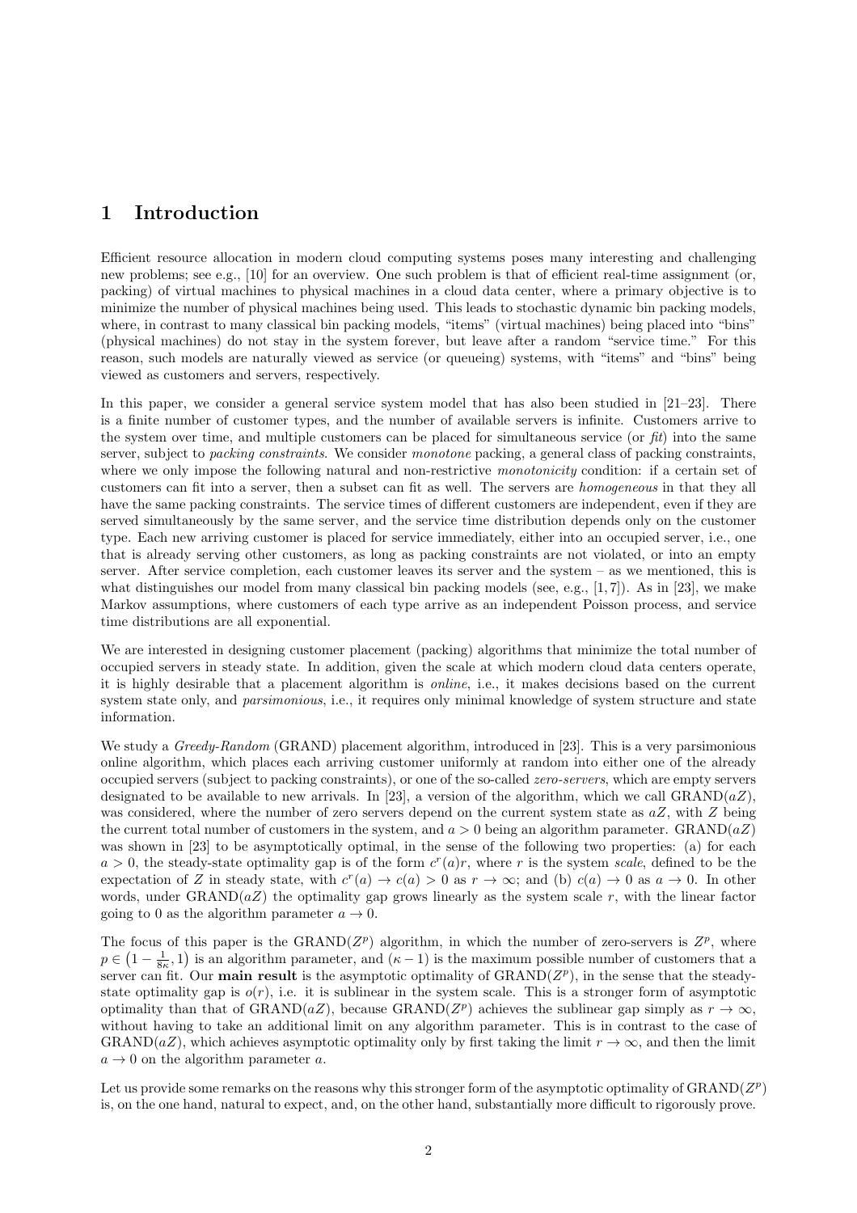# 1 Introduction

Efficient resource allocation in modern cloud computing systems poses many interesting and challenging new problems; see e.g., [10] for an overview. One such problem is that of efficient real-time assignment (or, packing) of virtual machines to physical machines in a cloud data center, where a primary objective is to minimize the number of physical machines being used. This leads to stochastic dynamic bin packing models, where, in contrast to many classical bin packing models, "items" (virtual machines) being placed into "bins" (physical machines) do not stay in the system forever, but leave after a random "service time." For this reason, such models are naturally viewed as service (or queueing) systems, with "items" and "bins" being viewed as customers and servers, respectively.

In this paper, we consider a general service system model that has also been studied in [21–23]. There is a finite number of customer types, and the number of available servers is infinite. Customers arrive to the system over time, and multiple customers can be placed for simultaneous service (or *fit*) into the same server, subject to *packing constraints*. We consider *monotone* packing, a general class of packing constraints, where we only impose the following natural and non-restrictive *monotonicity* condition: if a certain set of customers can fit into a server, then a subset can fit as well. The servers are *homogeneous* in that they all have the same packing constraints. The service times of different customers are independent, even if they are served simultaneously by the same server, and the service time distribution depends only on the customer type. Each new arriving customer is placed for service immediately, either into an occupied server, i.e., one that is already serving other customers, as long as packing constraints are not violated, or into an empty server. After service completion, each customer leaves its server and the system – as we mentioned, this is what distinguishes our model from many classical bin packing models (see, e.g., [1, 7]). As in [23], we make Markov assumptions, where customers of each type arrive as an independent Poisson process, and service time distributions are all exponential.

We are interested in designing customer placement (packing) algorithms that minimize the total number of occupied servers in steady state. In addition, given the scale at which modern cloud data centers operate, it is highly desirable that a placement algorithm is *online*, i.e., it makes decisions based on the current system state only, and *parsimonious*, i.e., it requires only minimal knowledge of system structure and state information.

We study a *Greedy-Random* (GRAND) placement algorithm, introduced in [23]. This is a very parsimonious online algorithm, which places each arriving customer uniformly at random into either one of the already occupied servers (subject to packing constraints), or one of the so-called *zero-servers*, which are empty servers designated to be available to new arrivals. In [23], a version of the algorithm, which we call GRAND($aZ$), was considered, where the number of zero servers depend on the current system state as $aZ$, with $Z$ being the current total number of customers in the system, and $a > 0$ being an algorithm parameter. GRAND($aZ$) was shown in [23] to be asymptotically optimal, in the sense of the following two properties: (a) for each $a > 0$, the steady-state optimality gap is of the form $c^r(a)r$, where $r$ is the system *scale*, defined to be the expectation of $Z$ in steady state, with $c^r(a) \to c(a) > 0$ as $r \to \infty$; and (b) $c(a) \to 0$ as $a \to 0$. In other words, under GRAND($aZ$) the optimality gap grows linearly as the system scale $r$, with the linear factor going to 0 as the algorithm parameter $a \to 0$.

The focus of this paper is the GRAND($Z^p$) algorithm, in which the number of zero-servers is $Z^p$, where $p \in \left(1 - \frac{1}{8\kappa}, 1\right)$ is an algorithm parameter, and $(\kappa - 1)$ is the maximum possible number of customers that a server can fit. Our **main result** is the asymptotic optimality of GRAND($Z^p$), in the sense that the steady-state optimality gap is $o(r)$, i.e. it is sublinear in the system scale. This is a stronger form of asymptotic optimality than that of GRAND($aZ$), because GRAND($Z^p$) achieves the sublinear gap simply as $r \to \infty$, without having to take an additional limit on any algorithm parameter. This is in contrast to the case of GRAND($aZ$), which achieves asymptotic optimality only by first taking the limit $r \to \infty$, and then the limit $a \to 0$ on the algorithm parameter $a$.

Let us provide some remarks on the reasons why this stronger form of the asymptotic optimality of GRAND($Z^p$) is, on the one hand, natural to expect, and, on the other hand, substantially more difficult to rigorously prove.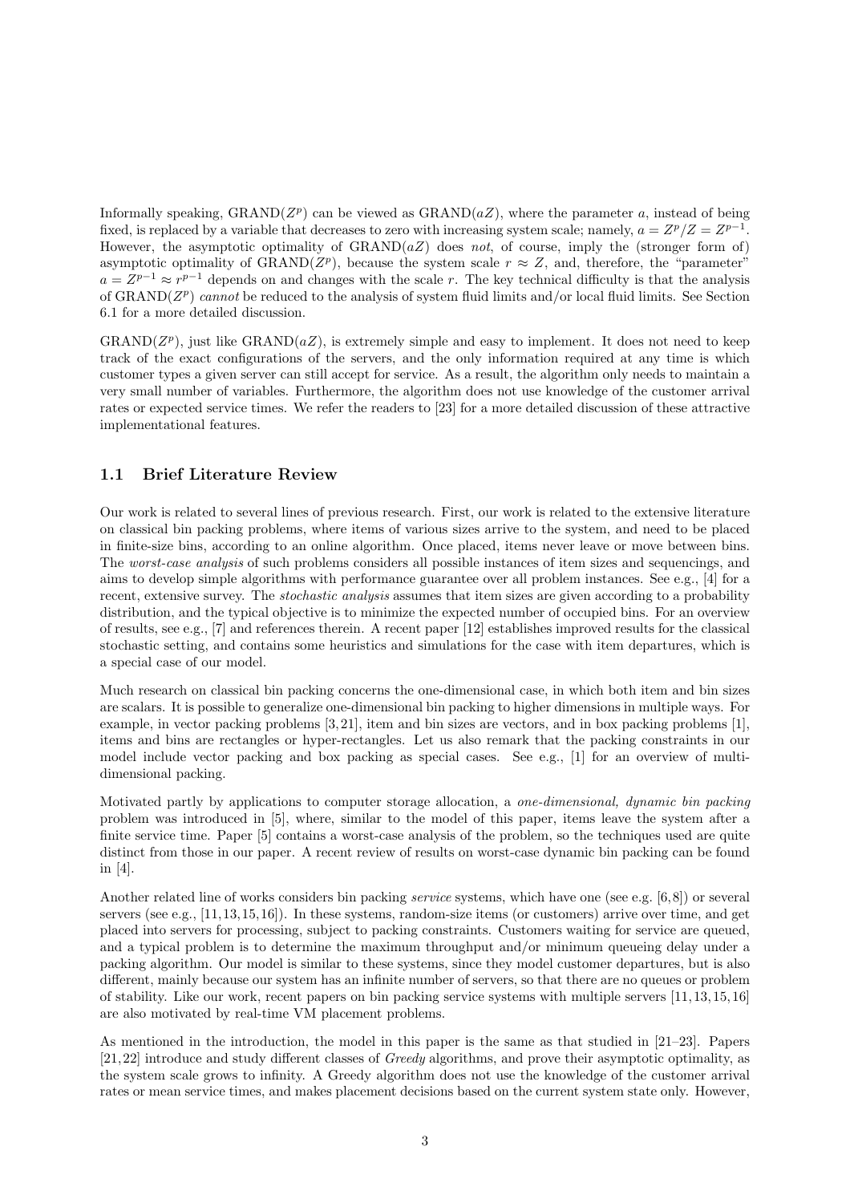Informally speaking, GRAND($Z^p$) can be viewed as GRAND($aZ$), where the parameter $a$, instead of being fixed, is replaced by a variable that decreases to zero with increasing system scale; namely, $a = Z^p/Z = Z^{p-1}$. However, the asymptotic optimality of GRAND($aZ$) does *not*, of course, imply the (stronger form of) asymptotic optimality of GRAND($Z^p$), because the system scale $r \approx Z$, and, therefore, the "parameter" $a = Z^{p-1} \approx r^{p-1}$ depends on and changes with the scale $r$. The key technical difficulty is that the analysis of GRAND($Z^p$) *cannot* be reduced to the analysis of system fluid limits and/or local fluid limits. See Section 6.1 for a more detailed discussion.

GRAND($Z^p$), just like GRAND($aZ$), is extremely simple and easy to implement. It does not need to keep track of the exact configurations of the servers, and the only information required at any time is which customer types a given server can still accept for service. As a result, the algorithm only needs to maintain a very small number of variables. Furthermore, the algorithm does not use knowledge of the customer arrival rates or expected service times. We refer the readers to [23] for a more detailed discussion of these attractive implementational features.

## 1.1 Brief Literature Review

Our work is related to several lines of previous research. First, our work is related to the extensive literature on classical bin packing problems, where items of various sizes arrive to the system, and need to be placed in finite-size bins, according to an online algorithm. Once placed, items never leave or move between bins. The *worst-case analysis* of such problems considers all possible instances of item sizes and sequencings, and aims to develop simple algorithms with performance guarantee over all problem instances. See e.g., [4] for a recent, extensive survey. The *stochastic analysis* assumes that item sizes are given according to a probability distribution, and the typical objective is to minimize the expected number of occupied bins. For an overview of results, see e.g., [7] and references therein. A recent paper [12] establishes improved results for the classical stochastic setting, and contains some heuristics and simulations for the case with item departures, which is a special case of our model.

Much research on classical bin packing concerns the one-dimensional case, in which both item and bin sizes are scalars. It is possible to generalize one-dimensional bin packing to higher dimensions in multiple ways. For example, in vector packing problems [3, 21], item and bin sizes are vectors, and in box packing problems [1], items and bins are rectangles or hyper-rectangles. Let us also remark that the packing constraints in our model include vector packing and box packing as special cases. See e.g., [1] for an overview of multi-dimensional packing.

Motivated partly by applications to computer storage allocation, a *one-dimensional, dynamic bin packing* problem was introduced in [5], where, similar to the model of this paper, items leave the system after a finite service time. Paper [5] contains a worst-case analysis of the problem, so the techniques used are quite distinct from those in our paper. A recent review of results on worst-case dynamic bin packing can be found in [4].

Another related line of works considers bin packing *service* systems, which have one (see e.g. [6, 8]) or several servers (see e.g., [11, 13, 15, 16]). In these systems, random-size items (or customers) arrive over time, and get placed into servers for processing, subject to packing constraints. Customers waiting for service are queued, and a typical problem is to determine the maximum throughput and/or minimum queueing delay under a packing algorithm. Our model is similar to these systems, since they model customer departures, but is also different, mainly because our system has an infinite number of servers, so that there are no queues or problem of stability. Like our work, recent papers on bin packing service systems with multiple servers [11, 13, 15, 16] are also motivated by real-time VM placement problems.

As mentioned in the introduction, the model in this paper is the same as that studied in [21–23]. Papers [21, 22] introduce and study different classes of *Greedy* algorithms, and prove their asymptotic optimality, as the system scale grows to infinity. A Greedy algorithm does not use the knowledge of the customer arrival rates or mean service times, and makes placement decisions based on the current system state only. However,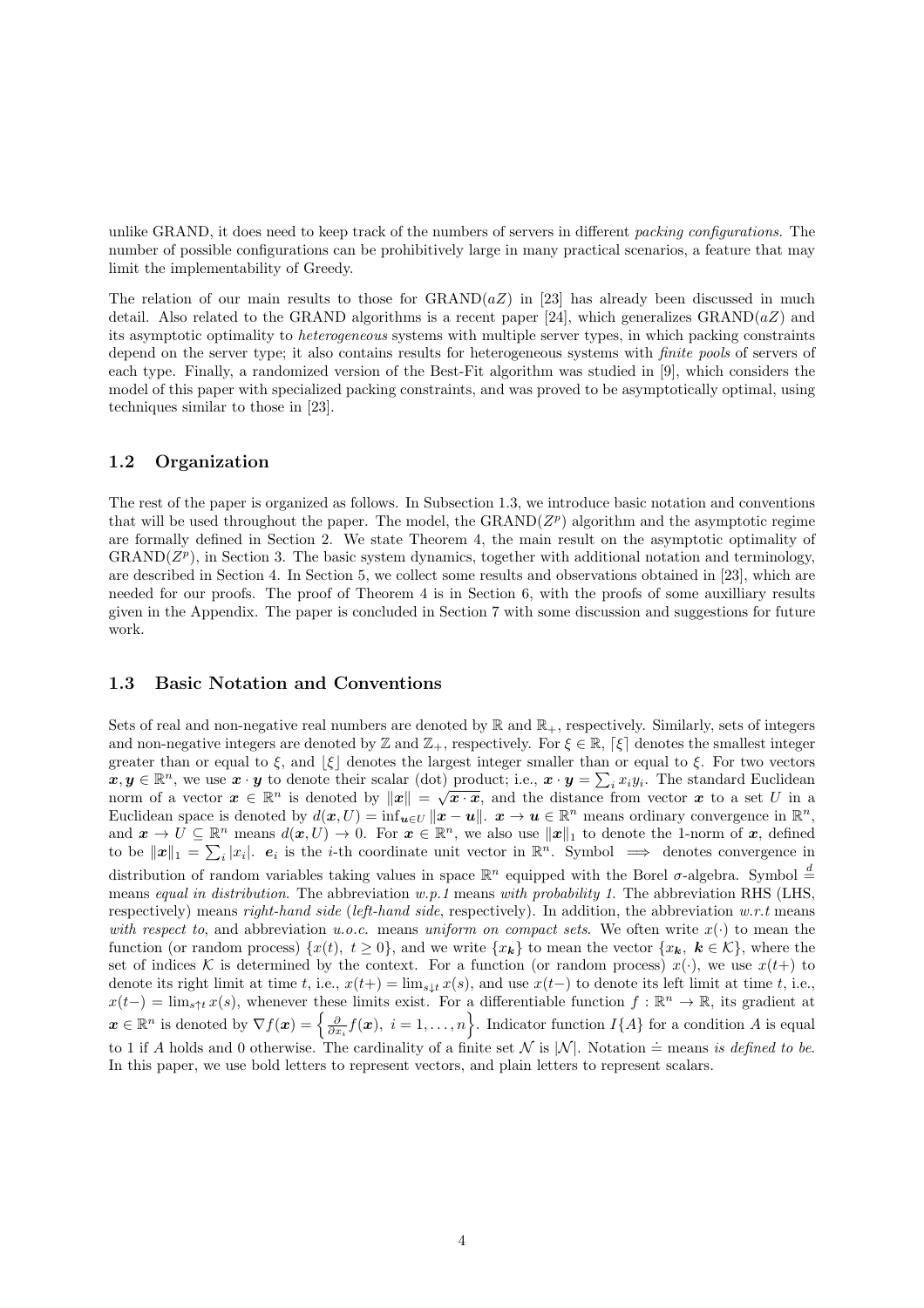unlike GRAND, it does need to keep track of the numbers of servers in different *packing configurations*. The number of possible configurations can be prohibitively large in many practical scenarios, a feature that may limit the implementability of Greedy.

The relation of our main results to those for GRAND($aZ$) in [23] has already been discussed in much detail. Also related to the GRAND algorithms is a recent paper [24], which generalizes GRAND($aZ$) and its asymptotic optimality to *heterogeneous* systems with multiple server types, in which packing constraints depend on the server type; it also contains results for heterogeneous systems with *finite pools* of servers of each type. Finally, a randomized version of the Best-Fit algorithm was studied in [9], which considers the model of this paper with specialized packing constraints, and was proved to be asymptotically optimal, using techniques similar to those in [23].

## 1.2 Organization

The rest of the paper is organized as follows. In Subsection 1.3, we introduce basic notation and conventions that will be used throughout the paper. The model, the GRAND($Z^p$) algorithm and the asymptotic regime are formally defined in Section 2. We state Theorem 4, the main result on the asymptotic optimality of GRAND($Z^p$), in Section 3. The basic system dynamics, together with additional notation and terminology, are described in Section 4. In Section 5, we collect some results and observations obtained in [23], which are needed for our proofs. The proof of Theorem 4 is in Section 6, with the proofs of some auxilliary results given in the Appendix. The paper is concluded in Section 7 with some discussion and suggestions for future work.

## 1.3 Basic Notation and Conventions

Sets of real and non-negative real numbers are denoted by $\mathbb{R}$ and $\mathbb{R}_+$, respectively. Similarly, sets of integers and non-negative integers are denoted by $\mathbb{Z}$ and $\mathbb{Z}_+$, respectively. For $\xi \in \mathbb{R}$, $\lceil \xi \rceil$ denotes the smallest integer greater than or equal to $\xi$, and $\lfloor \xi \rfloor$ denotes the largest integer smaller than or equal to $\xi$. For two vectors $\boldsymbol{x}, \boldsymbol{y} \in \mathbb{R}^n$, we use $\boldsymbol{x} \cdot \boldsymbol{y}$ to denote their scalar (dot) product; i.e., $\boldsymbol{x} \cdot \boldsymbol{y} = \sum_i x_i y_i$. The standard Euclidean norm of a vector $\boldsymbol{x} \in \mathbb{R}^n$ is denoted by $\|\boldsymbol{x}\| = \sqrt{\boldsymbol{x} \cdot \boldsymbol{x}}$, and the distance from vector $\boldsymbol{x}$ to a set $U$ in a Euclidean space is denoted by $d(\boldsymbol{x}, U) = \inf_{\boldsymbol{u} \in U} \|\boldsymbol{x} - \boldsymbol{u}\|$. $\boldsymbol{x} \to \boldsymbol{u} \in \mathbb{R}^n$ means ordinary convergence in $\mathbb{R}^n$, and $\boldsymbol{x} \to U \subseteq \mathbb{R}^n$ means $d(\boldsymbol{x}, U) \to 0$. For $\boldsymbol{x} \in \mathbb{R}^n$, we also use $\|\boldsymbol{x}\|_1$ to denote the 1-norm of $\boldsymbol{x}$, defined to be $\|\boldsymbol{x}\|_1 = \sum_i |x_i|$. $\boldsymbol{e}_i$ is the $i$-th coordinate unit vector in $\mathbb{R}^n$. Symbol $\implies$ denotes convergence in distribution of random variables taking values in space $\mathbb{R}^n$ equipped with the Borel $\sigma$-algebra. Symbol $\stackrel{d}{=}$ means *equal in distribution*. The abbreviation *w.p.1* means *with probability 1*. The abbreviation RHS (LHS, respectively) means *right-hand side* (*left-hand side*, respectively). In addition, the abbreviation *w.r.t* means *with respect to*, and abbreviation *u.o.c.* means *uniform on compact sets*. We often write $x(\cdot)$ to mean the function (or random process) $\{x(t),\ t \geq 0\}$, and we write $\{x_{\boldsymbol{k}}\}$ to mean the vector $\{x_{\boldsymbol{k}},\ \boldsymbol{k} \in \mathcal{K}\}$, where the set of indices $\mathcal{K}$ is determined by the context. For a function (or random process) $x(\cdot)$, we use $x(t+)$ to denote its right limit at time $t$, i.e., $x(t+) = \lim_{s \downarrow t} x(s)$, and use $x(t-)$ to denote its left limit at time $t$, i.e., $x(t-) = \lim_{s \uparrow t} x(s)$, whenever these limits exist. For a differentiable function $f : \mathbb{R}^n \to \mathbb{R}$, its gradient at $\boldsymbol{x} \in \mathbb{R}^n$ is denoted by $\nabla f(\boldsymbol{x}) = \left\{ \frac{\partial}{\partial x_i} f(\boldsymbol{x}),\ i = 1, \ldots, n \right\}$. Indicator function $I\{A\}$ for a condition $A$ is equal to 1 if $A$ holds and 0 otherwise. The cardinality of a finite set $\mathcal{N}$ is $|\mathcal{N}|$. Notation $\doteq$ means *is defined to be*. In this paper, we use bold letters to represent vectors, and plain letters to represent scalars.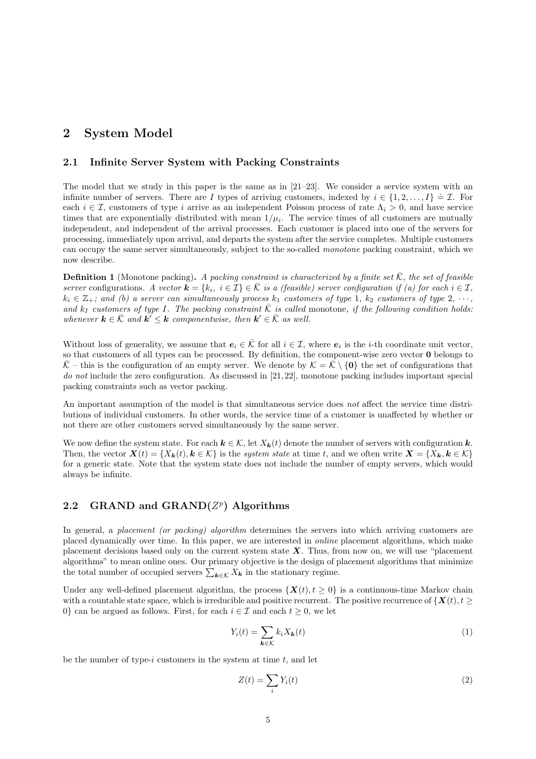## 2 System Model

### 2.1 Infinite Server System with Packing Constraints

The model that we study in this paper is the same as in [21–23]. We consider a service system with an infinite number of servers. There are $I$ types of arriving customers, indexed by $i \in \{1, 2, \ldots, I\} \doteq \mathcal{I}$. For each $i \in \mathcal{I}$, customers of type $i$ arrive as an independent Poisson process of rate $\Lambda_i > 0$, and have service times that are exponentially distributed with mean $1/\mu_i$. The service times of all customers are mutually independent, and independent of the arrival processes. Each customer is placed into one of the servers for processing, immediately upon arrival, and departs the system after the service completes. Multiple customers can occupy the same server simultaneously, subject to the so-called *monotone* packing constraint, which we now describe.

**Definition 1** (Monotone packing)**.** *A packing constraint is characterized by a finite set $\bar{\mathcal{K}}$, the set of feasible server* configurations*. A vector $\boldsymbol{k} = \{k_i,\ i \in \mathcal{I}\} \in \bar{\mathcal{K}}$ is a (feasible) server configuration if (a) for each $i \in \mathcal{I}$, $k_i \in \mathbb{Z}_+$; and (b) a server can simultaneously process $k_1$ customers of type 1, $k_2$ customers of type 2, $\cdots$, and $k_I$ customers of type $I$. The packing constraint $\bar{\mathcal{K}}$ is called* monotone*, if the following condition holds: whenever $\boldsymbol{k} \in \bar{\mathcal{K}}$ and $\boldsymbol{k}' \leq \boldsymbol{k}$ componentwise, then $\boldsymbol{k}' \in \bar{\mathcal{K}}$ as well.*

Without loss of generality, we assume that $\boldsymbol{e}_i \in \bar{\mathcal{K}}$ for all $i \in \mathcal{I}$, where $\boldsymbol{e}_i$ is the $i$-th coordinate unit vector, so that customers of all types can be processed. By definition, the component-wise zero vector $\mathbf{0}$ belongs to $\bar{\mathcal{K}}$ – this is the configuration of an empty server. We denote by $\mathcal{K} = \bar{\mathcal{K}} \setminus \{\mathbf{0}\}$ the set of configurations that *do not* include the zero configuration. As discussed in [21, 22], monotone packing includes important special packing constraints such as vector packing.

An important assumption of the model is that simultaneous service does *not* affect the service time distributions of individual customers. In other words, the service time of a customer is unaffected by whether or not there are other customers served simultaneously by the same server.

We now define the system state. For each $\boldsymbol{k} \in \mathcal{K}$, let $X_{\boldsymbol{k}}(t)$ denote the number of servers with configuration $\boldsymbol{k}$. Then, the vector $\boldsymbol{X}(t) = \{X_{\boldsymbol{k}}(t), \boldsymbol{k} \in \mathcal{K}\}$ is the *system state* at time $t$, and we often write $\boldsymbol{X} = \{X_{\boldsymbol{k}}, \boldsymbol{k} \in \mathcal{K}\}$ for a generic state. Note that the system state does not include the number of empty servers, which would always be infinite.

### 2.2 GRAND and GRAND($Z^p$) Algorithms

In general, a *placement (or packing) algorithm* determines the servers into which arriving customers are placed dynamically over time. In this paper, we are interested in *online* placement algorithms, which make placement decisions based only on the current system state $\boldsymbol{X}$. Thus, from now on, we will use "placement algorithms" to mean online ones. Our primary objective is the design of placement algorithms that minimize the total number of occupied servers $\sum_{\boldsymbol{k} \in \mathcal{K}} X_{\boldsymbol{k}}$ in the stationary regime.

Under any well-defined placement algorithm, the process $\{\boldsymbol{X}(t), t \geq 0\}$ is a continuous-time Markov chain with a countable state space, which is irreducible and positive recurrent. The positive recurrence of $\{\boldsymbol{X}(t), t \geq 0\}$ can be argued as follows. First, for each $i \in \mathcal{I}$ and each $t \geq 0$, we let

$$Y_i(t) = \sum_{\boldsymbol{k} \in \mathcal{K}} k_i X_{\boldsymbol{k}}(t) \tag{1}$$

be the number of type-$i$ customers in the system at time $t$, and let

$$Z(t) = \sum_i Y_i(t) \tag{2}$$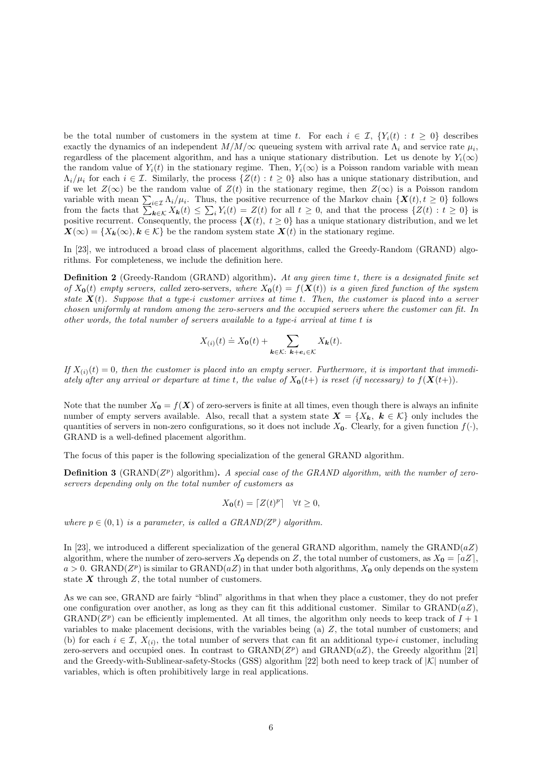be the total number of customers in the system at time $t$. For each $i \in \mathcal{I}$, $\{Y_i(t) : t \geq 0\}$ describes exactly the dynamics of an independent $M/M/\infty$ queueing system with arrival rate $\Lambda_i$ and service rate $\mu_i$, regardless of the placement algorithm, and has a unique stationary distribution. Let us denote by $Y_i(\infty)$ the random value of $Y_i(t)$ in the stationary regime. Then, $Y_i(\infty)$ is a Poisson random variable with mean $\Lambda_i/\mu_i$ for each $i \in \mathcal{I}$. Similarly, the process $\{Z(t) : t \geq 0\}$ also has a unique stationary distribution, and if we let $Z(\infty)$ be the random value of $Z(t)$ in the stationary regime, then $Z(\infty)$ is a Poisson random variable with mean $\sum_{i\in\mathcal{I}} \Lambda_i/\mu_i$. Thus, the positive recurrence of the Markov chain $\{\boldsymbol{X}(t), t \geq 0\}$ follows from the facts that $\sum_{\boldsymbol{k}\in\mathcal{K}} X_{\boldsymbol{k}}(t) \leq \sum_i Y_i(t) = Z(t)$ for all $t \geq 0$, and that the process $\{Z(t) : t \geq 0\}$ is positive recurrent. Consequently, the process $\{\boldsymbol{X}(t),\ t \geq 0\}$ has a unique stationary distribution, and we let $\boldsymbol{X}(\infty) = \{X_{\boldsymbol{k}}(\infty), \boldsymbol{k} \in \mathcal{K}\}$ be the random system state $\boldsymbol{X}(t)$ in the stationary regime.

In [23], we introduced a broad class of placement algorithms, called the Greedy-Random (GRAND) algorithms. For completeness, we include the definition here.

**Definition 2** (Greedy-Random (GRAND) algorithm)**.** *At any given time $t$, there is a designated finite set of $X_{\boldsymbol{0}}(t)$ empty servers, called* zero-servers*, where $X_{\boldsymbol{0}}(t) = f(\boldsymbol{X}(t))$ is a given fixed function of the system state $\boldsymbol{X}(t)$. Suppose that a type-$i$ customer arrives at time $t$. Then, the customer is placed into a server chosen uniformly at random among the zero-servers and the occupied servers where the customer can fit. In other words, the total number of servers available to a type-$i$ arrival at time $t$ is*

$$X_{(i)}(t) \doteq X_{\boldsymbol{0}}(t) + \sum_{\boldsymbol{k}\in\mathcal{K}:\ \boldsymbol{k}+\boldsymbol{e}_i\in\mathcal{K}} X_{\boldsymbol{k}}(t).$$

*If $X_{(i)}(t) = 0$, then the customer is placed into an empty server. Furthermore, it is important that immediately after any arrival or departure at time $t$, the value of $X_{\boldsymbol{0}}(t+)$ is reset (if necessary) to $f(\boldsymbol{X}(t+))$.*

Note that the number $X_{\boldsymbol{0}} = f(\boldsymbol{X})$ of zero-servers is finite at all times, even though there is always an infinite number of empty servers available. Also, recall that a system state $\boldsymbol{X} = \{X_{\boldsymbol{k}},\ \boldsymbol{k} \in \mathcal{K}\}$ only includes the quantities of servers in non-zero configurations, so it does not include $X_{\boldsymbol{0}}$. Clearly, for a given function $f(\cdot)$, GRAND is a well-defined placement algorithm.

The focus of this paper is the following specialization of the general GRAND algorithm.

**Definition 3** (GRAND($Z^p$) algorithm)**.** *A special case of the GRAND algorithm, with the number of zero-servers depending only on the total number of customers as*

$$X_{\boldsymbol{0}}(t) = \lceil Z(t)^p \rceil \quad \forall t \geq 0,$$

*where $p \in (0, 1)$ is a parameter, is called a GRAND($Z^p$) algorithm.*

In [23], we introduced a different specialization of the general GRAND algorithm, namely the GRAND($aZ$) algorithm, where the number of zero-servers $X_{\boldsymbol{0}}$ depends on $Z$, the total number of customers, as $X_{\boldsymbol{0}} = \lceil aZ \rceil$, $a > 0$. GRAND($Z^p$) is similar to GRAND($aZ$) in that under both algorithms, $X_{\boldsymbol{0}}$ only depends on the system state $\boldsymbol{X}$ through $Z$, the total number of customers.

As we can see, GRAND are fairly "blind" algorithms in that when they place a customer, they do not prefer one configuration over another, as long as they can fit this additional customer. Similar to GRAND($aZ$), GRAND($Z^p$) can be efficiently implemented. At all times, the algorithm only needs to keep track of $I + 1$ variables to make placement decisions, with the variables being (a) $Z$, the total number of customers; and (b) for each $i \in \mathcal{I}$, $X_{(i)}$, the total number of servers that can fit an additional type-$i$ customer, including zero-servers and occupied ones. In contrast to GRAND($Z^p$) and GRAND($aZ$), the Greedy algorithm [21] and the Greedy-with-Sublinear-safety-Stocks (GSS) algorithm [22] both need to keep track of $|\mathcal{K}|$ number of variables, which is often prohibitively large in real applications.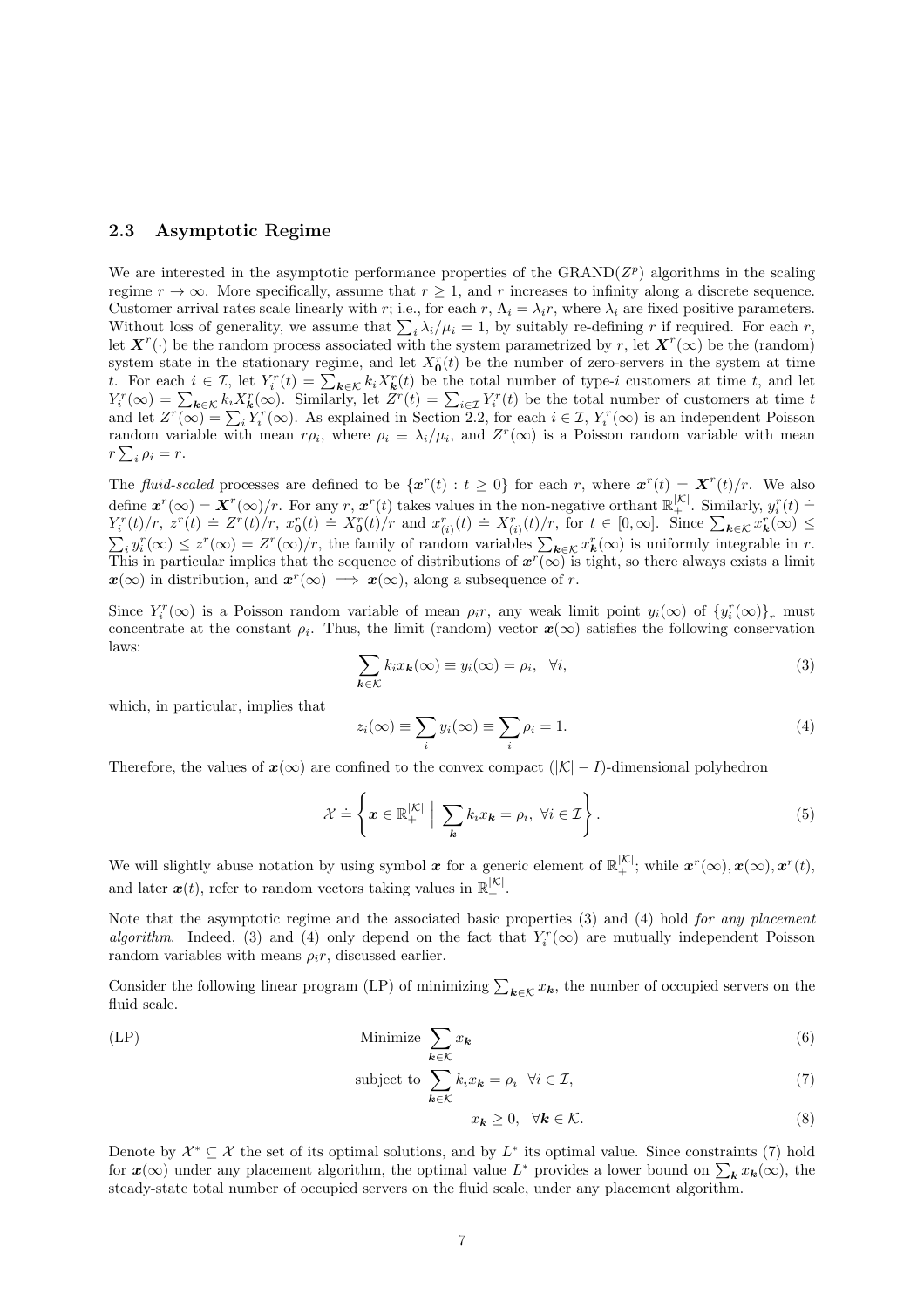### 2.3 Asymptotic Regime

We are interested in the asymptotic performance properties of the GRAND($Z^p$) algorithms in the scaling regime $r \to \infty$. More specifically, assume that $r \geq 1$, and $r$ increases to infinity along a discrete sequence. Customer arrival rates scale linearly with $r$; i.e., for each $r$, $\Lambda_i = \lambda_i r$, where $\lambda_i$ are fixed positive parameters. Without loss of generality, we assume that $\sum_i \lambda_i/\mu_i = 1$, by suitably re-defining $r$ if required. For each $r$, let $\boldsymbol{X}^r(\cdot)$ be the random process associated with the system parametrized by $r$, let $\boldsymbol{X}^r(\infty)$ be the (random) system state in the stationary regime, and let $X^r_{\boldsymbol{0}}(t)$ be the number of zero-servers in the system at time $t$. For each $i \in \mathcal{I}$, let $Y^r_i(t) = \sum_{\boldsymbol{k}\in\mathcal{K}} k_i X^r_{\boldsymbol{k}}(t)$ be the total number of type-$i$ customers at time $t$, and let $Y^r_i(\infty) = \sum_{\boldsymbol{k}\in\mathcal{K}} k_i X^r_{\boldsymbol{k}}(\infty)$. Similarly, let $Z^r(t) = \sum_{i\in\mathcal{I}} Y^r_i(t)$ be the total number of customers at time $t$ and let $Z^r(\infty) = \sum_i Y^r_i(\infty)$. As explained in Section 2.2, for each $i \in \mathcal{I}$, $Y^r_i(\infty)$ is an independent Poisson random variable with mean $r\rho_i$, where $\rho_i \equiv \lambda_i/\mu_i$, and $Z^r(\infty)$ is a Poisson random variable with mean $r\sum_i \rho_i = r$.

The *fluid-scaled* processes are defined to be $\{\boldsymbol{x}^r(t) : t \geq 0\}$ for each $r$, where $\boldsymbol{x}^r(t) = \boldsymbol{X}^r(t)/r$. We also define $\boldsymbol{x}^r(\infty) = \boldsymbol{X}^r(\infty)/r$. For any $r$, $\boldsymbol{x}^r(t)$ takes values in the non-negative orthant $\mathbb{R}^{|\mathcal{K}|}_+$. Similarly, $y^r_i(t) \doteq Y^r_i(t)/r$, $z^r(t) \doteq Z^r(t)/r$, $x^r_{\boldsymbol{0}}(t) \doteq X^r_{\boldsymbol{0}}(t)/r$ and $x^r_{(i)}(t) \doteq X^r_{(i)}(t)/r$, for $t \in [0, \infty]$. Since $\sum_{\boldsymbol{k}\in\mathcal{K}} x^r_{\boldsymbol{k}}(\infty) \leq \sum_i y^r_i(\infty) \leq z^r(\infty) = Z^r(\infty)/r$, the family of random variables $\sum_{\boldsymbol{k}\in\mathcal{K}} x^r_{\boldsymbol{k}}(\infty)$ is uniformly integrable in $r$. This in particular implies that the sequence of distributions of $\boldsymbol{x}^r(\infty)$ is tight, so there always exists a limit $\boldsymbol{x}(\infty)$ in distribution, and $\boldsymbol{x}^r(\infty) \implies \boldsymbol{x}(\infty)$, along a subsequence of $r$.

Since $Y^r_i(\infty)$ is a Poisson random variable of mean $\rho_i r$, any weak limit point $y_i(\infty)$ of $\{y^r_i(\infty)\}_r$ must concentrate at the constant $\rho_i$. Thus, the limit (random) vector $\boldsymbol{x}(\infty)$ satisfies the following conservation laws:

$$\sum_{\boldsymbol{k}\in\mathcal{K}} k_i x_{\boldsymbol{k}}(\infty) \equiv y_i(\infty) = \rho_i, \quad \forall i, \tag{3}$$

which, in particular, implies that

$$z_i(\infty) \equiv \sum_i y_i(\infty) \equiv \sum_i \rho_i = 1. \tag{4}$$

Therefore, the values of $\boldsymbol{x}(\infty)$ are confined to the convex compact $(|\mathcal{K}| - I)$-dimensional polyhedron

$$\mathcal{X} \doteq \left\{ \boldsymbol{x} \in \mathbb{R}^{|\mathcal{K}|}_+ \;\middle|\; \sum_{\boldsymbol{k}} k_i x_{\boldsymbol{k}} = \rho_i, \ \forall i \in \mathcal{I} \right\}. \tag{5}$$

We will slightly abuse notation by using symbol $\boldsymbol{x}$ for a generic element of $\mathbb{R}^{|\mathcal{K}|}_+$; while $\boldsymbol{x}^r(\infty), \boldsymbol{x}(\infty), \boldsymbol{x}^r(t)$, and later $\boldsymbol{x}(t)$, refer to random vectors taking values in $\mathbb{R}^{|\mathcal{K}|}_+$.

Note that the asymptotic regime and the associated basic properties (3) and (4) hold *for any placement algorithm*. Indeed, (3) and (4) only depend on the fact that $Y^r_i(\infty)$ are mutually independent Poisson random variables with means $\rho_i r$, discussed earlier.

Consider the following linear program (LP) of minimizing $\sum_{\boldsymbol{k}\in\mathcal{K}} x_{\boldsymbol{k}}$, the number of occupied servers on the fluid scale.

$$\text{(LP)} \qquad \text{Minimize} \ \sum_{\boldsymbol{k}\in\mathcal{K}} x_{\boldsymbol{k}} \tag{6}$$

$$\text{subject to} \ \sum_{\boldsymbol{k}\in\mathcal{K}} k_i x_{\boldsymbol{k}} = \rho_i \quad \forall i \in \mathcal{I}, \tag{7}$$

$$x_{\boldsymbol{k}} \geq 0, \quad \forall \boldsymbol{k} \in \mathcal{K}. \tag{8}$$

Denote by $\mathcal{X}^* \subseteq \mathcal{X}$ the set of its optimal solutions, and by $L^*$ its optimal value. Since constraints (7) hold for $\boldsymbol{x}(\infty)$ under any placement algorithm, the optimal value $L^*$ provides a lower bound on $\sum_{\boldsymbol{k}} x_{\boldsymbol{k}}(\infty)$, the steady-state total number of occupied servers on the fluid scale, under any placement algorithm.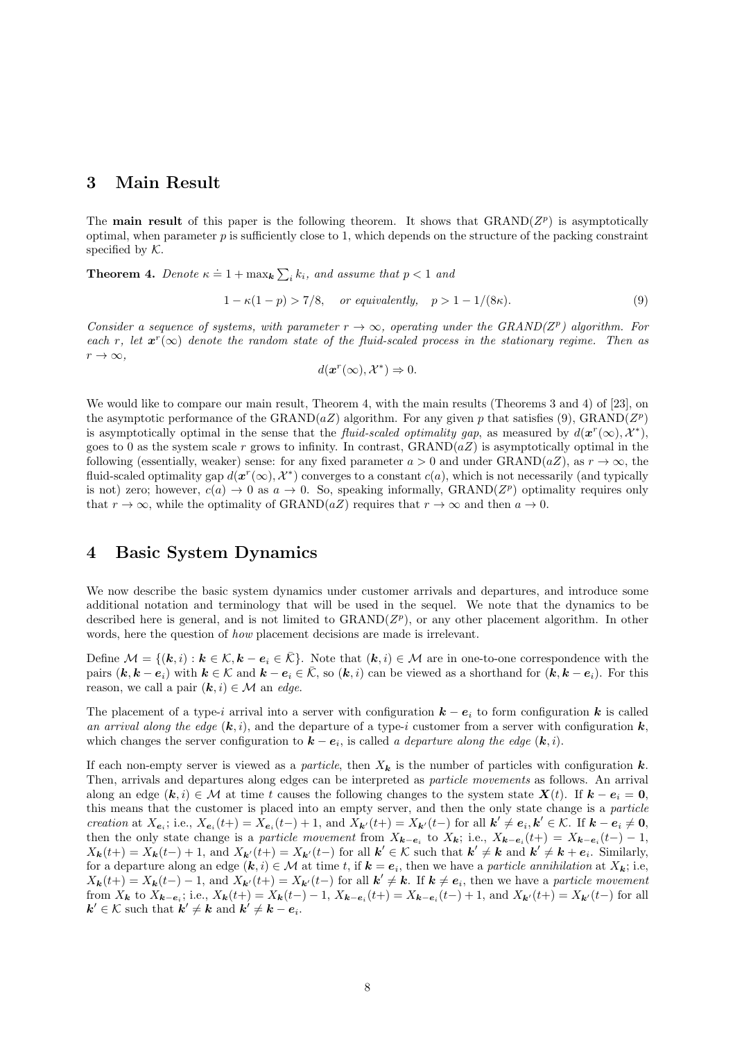## 3 Main Result

The **main result** of this paper is the following theorem. It shows that GRAND($Z^p$) is asymptotically optimal, when parameter $p$ is sufficiently close to 1, which depends on the structure of the packing constraint specified by $\mathcal{K}$.

**Theorem 4.** *Denote $\kappa \doteq 1 + \max_{\boldsymbol{k}} \sum_i k_i$, and assume that $p < 1$ and*

$$1 - \kappa(1-p) > 7/8, \quad \text{or equivalently,} \quad p > 1 - 1/(8\kappa). \tag{9}$$

*Consider a sequence of systems, with parameter $r \to \infty$, operating under the GRAND($Z^p$) algorithm. For each $r$, let $\boldsymbol{x}^r(\infty)$ denote the random state of the fluid-scaled process in the stationary regime. Then as $r \to \infty$,*

$$d(\boldsymbol{x}^r(\infty), \mathcal{X}^*) \Rightarrow 0.$$

We would like to compare our main result, Theorem 4, with the main results (Theorems 3 and 4) of [23], on the asymptotic performance of the GRAND($aZ$) algorithm. For any given $p$ that satisfies (9), GRAND($Z^p$) is asymptotically optimal in the sense that the *fluid-scaled optimality gap*, as measured by $d(\boldsymbol{x}^r(\infty), \mathcal{X}^*)$, goes to 0 as the system scale $r$ grows to infinity. In contrast, GRAND($aZ$) is asymptotically optimal in the following (essentially, weaker) sense: for any fixed parameter $a > 0$ and under GRAND($aZ$), as $r \to \infty$, the fluid-scaled optimality gap $d(\boldsymbol{x}^r(\infty), \mathcal{X}^*)$ converges to a constant $c(a)$, which is not necessarily (and typically is not) zero; however, $c(a) \to 0$ as $a \to 0$. So, speaking informally, GRAND($Z^p$) optimality requires only that $r \to \infty$, while the optimality of GRAND($aZ$) requires that $r \to \infty$ and then $a \to 0$.

## 4 Basic System Dynamics

We now describe the basic system dynamics under customer arrivals and departures, and introduce some additional notation and terminology that will be used in the sequel. We note that the dynamics to be described here is general, and is not limited to GRAND($Z^p$), or any other placement algorithm. In other words, here the question of *how* placement decisions are made is irrelevant.

Define $\mathcal{M} = \{(\boldsymbol{k}, i) : \boldsymbol{k} \in \mathcal{K}, \boldsymbol{k} - \boldsymbol{e}_i \in \bar{\mathcal{K}}\}$. Note that $(\boldsymbol{k}, i) \in \mathcal{M}$ are in one-to-one correspondence with the pairs $(\boldsymbol{k}, \boldsymbol{k} - \boldsymbol{e}_i)$ with $\boldsymbol{k} \in \mathcal{K}$ and $\boldsymbol{k} - \boldsymbol{e}_i \in \bar{\mathcal{K}}$, so $(\boldsymbol{k}, i)$ can be viewed as a shorthand for $(\boldsymbol{k}, \boldsymbol{k} - \boldsymbol{e}_i)$. For this reason, we call a pair $(\boldsymbol{k}, i) \in \mathcal{M}$ an *edge*.

The placement of a type-$i$ arrival into a server with configuration $\boldsymbol{k} - \boldsymbol{e}_i$ to form configuration $\boldsymbol{k}$ is called *an arrival along the edge* $(\boldsymbol{k}, i)$, and the departure of a type-$i$ customer from a server with configuration $\boldsymbol{k}$, which changes the server configuration to $\boldsymbol{k} - \boldsymbol{e}_i$, is called *a departure along the edge* $(\boldsymbol{k}, i)$.

If each non-empty server is viewed as a *particle*, then $X_{\boldsymbol{k}}$ is the number of particles with configuration $\boldsymbol{k}$. Then, arrivals and departures along edges can be interpreted as *particle movements* as follows. An arrival along an edge $(\boldsymbol{k}, i) \in \mathcal{M}$ at time $t$ causes the following changes to the system state $\boldsymbol{X}(t)$. If $\boldsymbol{k} - \boldsymbol{e}_i = \boldsymbol{0}$, this means that the customer is placed into an empty server, and then the only state change is a *particle creation* at $X_{\boldsymbol{e}_i}$; i.e., $X_{\boldsymbol{e}_i}(t+) = X_{\boldsymbol{e}_i}(t-) + 1$, and $X_{\boldsymbol{k}'}(t+) = X_{\boldsymbol{k}'}(t-)$ for all $\boldsymbol{k}' \neq \boldsymbol{e}_i, \boldsymbol{k}' \in \mathcal{K}$. If $\boldsymbol{k} - \boldsymbol{e}_i \neq \boldsymbol{0}$, then the only state change is a *particle movement* from $X_{\boldsymbol{k}-\boldsymbol{e}_i}$ to $X_{\boldsymbol{k}}$; i.e., $X_{\boldsymbol{k}-\boldsymbol{e}_i}(t+) = X_{\boldsymbol{k}-\boldsymbol{e}_i}(t-) - 1$, $X_{\boldsymbol{k}}(t+) = X_{\boldsymbol{k}}(t-) + 1$, and $X_{\boldsymbol{k}'}(t+) = X_{\boldsymbol{k}'}(t-)$ for all $\boldsymbol{k}' \in \mathcal{K}$ such that $\boldsymbol{k}' \neq \boldsymbol{k}$ and $\boldsymbol{k}' \neq \boldsymbol{k} + \boldsymbol{e}_i$. Similarly, for a departure along an edge $(\boldsymbol{k}, i) \in \mathcal{M}$ at time $t$, if $\boldsymbol{k} = \boldsymbol{e}_i$, then we have a *particle annihilation* at $X_{\boldsymbol{k}}$; i.e, $X_{\boldsymbol{k}}(t+) = X_{\boldsymbol{k}}(t-) - 1$, and $X_{\boldsymbol{k}'}(t+) = X_{\boldsymbol{k}'}(t-)$ for all $\boldsymbol{k}' \neq \boldsymbol{k}$. If $\boldsymbol{k} \neq \boldsymbol{e}_i$, then we have a *particle movement* from $X_{\boldsymbol{k}}$ to $X_{\boldsymbol{k}-\boldsymbol{e}_i}$; i.e., $X_{\boldsymbol{k}}(t+) = X_{\boldsymbol{k}}(t-) - 1$, $X_{\boldsymbol{k}-\boldsymbol{e}_i}(t+) = X_{\boldsymbol{k}-\boldsymbol{e}_i}(t-) + 1$, and $X_{\boldsymbol{k}'}(t+) = X_{\boldsymbol{k}'}(t-)$ for all $\boldsymbol{k}' \in \mathcal{K}$ such that $\boldsymbol{k}' \neq \boldsymbol{k}$ and $\boldsymbol{k}' \neq \boldsymbol{k} - \boldsymbol{e}_i$.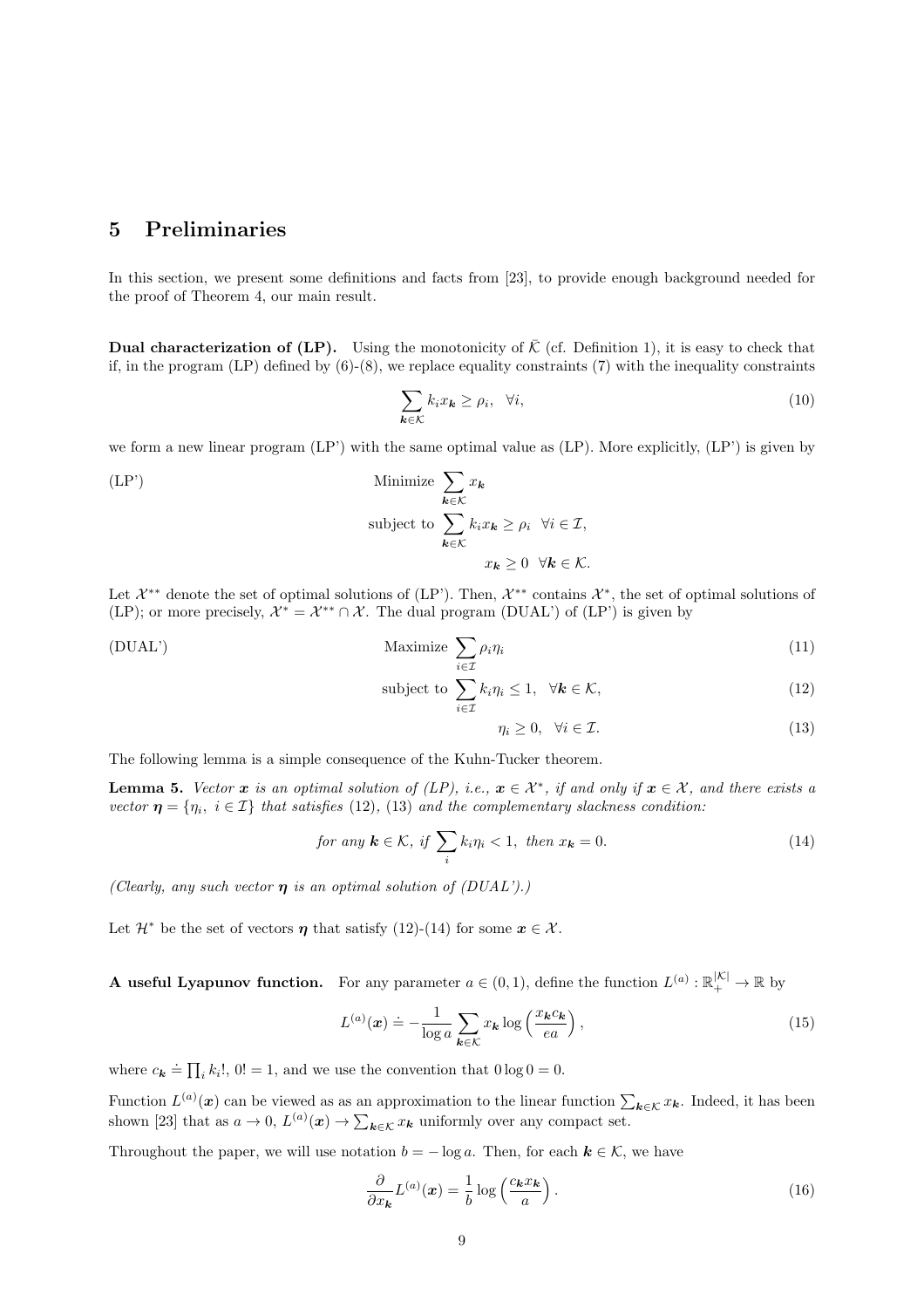## 5 Preliminaries

In this section, we present some definitions and facts from [23], to provide enough background needed for the proof of Theorem 4, our main result.

**Dual characterization of (LP).** Using the monotonicity of $\bar{\mathcal{K}}$ (cf. Definition 1), it is easy to check that if, in the program (LP) defined by (6)-(8), we replace equality constraints (7) with the inequality constraints

$$\sum_{\boldsymbol{k}\in\mathcal{K}} k_i x_{\boldsymbol{k}} \geq \rho_i, \quad \forall i, \tag{10}$$

we form a new linear program (LP') with the same optimal value as (LP). More explicitly, (LP') is given by

$$\text{(LP')} \qquad \text{Minimize } \sum_{\boldsymbol{k}\in\mathcal{K}} x_{\boldsymbol{k}}$$

$$\text{subject to } \sum_{\boldsymbol{k}\in\mathcal{K}} k_i x_{\boldsymbol{k}} \geq \rho_i \ \ \forall i \in \mathcal{I},$$

$$x_{\boldsymbol{k}} \geq 0 \ \ \forall \boldsymbol{k} \in \mathcal{K}.$$

Let $\mathcal{X}^{**}$ denote the set of optimal solutions of (LP'). Then, $\mathcal{X}^{**}$ contains $\mathcal{X}^{*}$, the set of optimal solutions of (LP); or more precisely, $\mathcal{X}^{*} = \mathcal{X}^{**} \cap \mathcal{X}$. The dual program (DUAL') of (LP') is given by

$$\text{(DUAL')} \qquad \text{Maximize } \sum_{i\in\mathcal{I}} \rho_i \eta_i \tag{11}$$

$$\text{subject to } \sum_{i\in\mathcal{I}} k_i \eta_i \leq 1, \quad \forall \boldsymbol{k} \in \mathcal{K}, \tag{12}$$

$$\eta_i \geq 0, \quad \forall i \in \mathcal{I}. \tag{13}$$

The following lemma is a simple consequence of the Kuhn-Tucker theorem.

**Lemma 5.** *Vector $\boldsymbol{x}$ is an optimal solution of (LP), i.e., $\boldsymbol{x} \in \mathcal{X}^*$, if and only if $\boldsymbol{x} \in \mathcal{X}$, and there exists a vector $\boldsymbol{\eta} = \{\eta_i,\ i \in \mathcal{I}\}$ that satisfies (12), (13) and the complementary slackness condition:*

$$\textit{for any } \boldsymbol{k} \in \mathcal{K}, \textit{ if } \sum_i k_i \eta_i < 1, \textit{ then } x_{\boldsymbol{k}} = 0. \tag{14}$$

*(Clearly, any such vector $\boldsymbol{\eta}$ is an optimal solution of (DUAL').)*

Let $\mathcal{H}^*$ be the set of vectors $\boldsymbol{\eta}$ that satisfy (12)-(14) for some $\boldsymbol{x} \in \mathcal{X}$.

**A useful Lyapunov function.** For any parameter $a \in (0,1)$, define the function $L^{(a)} : \mathbb{R}_+^{|\mathcal{K}|} \to \mathbb{R}$ by

$$L^{(a)}(\boldsymbol{x}) \doteq -\frac{1}{\log a} \sum_{\boldsymbol{k}\in\mathcal{K}} x_{\boldsymbol{k}} \log\left(\frac{x_{\boldsymbol{k}} c_{\boldsymbol{k}}}{ea}\right), \tag{15}$$

where $c_{\boldsymbol{k}} \doteq \prod_i k_i!$, $0! = 1$, and we use the convention that $0 \log 0 = 0$.

Function $L^{(a)}(\boldsymbol{x})$ can be viewed as as an approximation to the linear function $\sum_{\boldsymbol{k}\in\mathcal{K}} x_{\boldsymbol{k}}$. Indeed, it has been shown [23] that as $a \to 0$, $L^{(a)}(\boldsymbol{x}) \to \sum_{\boldsymbol{k}\in\mathcal{K}} x_{\boldsymbol{k}}$ uniformly over any compact set.

Throughout the paper, we will use notation $b = -\log a$. Then, for each $\boldsymbol{k} \in \mathcal{K}$, we have

$$\frac{\partial}{\partial x_{\boldsymbol{k}}} L^{(a)}(\boldsymbol{x}) = \frac{1}{b} \log\left(\frac{c_{\boldsymbol{k}} x_{\boldsymbol{k}}}{a}\right). \tag{16}$$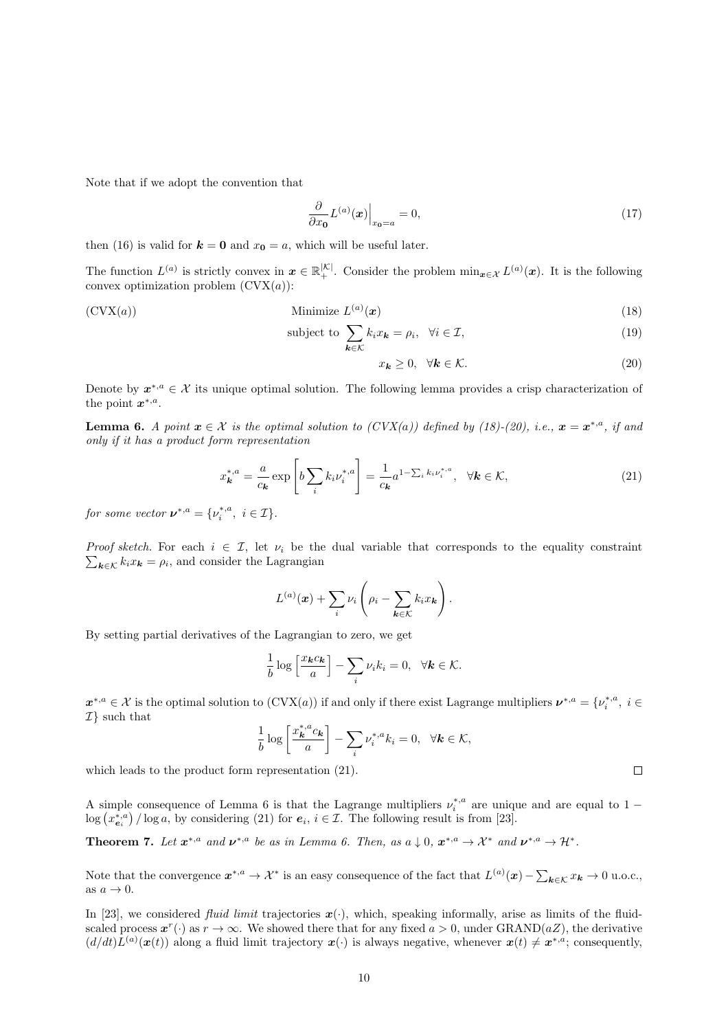Note that if we adopt the convention that

$$\frac{\partial}{\partial x_{\mathbf{0}}} L^{(a)}(\boldsymbol{x})\Big|_{x_{\mathbf{0}}=a} = 0, \tag{17}$$

then (16) is valid for $\boldsymbol{k} = \mathbf{0}$ and $x_{\mathbf{0}} = a$, which will be useful later.

The function $L^{(a)}$ is strictly convex in $\boldsymbol{x} \in \mathbb{R}_+^{|\mathcal{K}|}$. Consider the problem $\min_{\boldsymbol{x}\in\mathcal{X}} L^{(a)}(\boldsymbol{x})$. It is the following convex optimization problem (CVX($a$)):

$$\text{(CVX}(a)) \qquad \text{Minimize } L^{(a)}(\boldsymbol{x}) \tag{18}$$

$$\text{subject to } \sum_{\boldsymbol{k}\in\mathcal{K}} k_i x_{\boldsymbol{k}} = \rho_i, \quad \forall i \in \mathcal{I}, \tag{19}$$

$$x_{\boldsymbol{k}} \geq 0, \quad \forall \boldsymbol{k} \in \mathcal{K}. \tag{20}$$

Denote by $\boldsymbol{x}^{*,a} \in \mathcal{X}$ its unique optimal solution. The following lemma provides a crisp characterization of the point $\boldsymbol{x}^{*,a}$.

**Lemma 6.** *A point $\boldsymbol{x} \in \mathcal{X}$ is the optimal solution to (CVX($a$)) defined by (18)-(20), i.e., $\boldsymbol{x} = \boldsymbol{x}^{*,a}$, if and only if it has a product form representation*

$$x_{\boldsymbol{k}}^{*,a} = \frac{a}{c_{\boldsymbol{k}}} \exp\left[b \sum_i k_i \nu_i^{*,a}\right] = \frac{1}{c_{\boldsymbol{k}}} a^{1-\sum_i k_i \nu_i^{*,a}}, \quad \forall \boldsymbol{k} \in \mathcal{K}, \tag{21}$$

*for some vector $\boldsymbol{\nu}^{*,a} = \{\nu_i^{*,a},\ i \in \mathcal{I}\}$.*

*Proof sketch.* For each $i \in \mathcal{I}$, let $\nu_i$ be the dual variable that corresponds to the equality constraint $\sum_{\boldsymbol{k}\in\mathcal{K}} k_i x_{\boldsymbol{k}} = \rho_i$, and consider the Lagrangian

$$L^{(a)}(\boldsymbol{x}) + \sum_i \nu_i \left(\rho_i - \sum_{\boldsymbol{k}\in\mathcal{K}} k_i x_{\boldsymbol{k}}\right).$$

By setting partial derivatives of the Lagrangian to zero, we get

$$\frac{1}{b} \log\left[\frac{x_{\boldsymbol{k}} c_{\boldsymbol{k}}}{a}\right] - \sum_i \nu_i k_i = 0, \quad \forall \boldsymbol{k} \in \mathcal{K}.$$

$\boldsymbol{x}^{*,a} \in \mathcal{X}$ is the optimal solution to (CVX($a$)) if and only if there exist Lagrange multipliers $\boldsymbol{\nu}^{*,a} = \{\nu_i^{*,a},\ i \in \mathcal{I}\}$ such that

$$\frac{1}{b} \log\left[\frac{x_{\boldsymbol{k}}^{*,a} c_{\boldsymbol{k}}}{a}\right] - \sum_i \nu_i^{*,a} k_i = 0, \quad \forall \boldsymbol{k} \in \mathcal{K},$$

which leads to the product form representation (21). $\square$

A simple consequence of Lemma 6 is that the Lagrange multipliers $\nu_i^{*,a}$ are unique and are equal to $1 - \log\left(x_{\boldsymbol{e}_i}^{*,a}\right)/\log a$, by considering (21) for $\boldsymbol{e}_i$, $i \in \mathcal{I}$. The following result is from [23].

**Theorem 7.** *Let $\boldsymbol{x}^{*,a}$ and $\boldsymbol{\nu}^{*,a}$ be as in Lemma 6. Then, as $a \downarrow 0$, $\boldsymbol{x}^{*,a} \to \mathcal{X}^*$ and $\boldsymbol{\nu}^{*,a} \to \mathcal{H}^*$.*

Note that the convergence $\boldsymbol{x}^{*,a} \to \mathcal{X}^*$ is an easy consequence of the fact that $L^{(a)}(\boldsymbol{x}) - \sum_{\boldsymbol{k}\in\mathcal{K}} x_{\boldsymbol{k}} \to 0$ u.o.c., as $a \to 0$.

In [23], we considered *fluid limit* trajectories $\boldsymbol{x}(\cdot)$, which, speaking informally, arise as limits of the fluid-scaled process $\boldsymbol{x}^r(\cdot)$ as $r \to \infty$. We showed there that for any fixed $a > 0$, under GRAND($aZ$), the derivative $(d/dt)L^{(a)}(\boldsymbol{x}(t))$ along a fluid limit trajectory $\boldsymbol{x}(\cdot)$ is always negative, whenever $\boldsymbol{x}(t) \neq \boldsymbol{x}^{*,a}$; consequently,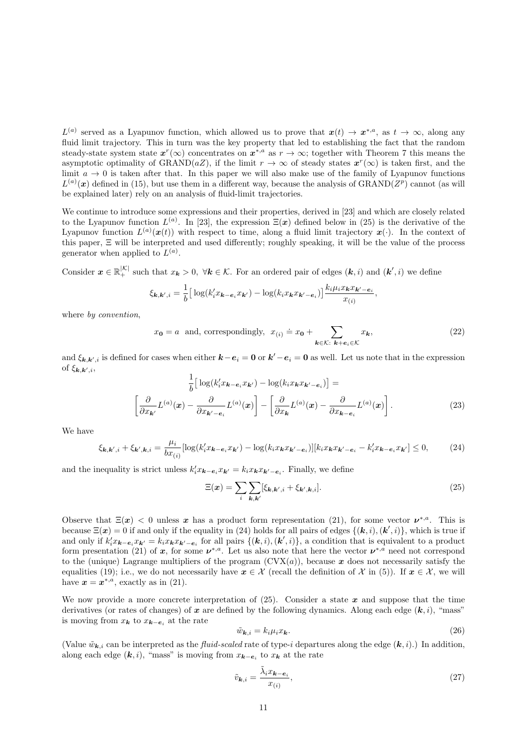$L^{(a)}$ served as a Lyapunov function, which allowed us to prove that $\boldsymbol{x}(t) \to \boldsymbol{x}^{*,a}$, as $t \to \infty$, along any fluid limit trajectory. This in turn was the key property that led to establishing the fact that the random steady-state system state $\boldsymbol{x}^r(\infty)$ concentrates on $\boldsymbol{x}^{*,a}$ as $r \to \infty$; together with Theorem 7 this means the asymptotic optimality of GRAND($aZ$), if the limit $r \to \infty$ of steady states $\boldsymbol{x}^r(\infty)$ is taken first, and the limit $a \to 0$ is taken after that. In this paper we will also make use of the family of Lyapunov functions $L^{(a)}(\boldsymbol{x})$ defined in (15), but use them in a different way, because the analysis of GRAND($Z^p$) cannot (as will be explained later) rely on an analysis of fluid-limit trajectories.

We continue to introduce some expressions and their properties, derived in [23] and which are closely related to the Lyapunov function $L^{(a)}$. In [23], the expression $\Xi(\boldsymbol{x})$ defined below in (25) is the derivative of the Lyapunov function $L^{(a)}(\boldsymbol{x}(t))$ with respect to time, along a fluid limit trajectory $\boldsymbol{x}(\cdot)$. In the context of this paper, $\Xi$ will be interpreted and used differently; roughly speaking, it will be the value of the process generator when applied to $L^{(a)}$.

Consider $\boldsymbol{x} \in \mathbb{R}_+^{|\mathcal{K}|}$ such that $x_{\boldsymbol{k}} > 0,\ \forall \boldsymbol{k} \in \mathcal{K}$. For an ordered pair of edges $(\boldsymbol{k}, i)$ and $(\boldsymbol{k}', i)$ we define

$$\xi_{\boldsymbol{k},\boldsymbol{k}',i} = \frac{1}{b}\big[\log(k_i' x_{\boldsymbol{k}-\boldsymbol{e}_i} x_{\boldsymbol{k}'}) - \log(k_i x_{\boldsymbol{k}} x_{\boldsymbol{k}'-\boldsymbol{e}_i})\big]\frac{k_i \mu_i x_{\boldsymbol{k}} x_{\boldsymbol{k}'-\boldsymbol{e}_i}}{x_{(i)}},$$

where *by convention*,

$$x_{\boldsymbol{0}} = a \ \text{ and, correspondingly, } \ x_{(i)} \doteq x_{\boldsymbol{0}} + \sum_{\boldsymbol{k}\in\mathcal{K}:\ \boldsymbol{k}+\boldsymbol{e}_i\in\mathcal{K}} x_{\boldsymbol{k}}, \tag{22}$$

and $\xi_{\boldsymbol{k},\boldsymbol{k}',i}$ is defined for cases when either $\boldsymbol{k}-\boldsymbol{e}_i = \boldsymbol{0}$ or $\boldsymbol{k}'-\boldsymbol{e}_i = \boldsymbol{0}$ as well. Let us note that in the expression of $\xi_{\boldsymbol{k},\boldsymbol{k}',i}$,

$$\frac{1}{b}\big[\log(k_i' x_{\boldsymbol{k}-\boldsymbol{e}_i} x_{\boldsymbol{k}'}) - \log(k_i x_{\boldsymbol{k}} x_{\boldsymbol{k}'-\boldsymbol{e}_i})\big] = \left[\frac{\partial}{\partial x_{\boldsymbol{k}'}} L^{(a)}(\boldsymbol{x}) - \frac{\partial}{\partial x_{\boldsymbol{k}'-\boldsymbol{e}_i}} L^{(a)}(\boldsymbol{x})\right] - \left[\frac{\partial}{\partial x_{\boldsymbol{k}}} L^{(a)}(\boldsymbol{x}) - \frac{\partial}{\partial x_{\boldsymbol{k}-\boldsymbol{e}_i}} L^{(a)}(\boldsymbol{x})\right]. \tag{23}$$

We have

$$\xi_{\boldsymbol{k},\boldsymbol{k}',i} + \xi_{\boldsymbol{k}',\boldsymbol{k},i} = \frac{\mu_i}{b x_{(i)}}[\log(k_i' x_{\boldsymbol{k}-\boldsymbol{e}_i} x_{\boldsymbol{k}'}) - \log(k_i x_{\boldsymbol{k}} x_{\boldsymbol{k}'-\boldsymbol{e}_i})][k_i x_{\boldsymbol{k}} x_{\boldsymbol{k}'-\boldsymbol{e}_i} - k_i' x_{\boldsymbol{k}-\boldsymbol{e}_i} x_{\boldsymbol{k}'}] \le 0, \tag{24}$$

and the inequality is strict unless $k_i' x_{\boldsymbol{k}-\boldsymbol{e}_i} x_{\boldsymbol{k}'} = k_i x_{\boldsymbol{k}} x_{\boldsymbol{k}'-\boldsymbol{e}_i}$. Finally, we define

$$\Xi(\boldsymbol{x}) = \sum_i \sum_{\boldsymbol{k},\boldsymbol{k}'} [\xi_{\boldsymbol{k},\boldsymbol{k}',i} + \xi_{\boldsymbol{k}',\boldsymbol{k},i}]. \tag{25}$$

Observe that $\Xi(\boldsymbol{x}) < 0$ unless $\boldsymbol{x}$ has a product form representation (21), for some vector $\boldsymbol{\nu}^{*,a}$. This is because $\Xi(\boldsymbol{x}) = 0$ if and only if the equality in (24) holds for all pairs of edges $\{(\boldsymbol{k}, i), (\boldsymbol{k}', i)\}$, which is true if and only if $k_i' x_{\boldsymbol{k}-\boldsymbol{e}_i} x_{\boldsymbol{k}'} = k_i x_{\boldsymbol{k}} x_{\boldsymbol{k}'-\boldsymbol{e}_i}$ for all pairs $\{(\boldsymbol{k}, i), (\boldsymbol{k}', i)\}$, a condition that is equivalent to a product form presentation (21) of $\boldsymbol{x}$, for some $\boldsymbol{\nu}^{*,a}$. Let us also note that here the vector $\boldsymbol{\nu}^{*,a}$ need not correspond to the (unique) Lagrange multipliers of the program (CVX($a$)), because $\boldsymbol{x}$ does not necessarily satisfy the equalities (19); i.e., we do not necessarily have $\boldsymbol{x} \in \mathcal{X}$ (recall the definition of $\mathcal{X}$ in (5)). If $\boldsymbol{x} \in \mathcal{X}$, we will have $\boldsymbol{x} = \boldsymbol{x}^{*,a}$, exactly as in (21).

We now provide a more concrete interpretation of (25). Consider a state $\boldsymbol{x}$ and suppose that the time derivatives (or rates of changes) of $\boldsymbol{x}$ are defined by the following dynamics. Along each edge $(\boldsymbol{k}, i)$, "mass" is moving from $x_{\boldsymbol{k}}$ to $x_{\boldsymbol{k}-\boldsymbol{e}_i}$ at the rate

$$\tilde{w}_{\boldsymbol{k},i} = k_i \mu_i x_{\boldsymbol{k}}. \tag{26}$$

(Value $\tilde{w}_{\boldsymbol{k},i}$ can be interpreted as the *fluid-scaled* rate of type-$i$ departures along the edge $(\boldsymbol{k}, i)$.) In addition, along each edge $(\boldsymbol{k}, i)$, "mass" is moving from $x_{\boldsymbol{k}-\boldsymbol{e}_i}$ to $x_{\boldsymbol{k}}$ at the rate

$$\tilde{v}_{\boldsymbol{k},i} = \frac{\tilde{\lambda}_i x_{\boldsymbol{k}-\boldsymbol{e}_i}}{x_{(i)}}, \tag{27}$$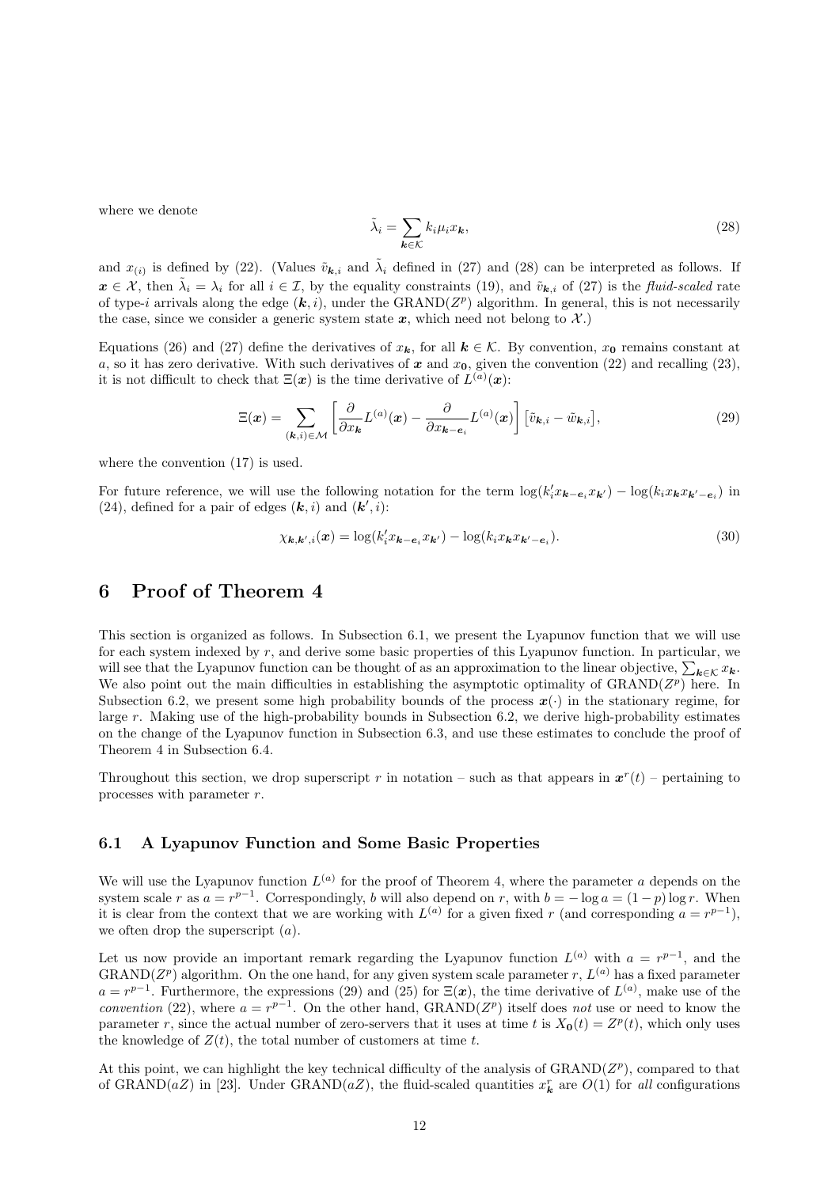where we denote

$$\tilde{\lambda}_i = \sum_{\boldsymbol{k} \in \mathcal{K}} k_i \mu_i x_{\boldsymbol{k}}, \tag{28}$$

and $x_{(i)}$ is defined by (22). (Values $\tilde{v}_{\boldsymbol{k},i}$ and $\tilde{\lambda}_i$ defined in (27) and (28) can be interpreted as follows. If $\boldsymbol{x} \in \mathcal{X}$, then $\tilde{\lambda}_i = \lambda_i$ for all $i \in \mathcal{I}$, by the equality constraints (19), and $\tilde{v}_{\boldsymbol{k},i}$ of (27) is the *fluid-scaled* rate of type-$i$ arrivals along the edge $(\boldsymbol{k}, i)$, under the GRAND($Z^p$) algorithm. In general, this is not necessarily the case, since we consider a generic system state $\boldsymbol{x}$, which need not belong to $\mathcal{X}$.)

Equations (26) and (27) define the derivatives of $x_{\boldsymbol{k}}$, for all $\boldsymbol{k} \in \mathcal{K}$. By convention, $x_{\boldsymbol{0}}$ remains constant at $a$, so it has zero derivative. With such derivatives of $\boldsymbol{x}$ and $x_{\boldsymbol{0}}$, given the convention (22) and recalling (23), it is not difficult to check that $\Xi(\boldsymbol{x})$ is the time derivative of $L^{(a)}(\boldsymbol{x})$:

$$\Xi(\boldsymbol{x}) = \sum_{(\boldsymbol{k},i) \in \mathcal{M}} \left[ \frac{\partial}{\partial x_{\boldsymbol{k}}} L^{(a)}(\boldsymbol{x}) - \frac{\partial}{\partial x_{\boldsymbol{k}-\boldsymbol{e}_i}} L^{(a)}(\boldsymbol{x}) \right] \left[ \tilde{v}_{\boldsymbol{k},i} - \tilde{w}_{\boldsymbol{k},i} \right], \tag{29}$$

where the convention (17) is used.

For future reference, we will use the following notation for the term $\log(k'_i x_{\boldsymbol{k}-\boldsymbol{e}_i} x_{\boldsymbol{k}'}) - \log(k_i x_{\boldsymbol{k}} x_{\boldsymbol{k}'-\boldsymbol{e}_i})$ in (24), defined for a pair of edges $(\boldsymbol{k}, i)$ and $(\boldsymbol{k}', i)$:

$$\chi_{\boldsymbol{k},\boldsymbol{k}',i}(\boldsymbol{x}) = \log(k'_i x_{\boldsymbol{k}-\boldsymbol{e}_i} x_{\boldsymbol{k}'}) - \log(k_i x_{\boldsymbol{k}} x_{\boldsymbol{k}'-\boldsymbol{e}_i}). \tag{30}$$

# 6 Proof of Theorem 4

This section is organized as follows. In Subsection 6.1, we present the Lyapunov function that we will use for each system indexed by $r$, and derive some basic properties of this Lyapunov function. In particular, we will see that the Lyapunov function can be thought of as an approximation to the linear objective, $\sum_{\boldsymbol{k} \in \mathcal{K}} x_{\boldsymbol{k}}$. We also point out the main difficulties in establishing the asymptotic optimality of GRAND($Z^p$) here. In Subsection 6.2, we present some high probability bounds of the process $\boldsymbol{x}(\cdot)$ in the stationary regime, for large $r$. Making use of the high-probability bounds in Subsection 6.2, we derive high-probability estimates on the change of the Lyapunov function in Subsection 6.3, and use these estimates to conclude the proof of Theorem 4 in Subsection 6.4.

Throughout this section, we drop superscript $r$ in notation – such as that appears in $\boldsymbol{x}^r(t)$ – pertaining to processes with parameter $r$.

## 6.1 A Lyapunov Function and Some Basic Properties

We will use the Lyapunov function $L^{(a)}$ for the proof of Theorem 4, where the parameter $a$ depends on the system scale $r$ as $a = r^{p-1}$. Correspondingly, $b$ will also depend on $r$, with $b = -\log a = (1-p)\log r$. When it is clear from the context that we are working with $L^{(a)}$ for a given fixed $r$ (and corresponding $a = r^{p-1}$), we often drop the superscript $(a)$.

Let us now provide an important remark regarding the Lyapunov function $L^{(a)}$ with $a = r^{p-1}$, and the GRAND($Z^p$) algorithm. On the one hand, for any given system scale parameter $r$, $L^{(a)}$ has a fixed parameter $a = r^{p-1}$. Furthermore, the expressions (29) and (25) for $\Xi(\boldsymbol{x})$, the time derivative of $L^{(a)}$, make use of the *convention* (22), where $a = r^{p-1}$. On the other hand, GRAND($Z^p$) itself does *not* use or need to know the parameter $r$, since the actual number of zero-servers that it uses at time $t$ is $X_{\boldsymbol{0}}(t) = Z^p(t)$, which only uses the knowledge of $Z(t)$, the total number of customers at time $t$.

At this point, we can highlight the key technical difficulty of the analysis of GRAND($Z^p$), compared to that of GRAND($aZ$) in [23]. Under GRAND($aZ$), the fluid-scaled quantities $x^r_{\boldsymbol{k}}$ are $O(1)$ for *all* configurations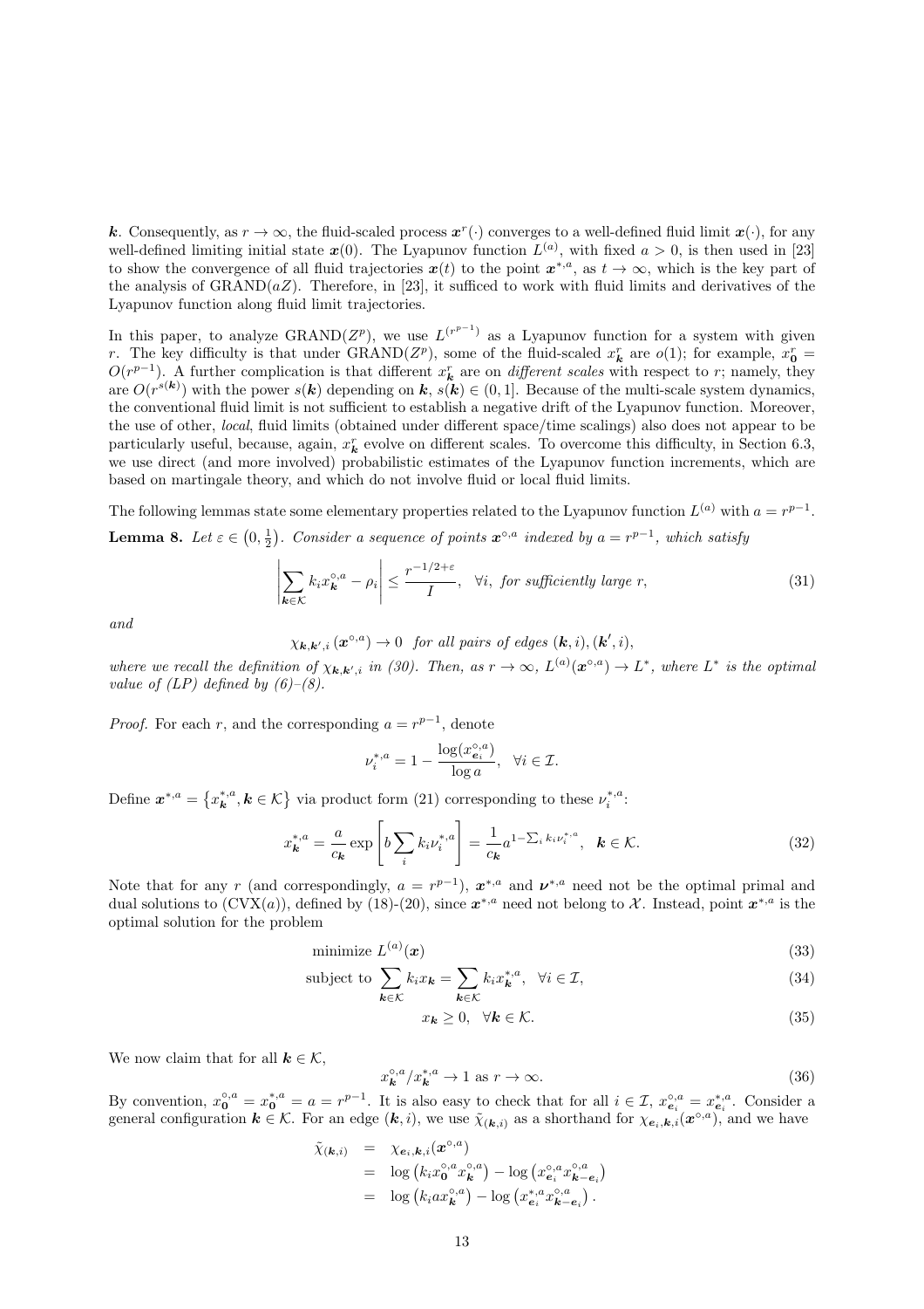$\boldsymbol{k}$. Consequently, as $r \to \infty$, the fluid-scaled process $\boldsymbol{x}^r(\cdot)$ converges to a well-defined fluid limit $\boldsymbol{x}(\cdot)$, for any well-defined limiting initial state $\boldsymbol{x}(0)$. The Lyapunov function $L^{(a)}$, with fixed $a > 0$, is then used in [23] to show the convergence of all fluid trajectories $\boldsymbol{x}(t)$ to the point $\boldsymbol{x}^{*,a}$, as $t \to \infty$, which is the key part of the analysis of GRAND($aZ$). Therefore, in [23], it sufficed to work with fluid limits and derivatives of the Lyapunov function along fluid limit trajectories.

In this paper, to analyze GRAND($Z^p$), we use $L^{(r^{p-1})}$ as a Lyapunov function for a system with given $r$. The key difficulty is that under GRAND($Z^p$), some of the fluid-scaled $x^r_{\boldsymbol{k}}$ are $o(1)$; for example, $x^r_{\boldsymbol{0}} = O(r^{p-1})$. A further complication is that different $x^r_{\boldsymbol{k}}$ are on *different scales* with respect to $r$; namely, they are $O(r^{s(\boldsymbol{k})})$ with the power $s(\boldsymbol{k})$ depending on $\boldsymbol{k}$, $s(\boldsymbol{k}) \in (0, 1]$. Because of the multi-scale system dynamics, the conventional fluid limit is not sufficient to establish a negative drift of the Lyapunov function. Moreover, the use of other, *local*, fluid limits (obtained under different space/time scalings) also does not appear to be particularly useful, because, again, $x^r_{\boldsymbol{k}}$ evolve on different scales. To overcome this difficulty, in Section 6.3, we use direct (and more involved) probabilistic estimates of the Lyapunov function increments, which are based on martingale theory, and which do not involve fluid or local fluid limits.

The following lemmas state some elementary properties related to the Lyapunov function $L^{(a)}$ with $a = r^{p-1}$.

**Lemma 8.** *Let $\varepsilon \in \left(0, \frac{1}{2}\right)$. Consider a sequence of points $\boldsymbol{x}^{\circ,a}$ indexed by $a = r^{p-1}$, which satisfy*

$$\left| \sum_{\boldsymbol{k} \in \mathcal{K}} k_i x^{\circ,a}_{\boldsymbol{k}} - \rho_i \right| \leq \frac{r^{-1/2+\varepsilon}}{I}, \quad \forall i, \text{ for sufficiently large } r, \tag{31}$$

*and*

$$\chi_{\boldsymbol{k},\boldsymbol{k}',i}\left(\boldsymbol{x}^{\circ,a}\right) \to 0 \quad \text{for all pairs of edges } (\boldsymbol{k}, i), (\boldsymbol{k}', i),$$

*where we recall the definition of $\chi_{\boldsymbol{k},\boldsymbol{k}',i}$ in (30). Then, as $r \to \infty$, $L^{(a)}(\boldsymbol{x}^{\circ,a}) \to L^*$, where $L^*$ is the optimal value of (LP) defined by (6)–(8).*

*Proof.* For each $r$, and the corresponding $a = r^{p-1}$, denote

$$\nu^{*,a}_i = 1 - \frac{\log(x^{\circ,a}_{\boldsymbol{e}_i})}{\log a}, \quad \forall i \in \mathcal{I}.$$

Define $\boldsymbol{x}^{*,a} = \left\{x^{*,a}_{\boldsymbol{k}}, \boldsymbol{k} \in \mathcal{K}\right\}$ via product form (21) corresponding to these $\nu^{*,a}_i$:

$$x^{*,a}_{\boldsymbol{k}} = \frac{a}{c_{\boldsymbol{k}}} \exp\left[b \sum_i k_i \nu^{*,a}_i\right] = \frac{1}{c_{\boldsymbol{k}}} a^{1-\sum_i k_i \nu^{*,a}_i}, \quad \boldsymbol{k} \in \mathcal{K}. \tag{32}$$

Note that for any $r$ (and correspondingly, $a = r^{p-1}$), $\boldsymbol{x}^{*,a}$ and $\boldsymbol{\nu}^{*,a}$ need not be the optimal primal and dual solutions to (CVX($a$)), defined by (18)-(20), since $\boldsymbol{x}^{*,a}$ need not belong to $\mathcal{X}$. Instead, point $\boldsymbol{x}^{*,a}$ is the optimal solution for the problem

$$\text{minimize } L^{(a)}(\boldsymbol{x}) \tag{33}$$

$$\text{subject to } \sum_{\boldsymbol{k} \in \mathcal{K}} k_i x_{\boldsymbol{k}} = \sum_{\boldsymbol{k} \in \mathcal{K}} k_i x^{*,a}_{\boldsymbol{k}}, \quad \forall i \in \mathcal{I}, \tag{34}$$

$$x_{\boldsymbol{k}} \geq 0, \quad \forall \boldsymbol{k} \in \mathcal{K}. \tag{35}$$

We now claim that for all $\boldsymbol{k} \in \mathcal{K}$,

$$x^{\circ,a}_{\boldsymbol{k}} / x^{*,a}_{\boldsymbol{k}} \to 1 \text{ as } r \to \infty. \tag{36}$$

By convention, $x^{\circ,a}_{\boldsymbol{0}} = x^{*,a}_{\boldsymbol{0}} = a = r^{p-1}$. It is also easy to check that for all $i \in \mathcal{I}$, $x^{\circ,a}_{\boldsymbol{e}_i} = x^{*,a}_{\boldsymbol{e}_i}$. Consider a general configuration $\boldsymbol{k} \in \mathcal{K}$. For an edge $(\boldsymbol{k}, i)$, we use $\tilde{\chi}_{(\boldsymbol{k},i)}$ as a shorthand for $\chi_{\boldsymbol{e}_i,\boldsymbol{k},i}(\boldsymbol{x}^{\circ,a})$, and we have

$$\begin{aligned}
\tilde{\chi}_{(\boldsymbol{k},i)} &= \chi_{\boldsymbol{e}_i,\boldsymbol{k},i}(\boldsymbol{x}^{\circ,a}) \\
&= \log\left(k_i x^{\circ,a}_{\boldsymbol{0}} x^{\circ,a}_{\boldsymbol{k}}\right) - \log\left(x^{\circ,a}_{\boldsymbol{e}_i} x^{\circ,a}_{\boldsymbol{k}-\boldsymbol{e}_i}\right) \\
&= \log\left(k_i a x^{\circ,a}_{\boldsymbol{k}}\right) - \log\left(x^{*,a}_{\boldsymbol{e}_i} x^{\circ,a}_{\boldsymbol{k}-\boldsymbol{e}_i}\right).
\end{aligned}$$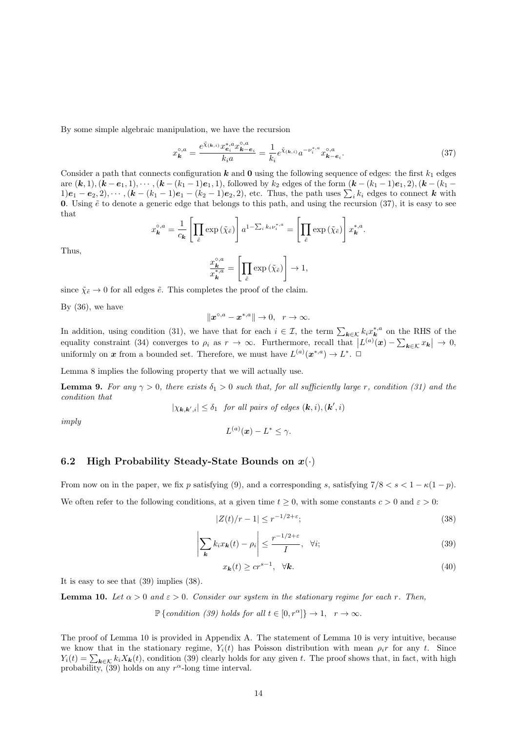By some simple algebraic manipulation, we have the recursion

$$x_{\boldsymbol{k}}^{\circ,a} = \frac{e^{\tilde{\chi}_{(\boldsymbol{k},i)}} x_{\boldsymbol{e}_i}^{*,a} x_{\boldsymbol{k}-\boldsymbol{e}_i}^{\circ,a}}{k_i a} = \frac{1}{k_i} e^{\tilde{\chi}_{(\boldsymbol{k},i)}} a^{-\nu_i^{*,a}} x_{\boldsymbol{k}-\boldsymbol{e}_i}^{\circ,a}. \tag{37}$$

Consider a path that connects configuration $\boldsymbol{k}$ and $\boldsymbol{0}$ using the following sequence of edges: the first $k_1$ edges are $(\boldsymbol{k},1), (\boldsymbol{k}-\boldsymbol{e}_1,1), \cdots, (\boldsymbol{k}-(k_1-1)\boldsymbol{e}_1,1)$, followed by $k_2$ edges of the form $(\boldsymbol{k}-(k_1-1)\boldsymbol{e}_1,2), (\boldsymbol{k}-(k_1-1)\boldsymbol{e}_1-\boldsymbol{e}_2,2), \cdots, (\boldsymbol{k}-(k_1-1)\boldsymbol{e}_1-(k_2-1)\boldsymbol{e}_2,2)$, etc. Thus, the path uses $\sum_i k_i$ edges to connect $\boldsymbol{k}$ with $\boldsymbol{0}$. Using $\tilde{e}$ to denote a generic edge that belongs to this path, and using the recursion (37), it is easy to see that

$$x_{\boldsymbol{k}}^{\circ,a} = \frac{1}{c_{\boldsymbol{k}}}\left[\prod_{\tilde{e}} \exp\left(\tilde{\chi}_{\tilde{e}}\right)\right] a^{1-\sum_i k_i \nu_i^{*,a}} = \left[\prod_{\tilde{e}} \exp\left(\tilde{\chi}_{\tilde{e}}\right)\right] x_{\boldsymbol{k}}^{*,a}.$$

Thus,

$$\frac{x_{\boldsymbol{k}}^{\circ,a}}{x_{\boldsymbol{k}}^{*,a}} = \left[\prod_{\tilde{e}} \exp\left(\tilde{\chi}_{\tilde{e}}\right)\right] \to 1,$$

since $\tilde{\chi}_{\tilde{e}} \to 0$ for all edges $\tilde{e}$. This completes the proof of the claim.

By (36), we have

$$\|\boldsymbol{x}^{\circ,a} - \boldsymbol{x}^{*,a}\| \to 0, \quad r \to \infty.$$

In addition, using condition (31), we have that for each $i \in \mathcal{I}$, the term $\sum_{\boldsymbol{k}\in\mathcal{K}} k_i x_{\boldsymbol{k}}^{*,a}$ on the RHS of the equality constraint (34) converges to $\rho_i$ as $r \to \infty$. Furthermore, recall that $\left|L^{(a)}(\boldsymbol{x}) - \sum_{\boldsymbol{k}\in\mathcal{K}} x_{\boldsymbol{k}}\right| \to 0$, uniformly on $\boldsymbol{x}$ from a bounded set. Therefore, we must have $L^{(a)}(\boldsymbol{x}^{*,a}) \to L^*$. $\square$

Lemma 8 implies the following property that we will actually use.

**Lemma 9.** *For any $\gamma > 0$, there exists $\delta_1 > 0$ such that, for all sufficiently large $r$, condition (31) and the condition that*

$$|\chi_{\boldsymbol{k},\boldsymbol{k}',i}| \leq \delta_1 \quad \textit{for all pairs of edges } (\boldsymbol{k},i), (\boldsymbol{k}',i)$$

*imply*

$$L^{(a)}(\boldsymbol{x}) - L^* \leq \gamma.$$

## 6.2 High Probability Steady-State Bounds on $\boldsymbol{x}(\cdot)$

From now on in the paper, we fix $p$ satisfying (9), and a corresponding $s$, satisfying $7/8 < s < 1 - \kappa(1-p)$.

We often refer to the following conditions, at a given time $t \geq 0$, with some constants $c > 0$ and $\varepsilon > 0$:

$$|Z(t)/r - 1| \leq r^{-1/2+\varepsilon}; \tag{38}$$

$$\left|\sum_{\boldsymbol{k}} k_i x_{\boldsymbol{k}}(t) - \rho_i\right| \leq \frac{r^{-1/2+\varepsilon}}{I}, \quad \forall i; \tag{39}$$

$$x_{\boldsymbol{k}}(t) \geq c r^{s-1}, \quad \forall \boldsymbol{k}. \tag{40}$$

It is easy to see that (39) implies (38).

**Lemma 10.** *Let $\alpha > 0$ and $\varepsilon > 0$. Consider our system in the stationary regime for each $r$. Then,*

$$\mathbb{P}\left\{\textit{condition (39) holds for all } t \in [0, r^\alpha]\right\} \to 1, \quad r \to \infty.$$

The proof of Lemma 10 is provided in Appendix A. The statement of Lemma 10 is very intuitive, because we know that in the stationary regime, $Y_i(t)$ has Poisson distribution with mean $\rho_i r$ for any $t$. Since $Y_i(t) = \sum_{\boldsymbol{k}\in\mathcal{K}} k_i X_{\boldsymbol{k}}(t)$, condition (39) clearly holds for any given $t$. The proof shows that, in fact, with high probability, (39) holds on any $r^\alpha$-long time interval.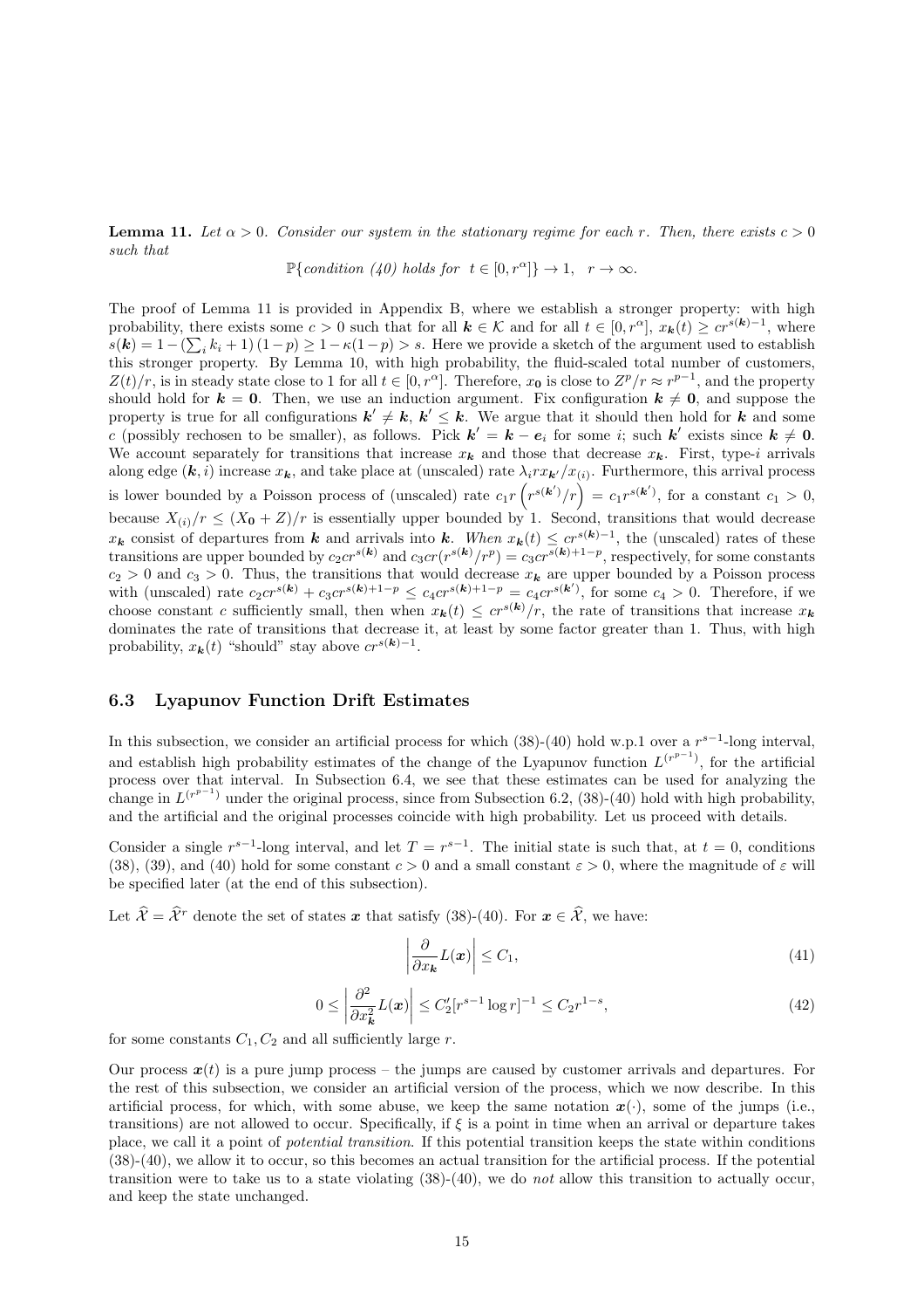**Lemma 11.** *Let $\alpha > 0$. Consider our system in the stationary regime for each $r$. Then, there exists $c > 0$ such that*

$$\mathbb{P}\{\text{condition (40) holds for } \ t \in [0, r^{\alpha}]\} \to 1, \quad r \to \infty.$$

The proof of Lemma 11 is provided in Appendix B, where we establish a stronger property: with high probability, there exists some $c > 0$ such that for all $\boldsymbol{k} \in \mathcal{K}$ and for all $t \in [0, r^{\alpha}]$, $x_{\boldsymbol{k}}(t) \geq c r^{s(\boldsymbol{k})-1}$, where $s(\boldsymbol{k}) = 1 - (\sum_i k_i + 1)(1-p) \geq 1 - \kappa(1-p) > s$. Here we provide a sketch of the argument used to establish this stronger property. By Lemma 10, with high probability, the fluid-scaled total number of customers, $Z(t)/r$, is in steady state close to 1 for all $t \in [0, r^{\alpha}]$. Therefore, $x_{\boldsymbol{0}}$ is close to $Z^p/r \approx r^{p-1}$, and the property should hold for $\boldsymbol{k} = \boldsymbol{0}$. Then, we use an induction argument. Fix configuration $\boldsymbol{k} \neq \boldsymbol{0}$, and suppose the property is true for all configurations $\boldsymbol{k}' \neq \boldsymbol{k}$, $\boldsymbol{k}' \leq \boldsymbol{k}$. We argue that it should then hold for $\boldsymbol{k}$ and some $c$ (possibly rechosen to be smaller), as follows. Pick $\boldsymbol{k}' = \boldsymbol{k} - \boldsymbol{e}_i$ for some $i$; such $\boldsymbol{k}'$ exists since $\boldsymbol{k} \neq \boldsymbol{0}$. We account separately for transitions that increase $x_{\boldsymbol{k}}$ and those that decrease $x_{\boldsymbol{k}}$. First, type-$i$ arrivals along edge $(\boldsymbol{k}, i)$ increase $x_{\boldsymbol{k}}$, and take place at (unscaled) rate $\lambda_i r x_{\boldsymbol{k}'}/x_{(i)}$. Furthermore, this arrival process is lower bounded by a Poisson process of (unscaled) rate $c_1 r \left(r^{s(\boldsymbol{k}')}/r\right) = c_1 r^{s(\boldsymbol{k}')}$, for a constant $c_1 > 0$, because $X_{(i)}/r \leq (X_{\boldsymbol{0}} + Z)/r$ is essentially upper bounded by 1. Second, transitions that would decrease $x_{\boldsymbol{k}}$ consist of departures from $\boldsymbol{k}$ and arrivals into $\boldsymbol{k}$. *When* $x_{\boldsymbol{k}}(t) \leq c r^{s(\boldsymbol{k})-1}$, the (unscaled) rates of these transitions are upper bounded by $c_2 c r^{s(\boldsymbol{k})}$ and $c_3 c r(r^{s(\boldsymbol{k})}/r^p) = c_3 c r^{s(\boldsymbol{k})+1-p}$, respectively, for some constants $c_2 > 0$ and $c_3 > 0$. Thus, the transitions that would decrease $x_{\boldsymbol{k}}$ are upper bounded by a Poisson process with (unscaled) rate $c_2 c r^{s(\boldsymbol{k})} + c_3 c r^{s(\boldsymbol{k})+1-p} \leq c_4 c r^{s(\boldsymbol{k})+1-p} = c_4 c r^{s(\boldsymbol{k}')}$, for some $c_4 > 0$. Therefore, if we choose constant $c$ sufficiently small, then when $x_{\boldsymbol{k}}(t) \leq c r^{s(\boldsymbol{k})}/r$, the rate of transitions that increase $x_{\boldsymbol{k}}$ dominates the rate of transitions that decrease it, at least by some factor greater than 1. Thus, with high probability, $x_{\boldsymbol{k}}(t)$ "should" stay above $c r^{s(\boldsymbol{k})-1}$.

### 6.3 Lyapunov Function Drift Estimates

In this subsection, we consider an artificial process for which (38)-(40) hold w.p.1 over a $r^{s-1}$-long interval, and establish high probability estimates of the change of the Lyapunov function $L^{(r^{p-1})}$, for the artificial process over that interval. In Subsection 6.4, we see that these estimates can be used for analyzing the change in $L^{(r^{p-1})}$ under the original process, since from Subsection 6.2, (38)-(40) hold with high probability, and the artificial and the original processes coincide with high probability. Let us proceed with details.

Consider a single $r^{s-1}$-long interval, and let $T = r^{s-1}$. The initial state is such that, at $t = 0$, conditions (38), (39), and (40) hold for some constant $c > 0$ and a small constant $\varepsilon > 0$, where the magnitude of $\varepsilon$ will be specified later (at the end of this subsection).

Let $\widehat{\mathcal{X}} = \widehat{\mathcal{X}}^r$ denote the set of states $\boldsymbol{x}$ that satisfy (38)-(40). For $\boldsymbol{x} \in \widehat{\mathcal{X}}$, we have:

$$\left| \frac{\partial}{\partial x_{\boldsymbol{k}}} L(\boldsymbol{x}) \right| \leq C_1, \tag{41}$$

$$0 \leq \left| \frac{\partial^2}{\partial x_{\boldsymbol{k}}^2} L(\boldsymbol{x}) \right| \leq C_2' [r^{s-1} \log r]^{-1} \leq C_2 r^{1-s}, \tag{42}$$

for some constants $C_1, C_2$ and all sufficiently large $r$.

Our process $\boldsymbol{x}(t)$ is a pure jump process – the jumps are caused by customer arrivals and departures. For the rest of this subsection, we consider an artificial version of the process, which we now describe. In this artificial process, for which, with some abuse, we keep the same notation $\boldsymbol{x}(\cdot)$, some of the jumps (i.e., transitions) are not allowed to occur. Specifically, if $\xi$ is a point in time when an arrival or departure takes place, we call it a point of *potential transition*. If this potential transition keeps the state within conditions (38)-(40), we allow it to occur, so this becomes an actual transition for the artificial process. If the potential transition were to take us to a state violating (38)-(40), we do *not* allow this transition to actually occur, and keep the state unchanged.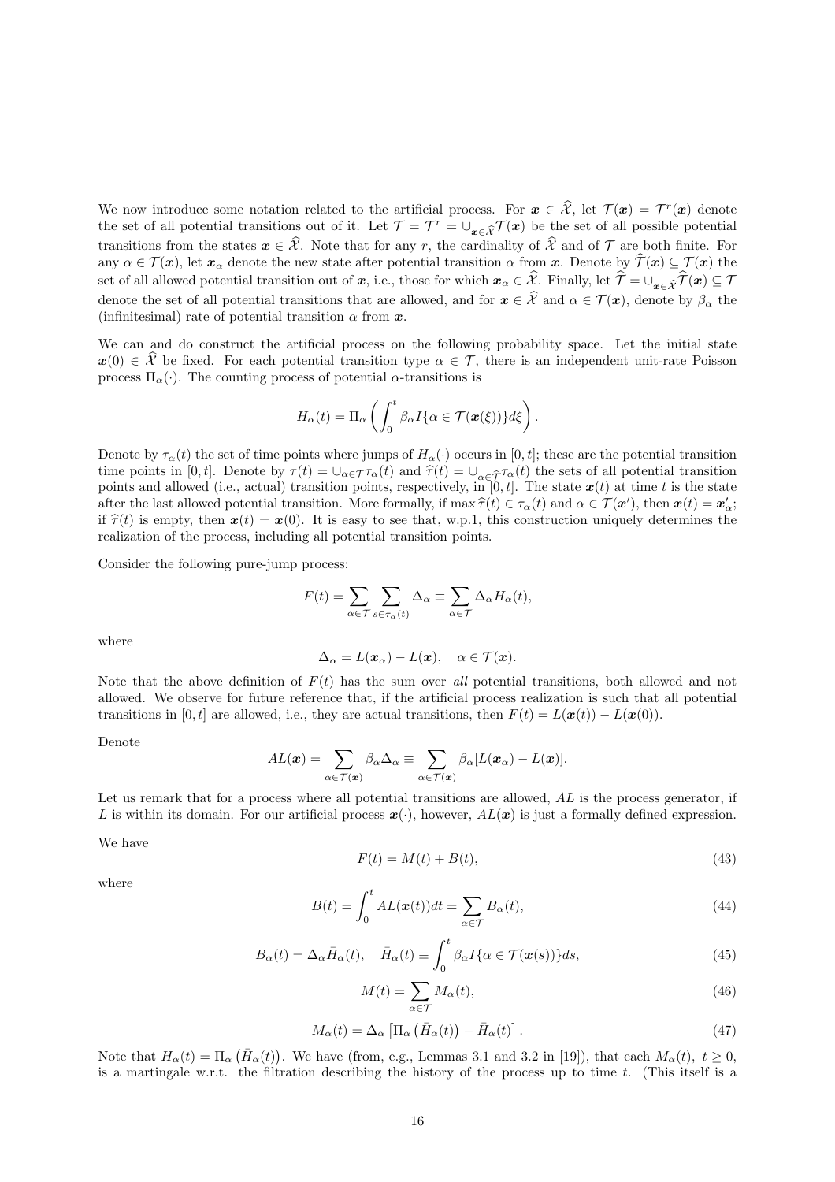We now introduce some notation related to the artificial process. For $\boldsymbol{x} \in \widehat{\mathcal{X}}$, let $\mathcal{T}(\boldsymbol{x}) = \mathcal{T}^r(\boldsymbol{x})$ denote the set of all potential transitions out of it. Let $\mathcal{T} = \mathcal{T}^r = \cup_{\boldsymbol{x} \in \widehat{\mathcal{X}}} \mathcal{T}(\boldsymbol{x})$ be the set of all possible potential transitions from the states $\boldsymbol{x} \in \widehat{\mathcal{X}}$. Note that for any $r$, the cardinality of $\widehat{\mathcal{X}}$ and of $\mathcal{T}$ are both finite. For any $\alpha \in \mathcal{T}(\boldsymbol{x})$, let $\boldsymbol{x}_\alpha$ denote the new state after potential transition $\alpha$ from $\boldsymbol{x}$. Denote by $\widehat{\mathcal{T}}(\boldsymbol{x}) \subseteq \mathcal{T}(\boldsymbol{x})$ the set of all allowed potential transition out of $\boldsymbol{x}$, i.e., those for which $\boldsymbol{x}_\alpha \in \widehat{\mathcal{X}}$. Finally, let $\widehat{\mathcal{T}} = \cup_{\boldsymbol{x} \in \widehat{\mathcal{X}}} \widehat{\mathcal{T}}(\boldsymbol{x}) \subseteq \mathcal{T}$ denote the set of all potential transitions that are allowed, and for $\boldsymbol{x} \in \widehat{\mathcal{X}}$ and $\alpha \in \mathcal{T}(\boldsymbol{x})$, denote by $\beta_\alpha$ the (infinitesimal) rate of potential transition $\alpha$ from $\boldsymbol{x}$.

We can and do construct the artificial process on the following probability space. Let the initial state $\boldsymbol{x}(0) \in \widehat{\mathcal{X}}$ be fixed. For each potential transition type $\alpha \in \mathcal{T}$, there is an independent unit-rate Poisson process $\Pi_\alpha(\cdot)$. The counting process of potential $\alpha$-transitions is

$$H_\alpha(t) = \Pi_\alpha\left(\int_0^t \beta_\alpha I\{\alpha \in \mathcal{T}(\boldsymbol{x}(\xi))\} d\xi\right).$$

Denote by $\tau_\alpha(t)$ the set of time points where jumps of $H_\alpha(\cdot)$ occurs in $[0,t]$; these are the potential transition time points in $[0,t]$. Denote by $\tau(t) = \cup_{\alpha \in \mathcal{T}} \tau_\alpha(t)$ and $\widehat{\tau}(t) = \cup_{\alpha \in \widehat{\mathcal{T}}} \tau_\alpha(t)$ the sets of all potential transition points and allowed (i.e., actual) transition points, respectively, in $[0,t]$. The state $\boldsymbol{x}(t)$ at time $t$ is the state after the last allowed potential transition. More formally, if $\max \widehat{\tau}(t) \in \tau_\alpha(t)$ and $\alpha \in \mathcal{T}(\boldsymbol{x}')$, then $\boldsymbol{x}(t) = \boldsymbol{x}'_\alpha$; if $\widehat{\tau}(t)$ is empty, then $\boldsymbol{x}(t) = \boldsymbol{x}(0)$. It is easy to see that, w.p.1, this construction uniquely determines the realization of the process, including all potential transition points.

Consider the following pure-jump process:

$$F(t) = \sum_{\alpha \in \mathcal{T}} \sum_{s \in \tau_\alpha(t)} \Delta_\alpha \equiv \sum_{\alpha \in \mathcal{T}} \Delta_\alpha H_\alpha(t),$$

where

$$\Delta_\alpha = L(\boldsymbol{x}_\alpha) - L(\boldsymbol{x}), \quad \alpha \in \mathcal{T}(\boldsymbol{x}).$$

Note that the above definition of $F(t)$ has the sum over *all* potential transitions, both allowed and not allowed. We observe for future reference that, if the artificial process realization is such that all potential transitions in $[0,t]$ are allowed, i.e., they are actual transitions, then $F(t) = L(\boldsymbol{x}(t)) - L(\boldsymbol{x}(0))$.

Denote

$$AL(\boldsymbol{x}) = \sum_{\alpha \in \mathcal{T}(\boldsymbol{x})} \beta_\alpha \Delta_\alpha \equiv \sum_{\alpha \in \mathcal{T}(\boldsymbol{x})} \beta_\alpha [L(\boldsymbol{x}_\alpha) - L(\boldsymbol{x})].$$

Let us remark that for a process where all potential transitions are allowed, $AL$ is the process generator, if $L$ is within its domain. For our artificial process $\boldsymbol{x}(\cdot)$, however, $AL(\boldsymbol{x})$ is just a formally defined expression.

We have

$$F(t) = M(t) + B(t), \tag{43}$$

where

$$B(t) = \int_0^t AL(\boldsymbol{x}(t))dt = \sum_{\alpha \in \mathcal{T}} B_\alpha(t), \tag{44}$$

$$B_\alpha(t) = \Delta_\alpha \bar{H}_\alpha(t), \quad \bar{H}_\alpha(t) \equiv \int_0^t \beta_\alpha I\{\alpha \in \mathcal{T}(\boldsymbol{x}(s))\} ds, \tag{45}$$

$$M(t) = \sum_{\alpha \in \mathcal{T}} M_\alpha(t), \tag{46}$$

$$M_\alpha(t) = \Delta_\alpha \left[\Pi_\alpha\left(\bar{H}_\alpha(t)\right) - \bar{H}_\alpha(t)\right]. \tag{47}$$

Note that $H_\alpha(t) = \Pi_\alpha\left(\bar{H}_\alpha(t)\right)$. We have (from, e.g., Lemmas 3.1 and 3.2 in [19]), that each $M_\alpha(t)$, $t \geq 0$, is a martingale w.r.t. the filtration describing the history of the process up to time $t$. (This itself is a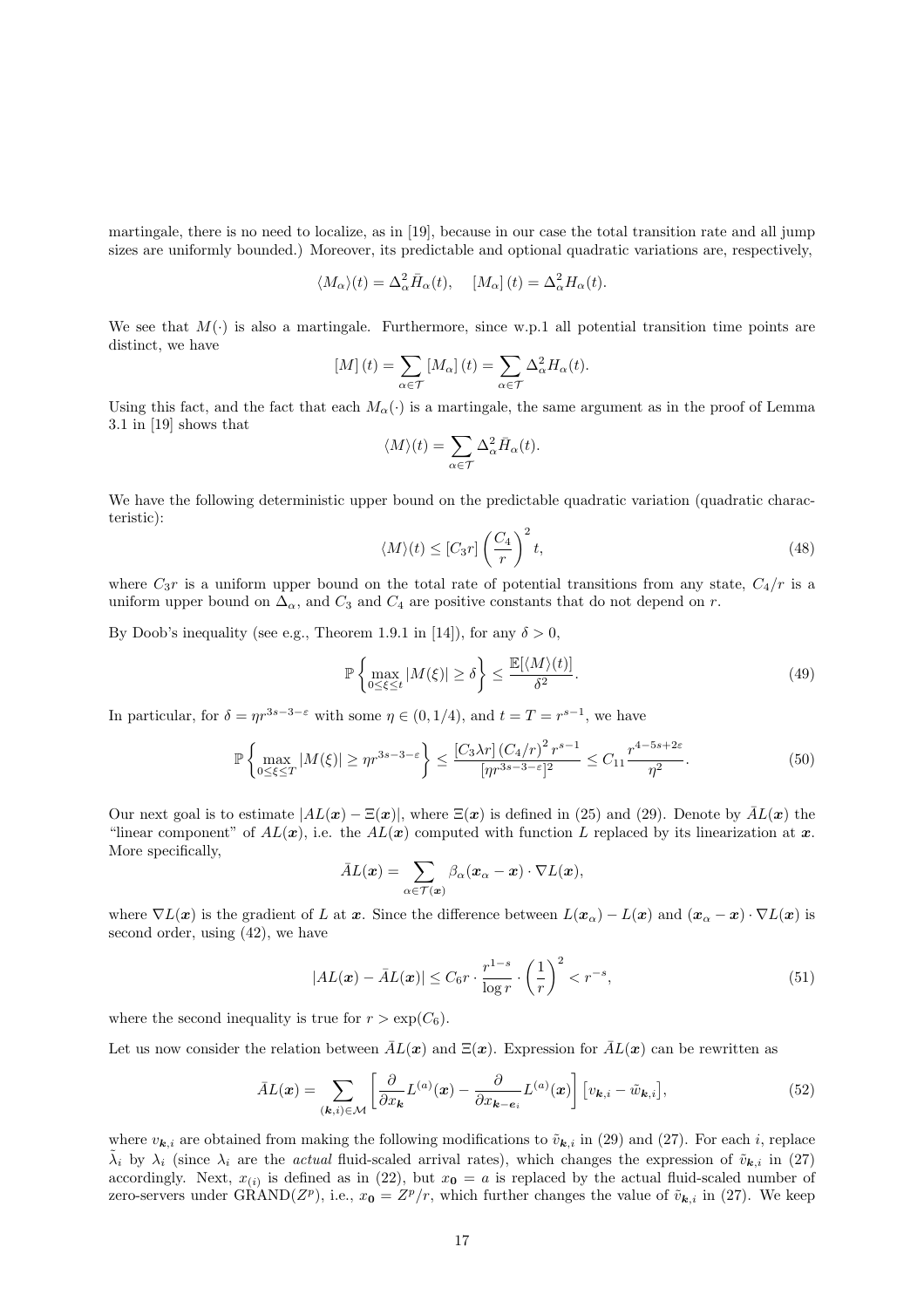martingale, there is no need to localize, as in [19], because in our case the total transition rate and all jump sizes are uniformly bounded.) Moreover, its predictable and optional quadratic variations are, respectively,

$$\langle M_\alpha \rangle(t) = \Delta_\alpha^2 \bar{H}_\alpha(t), \quad [M_\alpha](t) = \Delta_\alpha^2 H_\alpha(t).$$

We see that $M(\cdot)$ is also a martingale. Furthermore, since w.p.1 all potential transition time points are distinct, we have

$$[M](t) = \sum_{\alpha \in \mathcal{T}} [M_\alpha](t) = \sum_{\alpha \in \mathcal{T}} \Delta_\alpha^2 H_\alpha(t).$$

Using this fact, and the fact that each $M_\alpha(\cdot)$ is a martingale, the same argument as in the proof of Lemma 3.1 in [19] shows that

$$\langle M \rangle(t) = \sum_{\alpha \in \mathcal{T}} \Delta_\alpha^2 \bar{H}_\alpha(t).$$

We have the following deterministic upper bound on the predictable quadratic variation (quadratic characteristic):

$$\langle M \rangle(t) \le [C_3 r] \left( \frac{C_4}{r} \right)^2 t, \tag{48}$$

where $C_3 r$ is a uniform upper bound on the total rate of potential transitions from any state, $C_4/r$ is a uniform upper bound on $\Delta_\alpha$, and $C_3$ and $C_4$ are positive constants that do not depend on $r$.

By Doob's inequality (see e.g., Theorem 1.9.1 in [14]), for any $\delta > 0$,

$$\mathbb{P}\left\{ \max_{0 \le \xi \le t} |M(\xi)| \ge \delta \right\} \le \frac{\mathbb{E}[\langle M \rangle(t)]}{\delta^2}. \tag{49}$$

In particular, for $\delta = \eta r^{3s-3-\varepsilon}$ with some $\eta \in (0, 1/4)$, and $t = T = r^{s-1}$, we have

$$\mathbb{P}\left\{ \max_{0 \le \xi \le T} |M(\xi)| \ge \eta r^{3s-3-\varepsilon} \right\} \le \frac{[C_3 \lambda r] \left( C_4/r \right)^2 r^{s-1}}{[\eta r^{3s-3-\varepsilon}]^2} \le C_{11} \frac{r^{4-5s+2\varepsilon}}{\eta^2}. \tag{50}$$

Our next goal is to estimate $|AL(\boldsymbol{x}) - \Xi(\boldsymbol{x})|$, where $\Xi(\boldsymbol{x})$ is defined in (25) and (29). Denote by $\bar{A}L(\boldsymbol{x})$ the "linear component" of $AL(\boldsymbol{x})$, i.e. the $AL(\boldsymbol{x})$ computed with function $L$ replaced by its linearization at $\boldsymbol{x}$. More specifically,

$$\bar{A}L(\boldsymbol{x}) = \sum_{\alpha \in \mathcal{T}(\boldsymbol{x})} \beta_\alpha (\boldsymbol{x}_\alpha - \boldsymbol{x}) \cdot \nabla L(\boldsymbol{x}),$$

where $\nabla L(\boldsymbol{x})$ is the gradient of $L$ at $\boldsymbol{x}$. Since the difference between $L(\boldsymbol{x}_\alpha) - L(\boldsymbol{x})$ and $(\boldsymbol{x}_\alpha - \boldsymbol{x}) \cdot \nabla L(\boldsymbol{x})$ is second order, using (42), we have

$$|AL(\boldsymbol{x}) - \bar{A}L(\boldsymbol{x})| \le C_6 r \cdot \frac{r^{1-s}}{\log r} \cdot \left( \frac{1}{r} \right)^2 < r^{-s}, \tag{51}$$

where the second inequality is true for $r > \exp(C_6)$.

Let us now consider the relation between $\bar{A}L(\boldsymbol{x})$ and $\Xi(\boldsymbol{x})$. Expression for $\bar{A}L(\boldsymbol{x})$ can be rewritten as

$$\bar{A}L(\boldsymbol{x}) = \sum_{(\boldsymbol{k},i) \in \mathcal{M}} \left[ \frac{\partial}{\partial x_{\boldsymbol{k}}} L^{(a)}(\boldsymbol{x}) - \frac{\partial}{\partial x_{\boldsymbol{k}-\boldsymbol{e}_i}} L^{(a)}(\boldsymbol{x}) \right] \left[ v_{\boldsymbol{k},i} - \tilde{w}_{\boldsymbol{k},i} \right], \tag{52}$$

where $v_{\boldsymbol{k},i}$ are obtained from making the following modifications to $\tilde{v}_{\boldsymbol{k},i}$ in (29) and (27). For each $i$, replace $\tilde{\lambda}_i$ by $\lambda_i$ (since $\lambda_i$ are the *actual* fluid-scaled arrival rates), which changes the expression of $\tilde{v}_{\boldsymbol{k},i}$ in (27) accordingly. Next, $x_{(i)}$ is defined as in (22), but $x_{\boldsymbol{0}} = a$ is replaced by the actual fluid-scaled number of zero-servers under GRAND($Z^p$), i.e., $x_{\boldsymbol{0}} = Z^p/r$, which further changes the value of $\tilde{v}_{\boldsymbol{k},i}$ in (27). We keep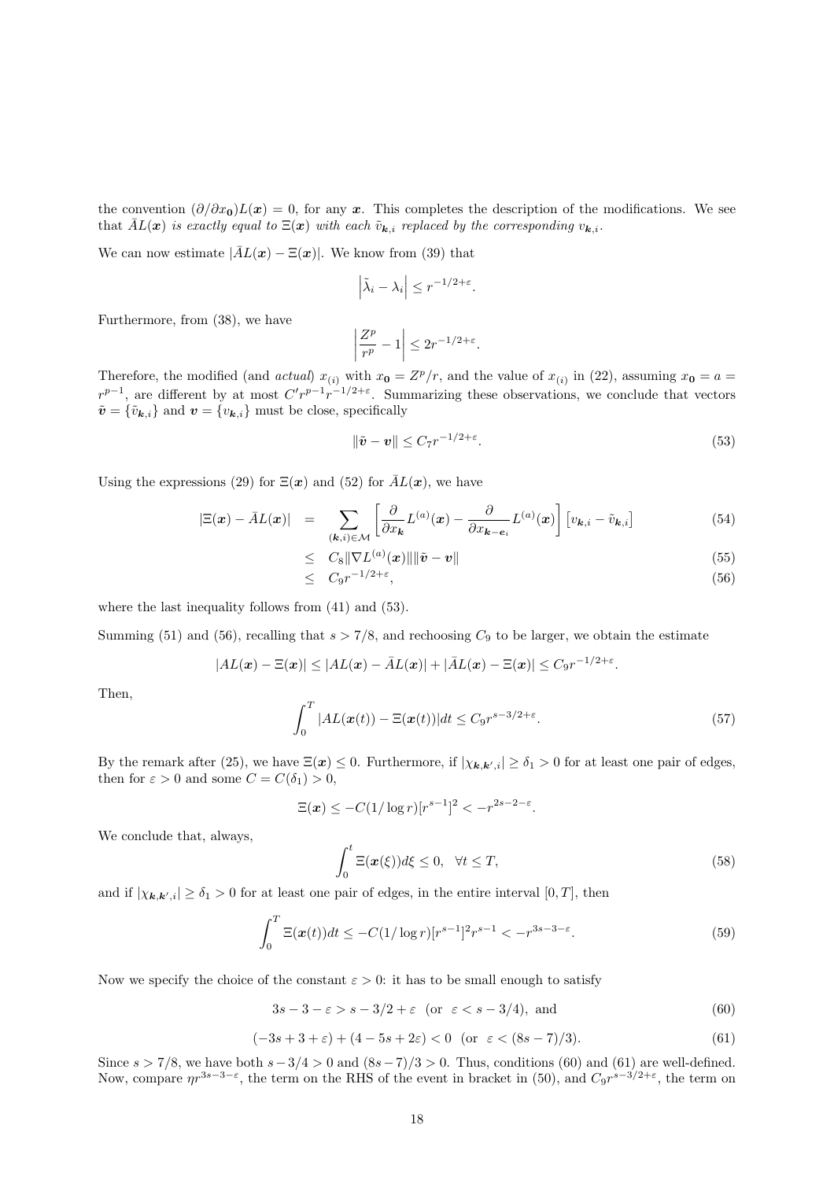the convention $(\partial/\partial x_{\mathbf{0}})L(\boldsymbol{x}) = 0$, for any $\boldsymbol{x}$. This completes the description of the modifications. We see that *$\bar{A}L(\boldsymbol{x})$ is exactly equal to $\Xi(\boldsymbol{x})$ with each $\tilde{v}_{\boldsymbol{k},i}$ replaced by the corresponding $v_{\boldsymbol{k},i}$.*

We can now estimate $|\bar{A}L(\boldsymbol{x}) - \Xi(\boldsymbol{x})|$. We know from (39) that

$$\left|\tilde{\lambda}_i - \lambda_i\right| \leq r^{-1/2+\varepsilon}.$$

Furthermore, from (38), we have

$$\left|\frac{Z^p}{r^p} - 1\right| \leq 2r^{-1/2+\varepsilon}.$$

Therefore, the modified (and *actual*) $x_{(i)}$ with $x_{\mathbf{0}} = Z^p/r$, and the value of $x_{(i)}$ in (22), assuming $x_{\mathbf{0}} = a = r^{p-1}$, are different by at most $C' r^{p-1} r^{-1/2+\varepsilon}$. Summarizing these observations, we conclude that vectors $\tilde{\boldsymbol{v}} = \{\tilde{v}_{\boldsymbol{k},i}\}$ and $\boldsymbol{v} = \{v_{\boldsymbol{k},i}\}$ must be close, specifically

$$\|\tilde{\boldsymbol{v}} - \boldsymbol{v}\| \leq C_7 r^{-1/2+\varepsilon}. \tag{53}$$

Using the expressions (29) for $\Xi(\boldsymbol{x})$ and (52) for $\bar{A}L(\boldsymbol{x})$, we have

$$\begin{aligned}
|\Xi(\boldsymbol{x}) - \bar{A}L(\boldsymbol{x})| &= \sum_{(\boldsymbol{k},i)\in\mathcal{M}} \left[\frac{\partial}{\partial x_{\boldsymbol{k}}} L^{(a)}(\boldsymbol{x}) - \frac{\partial}{\partial x_{\boldsymbol{k}-\boldsymbol{e}_i}} L^{(a)}(\boldsymbol{x})\right]\left[v_{\boldsymbol{k},i} - \tilde{v}_{\boldsymbol{k},i}\right] & (54)\\
&\leq C_8 \|\nabla L^{(a)}(\boldsymbol{x})\| \|\tilde{\boldsymbol{v}} - \boldsymbol{v}\| & (55)\\
&\leq C_9 r^{-1/2+\varepsilon}, & (56)
\end{aligned}$$

where the last inequality follows from (41) and (53).

Summing (51) and (56), recalling that $s > 7/8$, and rechoosing $C_9$ to be larger, we obtain the estimate

$$|AL(\boldsymbol{x}) - \Xi(\boldsymbol{x})| \leq |AL(\boldsymbol{x}) - \bar{A}L(\boldsymbol{x})| + |\bar{A}L(\boldsymbol{x}) - \Xi(\boldsymbol{x})| \leq C_9 r^{-1/2+\varepsilon}.$$

Then,

$$\int_0^T |AL(\boldsymbol{x}(t)) - \Xi(\boldsymbol{x}(t))| dt \leq C_9 r^{s-3/2+\varepsilon}. \tag{57}$$

By the remark after (25), we have $\Xi(\boldsymbol{x}) \leq 0$. Furthermore, if $|\chi_{\boldsymbol{k},\boldsymbol{k}',i}| \geq \delta_1 > 0$ for at least one pair of edges, then for $\varepsilon > 0$ and some $C = C(\delta_1) > 0$,

$$\Xi(\boldsymbol{x}) \leq -C(1/\log r)[r^{s-1}]^2 < -r^{2s-2-\varepsilon}.$$

We conclude that, always,

$$\int_0^t \Xi(\boldsymbol{x}(\xi)) d\xi \leq 0, \quad \forall t \leq T, \tag{58}$$

and if $|\chi_{\boldsymbol{k},\boldsymbol{k}',i}| \geq \delta_1 > 0$ for at least one pair of edges, in the entire interval $[0, T]$, then

$$\int_0^T \Xi(\boldsymbol{x}(t)) dt \leq -C(1/\log r)[r^{s-1}]^2 r^{s-1} < -r^{3s-3-\varepsilon}. \tag{59}$$

Now we specify the choice of the constant $\varepsilon > 0$: it has to be small enough to satisfy

$$3s - 3 - \varepsilon > s - 3/2 + \varepsilon \quad (\text{or } \ \varepsilon < s - 3/4), \text{ and} \tag{60}$$

$$(-3s + 3 + \varepsilon) + (4 - 5s + 2\varepsilon) < 0 \quad (\text{or } \ \varepsilon < (8s - 7)/3). \tag{61}$$

Since $s > 7/8$, we have both $s - 3/4 > 0$ and $(8s - 7)/3 > 0$. Thus, conditions (60) and (61) are well-defined. Now, compare $\eta r^{3s-3-\varepsilon}$, the term on the RHS of the event in bracket in (50), and $C_9 r^{s-3/2+\varepsilon}$, the term on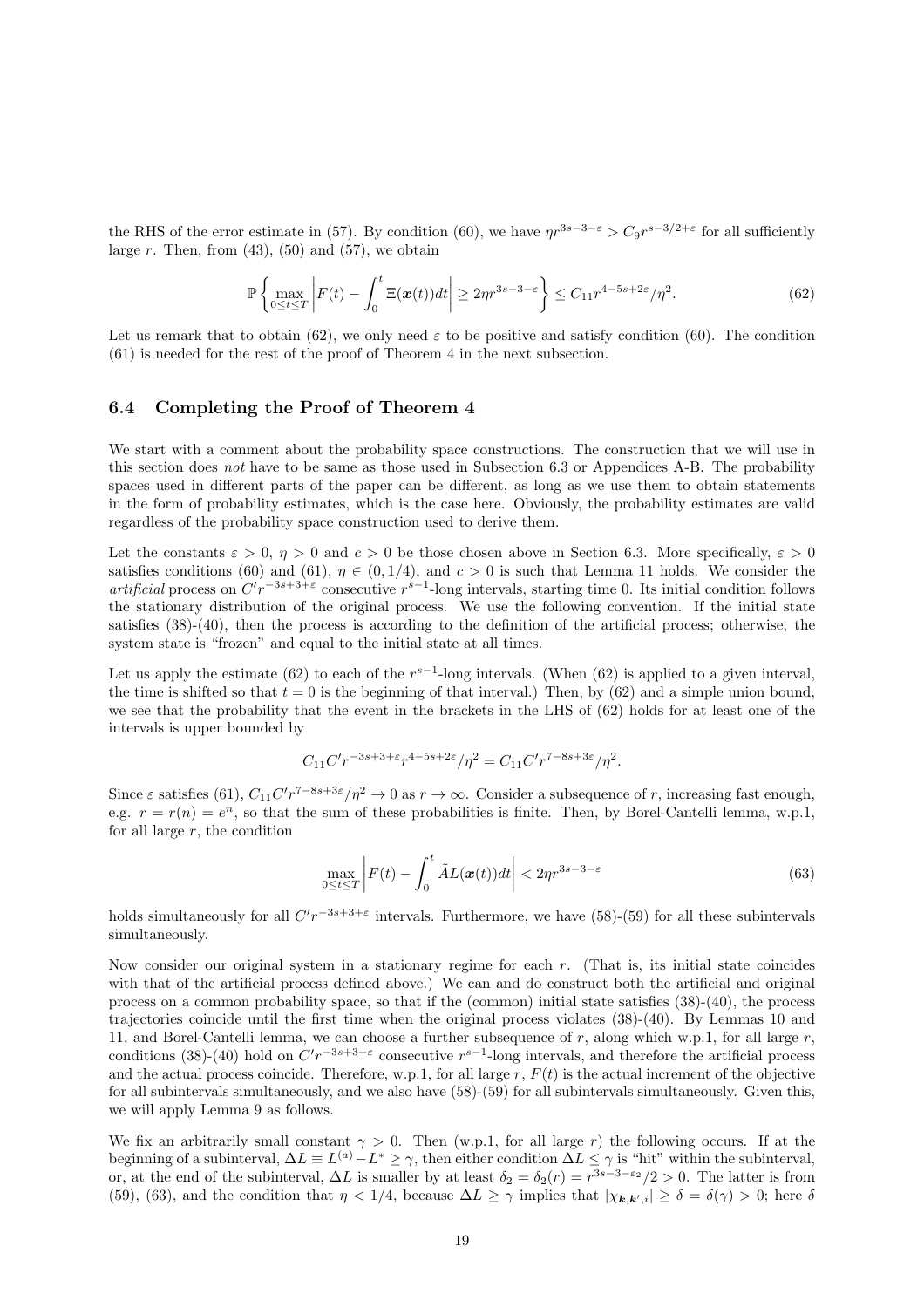the RHS of the error estimate in (57). By condition (60), we have $\eta r^{3s-3-\varepsilon} > C_9 r^{s-3/2+\varepsilon}$ for all sufficiently large $r$. Then, from (43), (50) and (57), we obtain

$$\mathbb{P}\left\{\max_{0\le t\le T}\left|F(t)-\int_0^t \Xi(\boldsymbol{x}(t))dt\right|\ge 2\eta r^{3s-3-\varepsilon}\right\}\le C_{11} r^{4-5s+2\varepsilon}/\eta^2. \tag{62}$$

Let us remark that to obtain (62), we only need $\varepsilon$ to be positive and satisfy condition (60). The condition (61) is needed for the rest of the proof of Theorem 4 in the next subsection.

### 6.4 Completing the Proof of Theorem 4

We start with a comment about the probability space constructions. The construction that we will use in this section does *not* have to be same as those used in Subsection 6.3 or Appendices A-B. The probability spaces used in different parts of the paper can be different, as long as we use them to obtain statements in the form of probability estimates, which is the case here. Obviously, the probability estimates are valid regardless of the probability space construction used to derive them.

Let the constants $\varepsilon > 0$, $\eta > 0$ and $c > 0$ be those chosen above in Section 6.3. More specifically, $\varepsilon > 0$ satisfies conditions (60) and (61), $\eta \in (0, 1/4)$, and $c > 0$ is such that Lemma 11 holds. We consider the *artificial* process on $C' r^{-3s+3+\varepsilon}$ consecutive $r^{s-1}$-long intervals, starting time 0. Its initial condition follows the stationary distribution of the original process. We use the following convention. If the initial state satisfies (38)-(40), then the process is according to the definition of the artificial process; otherwise, the system state is "frozen" and equal to the initial state at all times.

Let us apply the estimate (62) to each of the $r^{s-1}$-long intervals. (When (62) is applied to a given interval, the time is shifted so that $t = 0$ is the beginning of that interval.) Then, by (62) and a simple union bound, we see that the probability that the event in the brackets in the LHS of (62) holds for at least one of the intervals is upper bounded by

$$C_{11} C' r^{-3s+3+\varepsilon} r^{4-5s+2\varepsilon}/\eta^2 = C_{11} C' r^{7-8s+3\varepsilon}/\eta^2.$$

Since $\varepsilon$ satisfies (61), $C_{11} C' r^{7-8s+3\varepsilon}/\eta^2 \to 0$ as $r \to \infty$. Consider a subsequence of $r$, increasing fast enough, e.g. $r = r(n) = e^n$, so that the sum of these probabilities is finite. Then, by Borel-Cantelli lemma, w.p.1, for all large $r$, the condition

$$\max_{0\le t\le T}\left|F(t)-\int_0^t \tilde{A}L(\boldsymbol{x}(t))dt\right| < 2\eta r^{3s-3-\varepsilon} \tag{63}$$

holds simultaneously for all $C' r^{-3s+3+\varepsilon}$ intervals. Furthermore, we have (58)-(59) for all these subintervals simultaneously.

Now consider our original system in a stationary regime for each $r$. (That is, its initial state coincides with that of the artificial process defined above.) We can and do construct both the artificial and original process on a common probability space, so that if the (common) initial state satisfies (38)-(40), the process trajectories coincide until the first time when the original process violates (38)-(40). By Lemmas 10 and 11, and Borel-Cantelli lemma, we can choose a further subsequence of $r$, along which w.p.1, for all large $r$, conditions (38)-(40) hold on $C' r^{-3s+3+\varepsilon}$ consecutive $r^{s-1}$-long intervals, and therefore the artificial process and the actual process coincide. Therefore, w.p.1, for all large $r$, $F(t)$ is the actual increment of the objective for all subintervals simultaneously, and we also have (58)-(59) for all subintervals simultaneously. Given this, we will apply Lemma 9 as follows.

We fix an arbitrarily small constant $\gamma > 0$. Then (w.p.1, for all large $r$) the following occurs. If at the beginning of a subinterval, $\Delta L \equiv L^{(a)} - L^* \ge \gamma$, then either condition $\Delta L \le \gamma$ is "hit" within the subinterval, or, at the end of the subinterval, $\Delta L$ is smaller by at least $\delta_2 = \delta_2(r) = r^{3s-3-\varepsilon_2}/2 > 0$. The latter is from (59), (63), and the condition that $\eta < 1/4$, because $\Delta L \ge \gamma$ implies that $|\chi_{\boldsymbol{k},\boldsymbol{k}',i}| \ge \delta = \delta(\gamma) > 0$; here $\delta$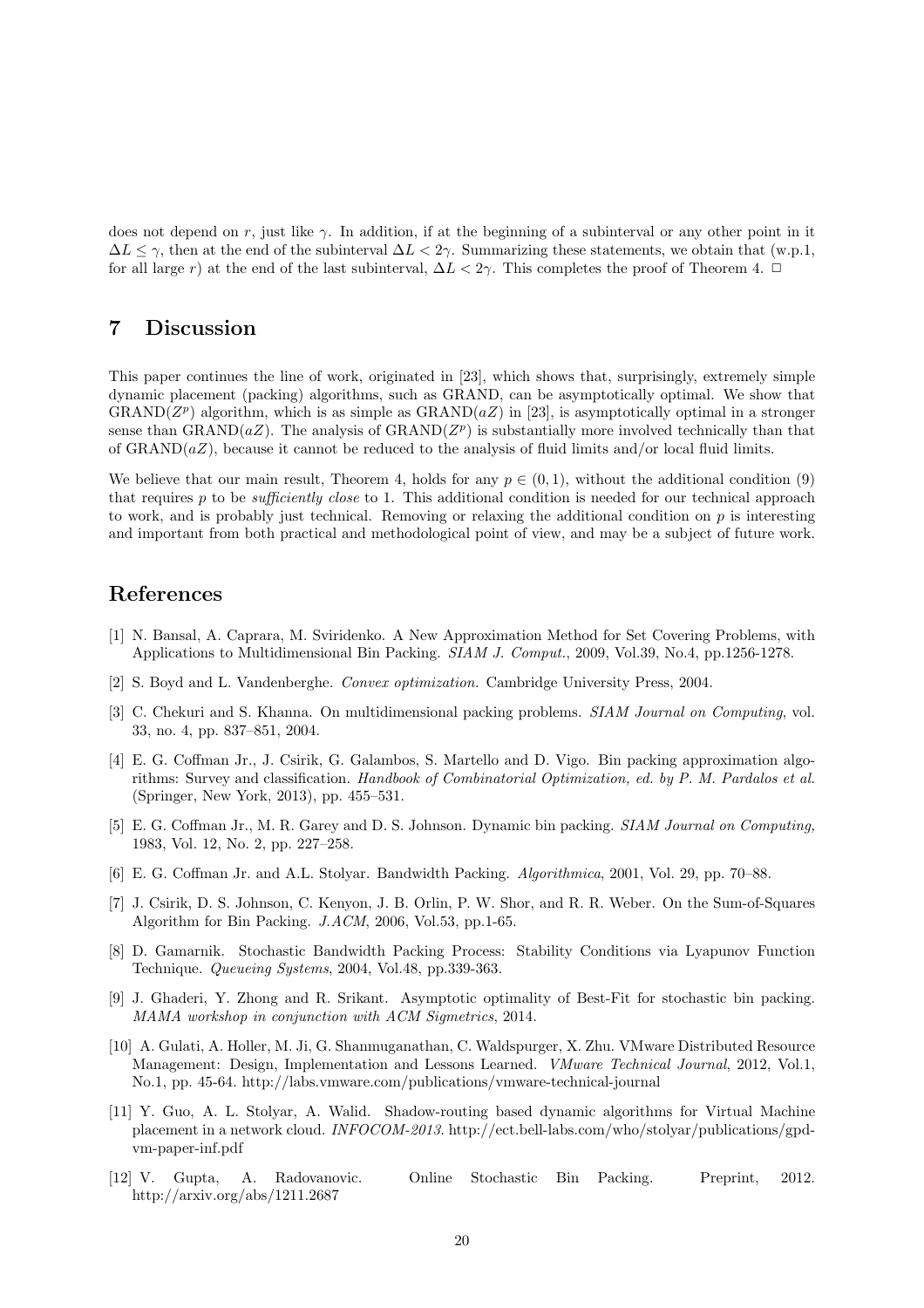does not depend on $r$, just like $\gamma$. In addition, if at the beginning of a subinterval or any other point in it $\Delta L \le \gamma$, then at the end of the subinterval $\Delta L < 2\gamma$. Summarizing these statements, we obtain that (w.p.1, for all large $r$) at the end of the last subinterval, $\Delta L < 2\gamma$. This completes the proof of Theorem 4. $\Box$

# 7 Discussion

This paper continues the line of work, originated in [23], which shows that, surprisingly, extremely simple dynamic placement (packing) algorithms, such as GRAND, can be asymptotically optimal. We show that GRAND($Z^p$) algorithm, which is as simple as GRAND($aZ$) in [23], is asymptotically optimal in a stronger sense than GRAND($aZ$). The analysis of GRAND($Z^p$) is substantially more involved technically than that of GRAND($aZ$), because it cannot be reduced to the analysis of fluid limits and/or local fluid limits.

We believe that our main result, Theorem 4, holds for any $p \in (0, 1)$, without the additional condition (9) that requires $p$ to be *sufficiently close* to 1. This additional condition is needed for our technical approach to work, and is probably just technical. Removing or relaxing the additional condition on $p$ is interesting and important from both practical and methodological point of view, and may be a subject of future work.

# References

[1] N. Bansal, A. Caprara, M. Sviridenko. A New Approximation Method for Set Covering Problems, with Applications to Multidimensional Bin Packing. *SIAM J. Comput.*, 2009, Vol.39, No.4, pp.1256-1278.

[2] S. Boyd and L. Vandenberghe. *Convex optimization.* Cambridge University Press, 2004.

[3] C. Chekuri and S. Khanna. On multidimensional packing problems. *SIAM Journal on Computing*, vol. 33, no. 4, pp. 837–851, 2004.

[4] E. G. Coffman Jr., J. Csirik, G. Galambos, S. Martello and D. Vigo. Bin packing approximation algorithms: Survey and classification. *Handbook of Combinatorial Optimization, ed. by P. M. Pardalos et al.* (Springer, New York, 2013), pp. 455–531.

[5] E. G. Coffman Jr., M. R. Garey and D. S. Johnson. Dynamic bin packing. *SIAM Journal on Computing,* 1983, Vol. 12, No. 2, pp. 227–258.

[6] E. G. Coffman Jr. and A.L. Stolyar. Bandwidth Packing. *Algorithmica*, 2001, Vol. 29, pp. 70–88.

[7] J. Csirik, D. S. Johnson, C. Kenyon, J. B. Orlin, P. W. Shor, and R. R. Weber. On the Sum-of-Squares Algorithm for Bin Packing. *J.ACM*, 2006, Vol.53, pp.1-65.

[8] D. Gamarnik. Stochastic Bandwidth Packing Process: Stability Conditions via Lyapunov Function Technique. *Queueing Systems*, 2004, Vol.48, pp.339-363.

[9] J. Ghaderi, Y. Zhong and R. Srikant. Asymptotic optimality of Best-Fit for stochastic bin packing. *MAMA workshop in conjunction with ACM Sigmetrics*, 2014.

[10] A. Gulati, A. Holler, M. Ji, G. Shanmuganathan, C. Waldspurger, X. Zhu. VMware Distributed Resource Management: Design, Implementation and Lessons Learned. *VMware Technical Journal*, 2012, Vol.1, No.1, pp. 45-64. http://labs.vmware.com/publications/vmware-technical-journal

[11] Y. Guo, A. L. Stolyar, A. Walid. Shadow-routing based dynamic algorithms for Virtual Machine placement in a network cloud. *INFOCOM-2013*. http://ect.bell-labs.com/who/stolyar/publications/gpd-vm-paper-inf.pdf

[12] V. Gupta, A. Radovanovic. Online Stochastic Bin Packing. Preprint, 2012. http://arxiv.org/abs/1211.2687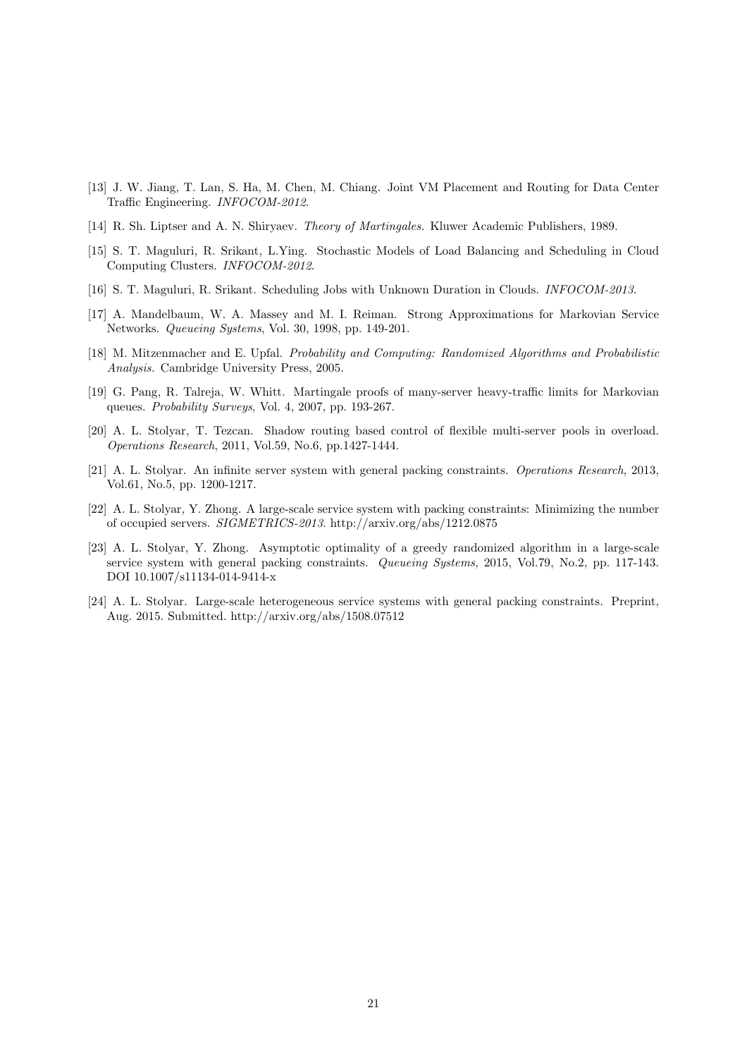[13] J. W. Jiang, T. Lan, S. Ha, M. Chen, M. Chiang. Joint VM Placement and Routing for Data Center Traffic Engineering. *INFOCOM-2012*.

[14] R. Sh. Liptser and A. N. Shiryaev. *Theory of Martingales.* Kluwer Academic Publishers, 1989.

[15] S. T. Maguluri, R. Srikant, L.Ying. Stochastic Models of Load Balancing and Scheduling in Cloud Computing Clusters. *INFOCOM-2012*.

[16] S. T. Maguluri, R. Srikant. Scheduling Jobs with Unknown Duration in Clouds. *INFOCOM-2013*.

[17] A. Mandelbaum, W. A. Massey and M. I. Reiman. Strong Approximations for Markovian Service Networks. *Queueing Systems*, Vol. 30, 1998, pp. 149-201.

[18] M. Mitzenmacher and E. Upfal. *Probability and Computing: Randomized Algorithms and Probabilistic Analysis.* Cambridge University Press, 2005.

[19] G. Pang, R. Talreja, W. Whitt. Martingale proofs of many-server heavy-traffic limits for Markovian queues. *Probability Surveys*, Vol. 4, 2007, pp. 193-267.

[20] A. L. Stolyar, T. Tezcan. Shadow routing based control of flexible multi-server pools in overload. *Operations Research*, 2011, Vol.59, No.6, pp.1427-1444.

[21] A. L. Stolyar. An infinite server system with general packing constraints. *Operations Research*, 2013, Vol.61, No.5, pp. 1200-1217.

[22] A. L. Stolyar, Y. Zhong. A large-scale service system with packing constraints: Minimizing the number of occupied servers. *SIGMETRICS-2013*. http://arxiv.org/abs/1212.0875

[23] A. L. Stolyar, Y. Zhong. Asymptotic optimality of a greedy randomized algorithm in a large-scale service system with general packing constraints. *Queueing Systems*, 2015, Vol.79, No.2, pp. 117-143. DOI 10.1007/s11134-014-9414-x

[24] A. L. Stolyar. Large-scale heterogeneous service systems with general packing constraints. Preprint, Aug. 2015. Submitted. http://arxiv.org/abs/1508.07512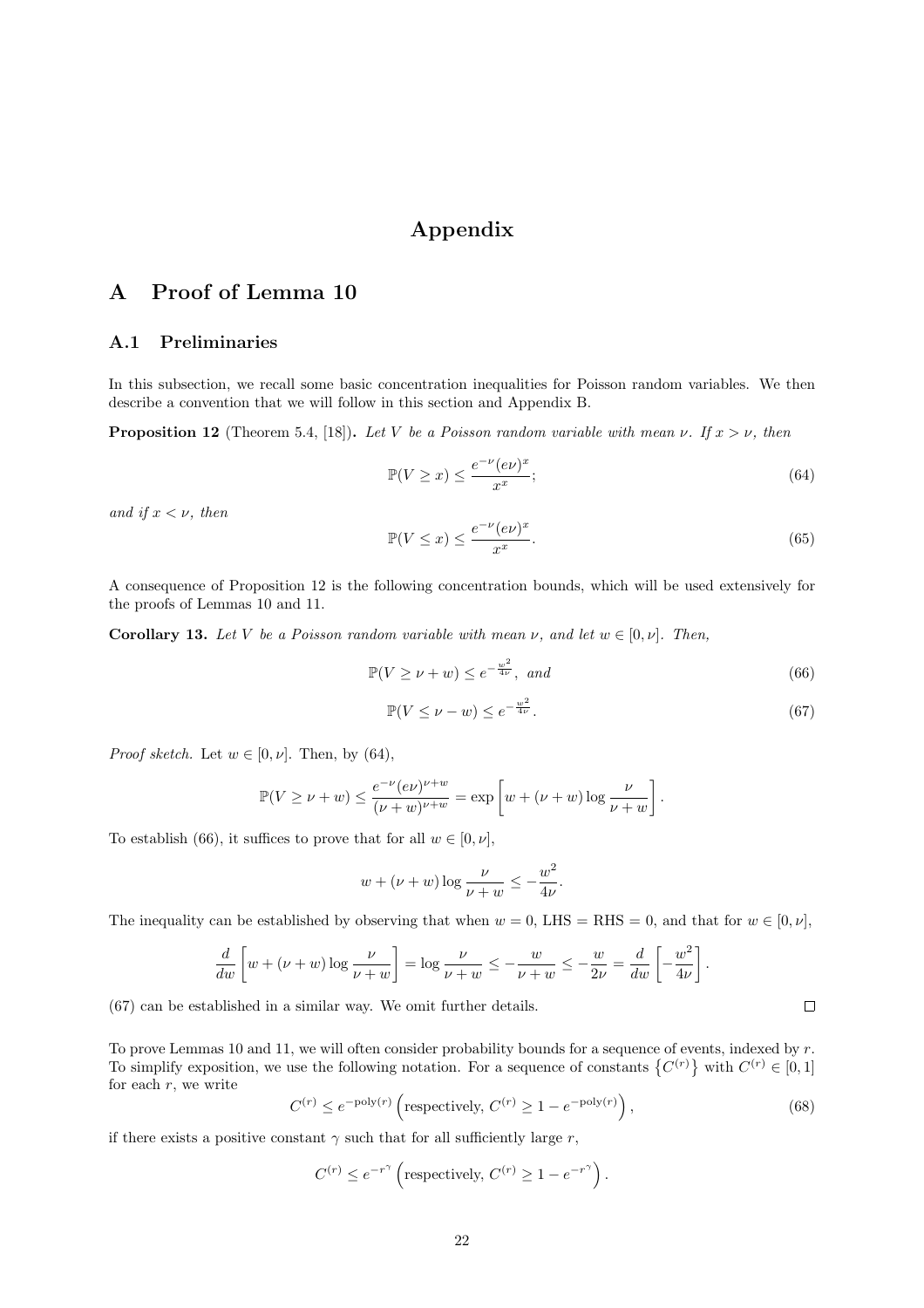# Appendix

## A Proof of Lemma 10

### A.1 Preliminaries

In this subsection, we recall some basic concentration inequalities for Poisson random variables. We then describe a convention that we will follow in this section and Appendix B.

**Proposition 12** (Theorem 5.4, [18])**.** *Let $V$ be a Poisson random variable with mean $\nu$. If $x > \nu$, then*

$$\mathbb{P}(V \geq x) \leq \frac{e^{-\nu}(e\nu)^x}{x^x}; \tag{64}$$

*and if $x < \nu$, then*

$$\mathbb{P}(V \leq x) \leq \frac{e^{-\nu}(e\nu)^x}{x^x}. \tag{65}$$

A consequence of Proposition 12 is the following concentration bounds, which will be used extensively for the proofs of Lemmas 10 and 11.

**Corollary 13.** *Let $V$ be a Poisson random variable with mean $\nu$, and let $w \in [0, \nu]$. Then,*

$$\mathbb{P}(V \geq \nu + w) \leq e^{-\frac{w^2}{4\nu}}, \text{ and} \tag{66}$$

$$\mathbb{P}(V \leq \nu - w) \leq e^{-\frac{w^2}{4\nu}}. \tag{67}$$

*Proof sketch.* Let $w \in [0, \nu]$. Then, by (64),

$$\mathbb{P}(V \geq \nu + w) \leq \frac{e^{-\nu}(e\nu)^{\nu+w}}{(\nu + w)^{\nu+w}} = \exp\left[w + (\nu + w)\log\frac{\nu}{\nu + w}\right].$$

To establish (66), it suffices to prove that for all $w \in [0, \nu]$,

$$w + (\nu + w)\log\frac{\nu}{\nu + w} \leq -\frac{w^2}{4\nu}.$$

The inequality can be established by observing that when $w = 0$, LHS = RHS = 0, and that for $w \in [0, \nu]$,

$$\frac{d}{dw}\left[w + (\nu + w)\log\frac{\nu}{\nu + w}\right] = \log\frac{\nu}{\nu + w} \leq -\frac{w}{\nu + w} \leq -\frac{w}{2\nu} = \frac{d}{dw}\left[-\frac{w^2}{4\nu}\right].$$

(67) can be established in a similar way. We omit further details. $\square$

To prove Lemmas 10 and 11, we will often consider probability bounds for a sequence of events, indexed by $r$. To simplify exposition, we use the following notation. For a sequence of constants $\{C^{(r)}\}$ with $C^{(r)} \in [0, 1]$ for each $r$, we write

$$C^{(r)} \leq e^{-\text{poly}(r)} \left(\text{respectively, } C^{(r)} \geq 1 - e^{-\text{poly}(r)}\right), \tag{68}$$

if there exists a positive constant $\gamma$ such that for all sufficiently large $r$,

$$C^{(r)} \leq e^{-r^\gamma} \left(\text{respectively, } C^{(r)} \geq 1 - e^{-r^\gamma}\right).$$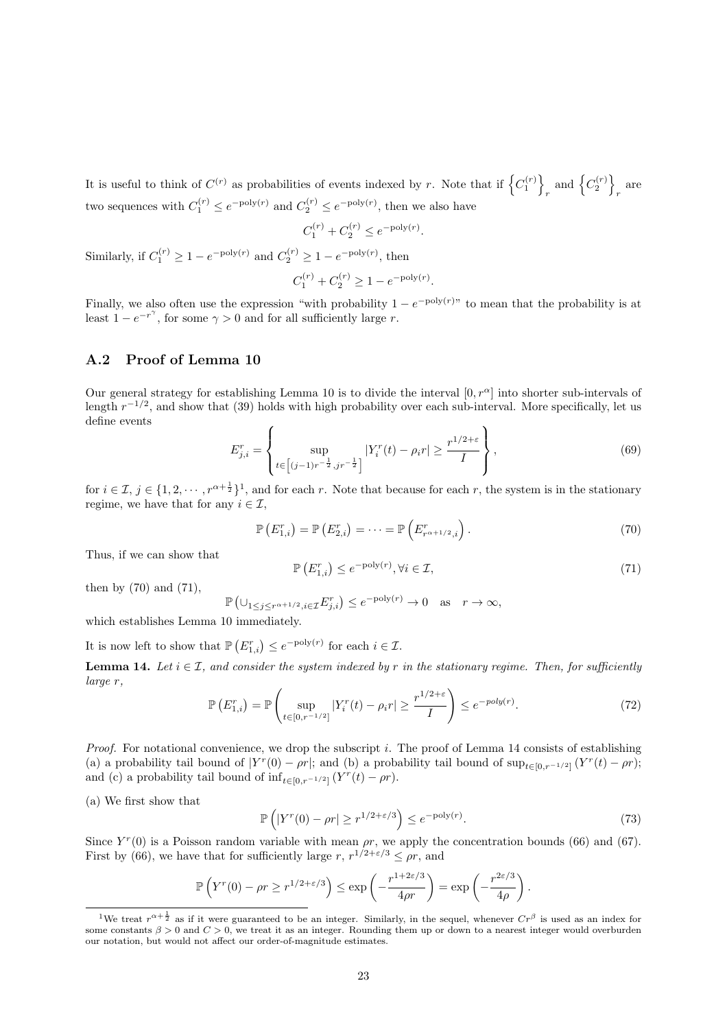It is useful to think of $C^{(r)}$ as probabilities of events indexed by $r$. Note that if $\left\{C_1^{(r)}\right\}_r$ and $\left\{C_2^{(r)}\right\}_r$ are two sequences with $C_1^{(r)} \le e^{-\text{poly}(r)}$ and $C_2^{(r)} \le e^{-\text{poly}(r)}$, then we also have

$$C_1^{(r)} + C_2^{(r)} \le e^{-\text{poly}(r)}.$$

Similarly, if $C_1^{(r)} \ge 1 - e^{-\text{poly}(r)}$ and $C_2^{(r)} \ge 1 - e^{-\text{poly}(r)}$, then

$$C_1^{(r)} + C_2^{(r)} \ge 1 - e^{-\text{poly}(r)}.$$

Finally, we also often use the expression "with probability $1 - e^{-\text{poly}(r)}$" to mean that the probability is at least $1 - e^{-r^\gamma}$, for some $\gamma > 0$ and for all sufficiently large $r$.

## A.2 Proof of Lemma 10

Our general strategy for establishing Lemma 10 is to divide the interval $[0, r^\alpha]$ into shorter sub-intervals of length $r^{-1/2}$, and show that (39) holds with high probability over each sub-interval. More specifically, let us define events

$$E_{j,i}^r = \left\{ \sup_{t \in \left[(j-1)r^{-\frac{1}{2}}, jr^{-\frac{1}{2}}\right]} |Y_i^r(t) - \rho_i r| \ge \frac{r^{1/2+\varepsilon}}{I} \right\}, \tag{69}$$

for $i \in \mathcal{I}$, $j \in \{1, 2, \cdots, r^{\alpha+\frac{1}{2}}\}$[1], and for each $r$. Note that because for each $r$, the system is in the stationary regime, we have that for any $i \in \mathcal{I}$,

$$\mathbb{P}\left(E_{1,i}^r\right) = \mathbb{P}\left(E_{2,i}^r\right) = \cdots = \mathbb{P}\left(E_{r^{\alpha+1/2},i}^r\right). \tag{70}$$

Thus, if we can show that

$$\mathbb{P}\left(E_{1,i}^r\right) \le e^{-\text{poly}(r)}, \forall i \in \mathcal{I}, \tag{71}$$

then by (70) and (71),

$$\mathbb{P}\left(\cup_{1 \le j \le r^{\alpha+1/2}, i \in \mathcal{I}} E_{j,i}^r\right) \le e^{-\text{poly}(r)} \to 0 \quad \text{as} \quad r \to \infty,$$

which establishes Lemma 10 immediately.

It is now left to show that $\mathbb{P}\left(E_{1,i}^r\right) \le e^{-\text{poly}(r)}$ for each $i \in \mathcal{I}$.

**Lemma 14.** *Let $i \in \mathcal{I}$, and consider the system indexed by $r$ in the stationary regime. Then, for sufficiently large $r$,*

$$\mathbb{P}\left(E_{1,i}^r\right) = \mathbb{P}\left(\sup_{t \in [0, r^{-1/2}]} |Y_i^r(t) - \rho_i r| \ge \frac{r^{1/2+\varepsilon}}{I}\right) \le e^{-poly(r)}. \tag{72}$$

*Proof.* For notational convenience, we drop the subscript $i$. The proof of Lemma 14 consists of establishing (a) a probability tail bound of $|Y^r(0) - \rho r|$; and (b) a probability tail bound of $\sup_{t \in [0, r^{-1/2}]}(Y^r(t) - \rho r)$; and (c) a probability tail bound of $\inf_{t \in [0, r^{-1/2}]}(Y^r(t) - \rho r)$.

(a) We first show that

$$\mathbb{P}\left(|Y^r(0) - \rho r| \ge r^{1/2+\varepsilon/3}\right) \le e^{-\text{poly}(r)}. \tag{73}$$

Since $Y^r(0)$ is a Poisson random variable with mean $\rho r$, we apply the concentration bounds (66) and (67). First by (66), we have that for sufficiently large $r$, $r^{1/2+\varepsilon/3} \le \rho r$, and

$$\mathbb{P}\left(Y^r(0) - \rho r \ge r^{1/2+\varepsilon/3}\right) \le \exp\left(-\frac{r^{1+2\varepsilon/3}}{4\rho r}\right) = \exp\left(-\frac{r^{2\varepsilon/3}}{4\rho}\right).$$

[1] We treat $r^{\alpha+\frac{1}{2}}$ as if it were guaranteed to be an integer. Similarly, in the sequel, whenever $Cr^\beta$ is used as an index for some constants $\beta > 0$ and $C > 0$, we treat it as an integer. Rounding them up or down to a nearest integer would overburden our notation, but would not affect our order-of-magnitude estimates.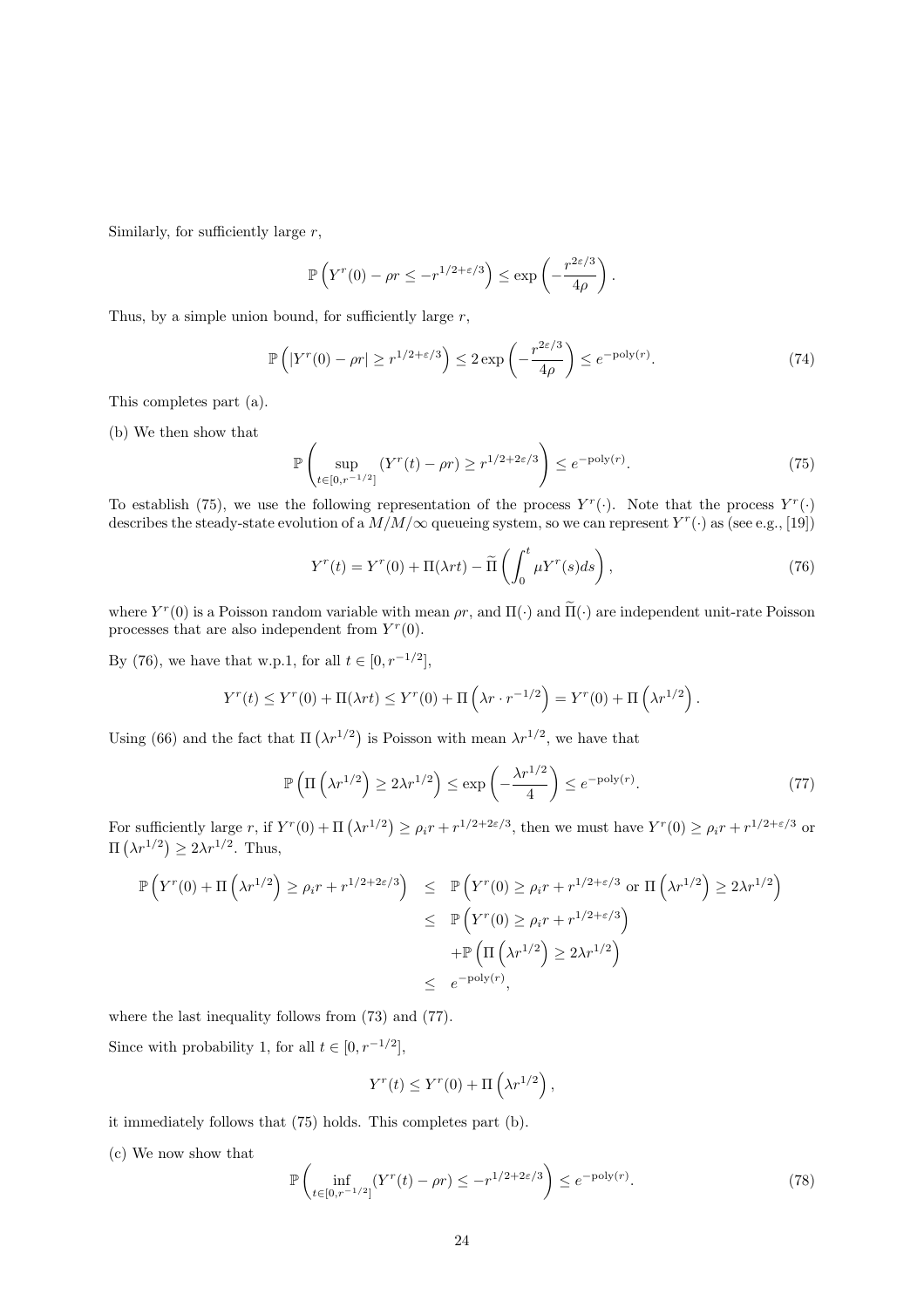Similarly, for sufficiently large $r$,

$$\mathbb{P}\left(Y^r(0) - \rho r \leq -r^{1/2+\varepsilon/3}\right) \leq \exp\left(-\frac{r^{2\varepsilon/3}}{4\rho}\right).$$

Thus, by a simple union bound, for sufficiently large $r$,

$$\mathbb{P}\left(|Y^r(0) - \rho r| \geq r^{1/2+\varepsilon/3}\right) \leq 2\exp\left(-\frac{r^{2\varepsilon/3}}{4\rho}\right) \leq e^{-\text{poly}(r)}. \tag{74}$$

This completes part (a).

(b) We then show that

$$\mathbb{P}\left(\sup_{t\in[0,r^{-1/2}]} (Y^r(t) - \rho r) \geq r^{1/2+2\varepsilon/3}\right) \leq e^{-\text{poly}(r)}. \tag{75}$$

To establish (75), we use the following representation of the process $Y^r(\cdot)$. Note that the process $Y^r(\cdot)$ describes the steady-state evolution of a $M/M/\infty$ queueing system, so we can represent $Y^r(\cdot)$ as (see e.g., [19])

$$Y^r(t) = Y^r(0) + \Pi(\lambda r t) - \widetilde{\Pi}\left(\int_0^t \mu Y^r(s) ds\right), \tag{76}$$

where $Y^r(0)$ is a Poisson random variable with mean $\rho r$, and $\Pi(\cdot)$ and $\widetilde{\Pi}(\cdot)$ are independent unit-rate Poisson processes that are also independent from $Y^r(0)$.

By (76), we have that w.p.1, for all $t \in [0, r^{-1/2}]$,

$$Y^r(t) \leq Y^r(0) + \Pi(\lambda r t) \leq Y^r(0) + \Pi\left(\lambda r \cdot r^{-1/2}\right) = Y^r(0) + \Pi\left(\lambda r^{1/2}\right).$$

Using (66) and the fact that $\Pi\left(\lambda r^{1/2}\right)$ is Poisson with mean $\lambda r^{1/2}$, we have that

$$\mathbb{P}\left(\Pi\left(\lambda r^{1/2}\right) \geq 2\lambda r^{1/2}\right) \leq \exp\left(-\frac{\lambda r^{1/2}}{4}\right) \leq e^{-\text{poly}(r)}. \tag{77}$$

For sufficiently large $r$, if $Y^r(0) + \Pi\left(\lambda r^{1/2}\right) \geq \rho_i r + r^{1/2+2\varepsilon/3}$, then we must have $Y^r(0) \geq \rho_i r + r^{1/2+\varepsilon/3}$ or $\Pi\left(\lambda r^{1/2}\right) \geq 2\lambda r^{1/2}$. Thus,

$$\begin{aligned}
\mathbb{P}\left(Y^r(0) + \Pi\left(\lambda r^{1/2}\right) \geq \rho_i r + r^{1/2+2\varepsilon/3}\right) &\leq \mathbb{P}\left(Y^r(0) \geq \rho_i r + r^{1/2+\varepsilon/3} \text{ or } \Pi\left(\lambda r^{1/2}\right) \geq 2\lambda r^{1/2}\right) \\
&\leq \mathbb{P}\left(Y^r(0) \geq \rho_i r + r^{1/2+\varepsilon/3}\right) \\
&\quad + \mathbb{P}\left(\Pi\left(\lambda r^{1/2}\right) \geq 2\lambda r^{1/2}\right) \\
&\leq e^{-\text{poly}(r)},
\end{aligned}$$

where the last inequality follows from (73) and (77).

Since with probability 1, for all $t \in [0, r^{-1/2}]$,

$$Y^r(t) \leq Y^r(0) + \Pi\left(\lambda r^{1/2}\right),$$

it immediately follows that (75) holds. This completes part (b).

(c) We now show that

$$\mathbb{P}\left(\inf_{t\in[0,r^{-1/2}]} (Y^r(t) - \rho r) \leq -r^{1/2+2\varepsilon/3}\right) \leq e^{-\text{poly}(r)}. \tag{78}$$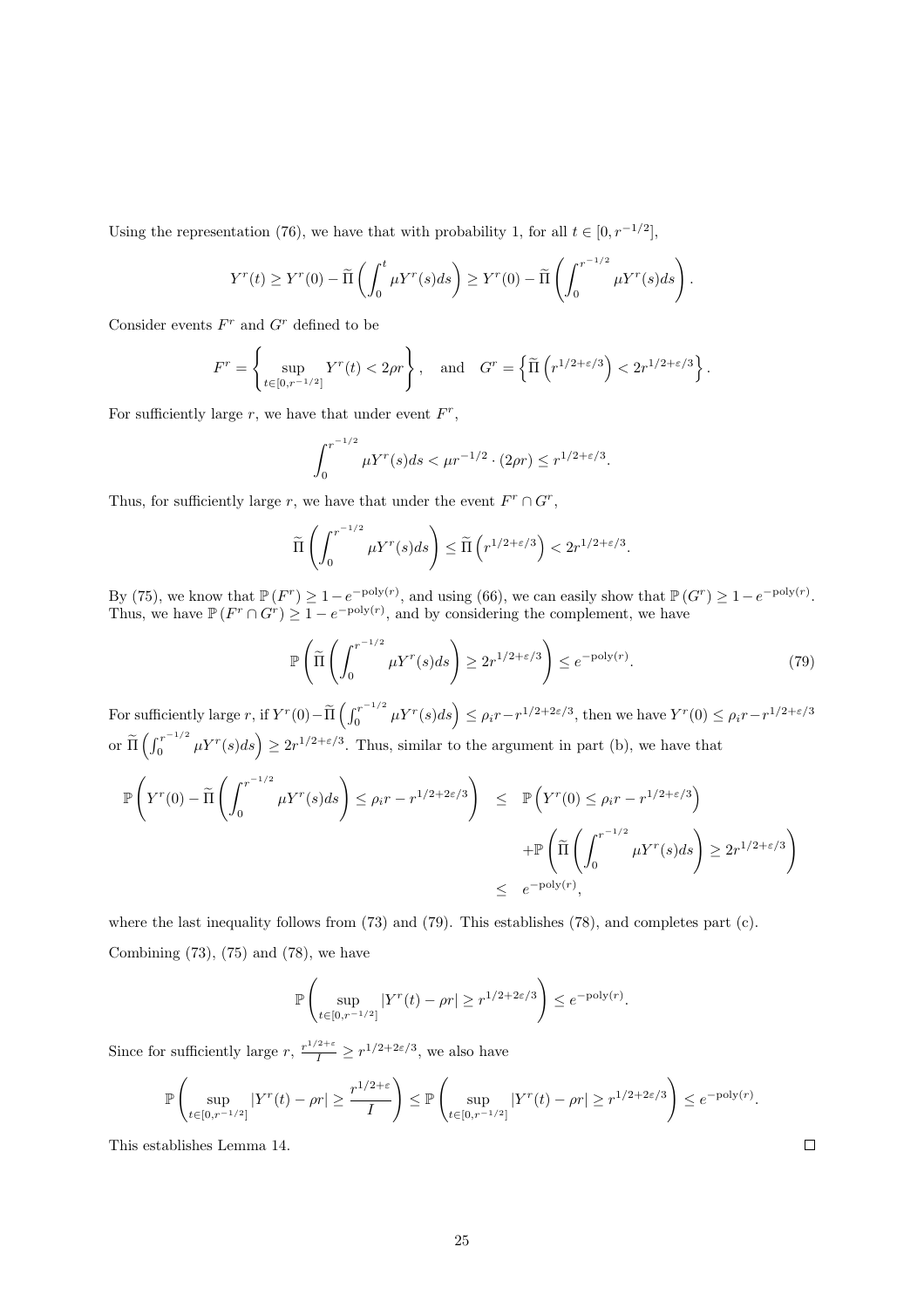Using the representation (76), we have that with probability 1, for all $t \in [0, r^{-1/2}]$,

$$Y^r(t) \geq Y^r(0) - \widetilde{\Pi}\left(\int_0^t \mu Y^r(s)ds\right) \geq Y^r(0) - \widetilde{\Pi}\left(\int_0^{r^{-1/2}} \mu Y^r(s)ds\right).$$

Consider events $F^r$ and $G^r$ defined to be

$$F^r = \left\{\sup_{t\in[0,r^{-1/2}]} Y^r(t) < 2\rho r\right\}, \quad \text{and} \quad G^r = \left\{\widetilde{\Pi}\left(r^{1/2+\varepsilon/3}\right) < 2r^{1/2+\varepsilon/3}\right\}.$$

For sufficiently large $r$, we have that under event $F^r$,

$$\int_0^{r^{-1/2}} \mu Y^r(s)ds < \mu r^{-1/2} \cdot (2\rho r) \leq r^{1/2+\varepsilon/3}.$$

Thus, for sufficiently large $r$, we have that under the event $F^r \cap G^r$,

$$\widetilde{\Pi}\left(\int_0^{r^{-1/2}} \mu Y^r(s)ds\right) \leq \widetilde{\Pi}\left(r^{1/2+\varepsilon/3}\right) < 2r^{1/2+\varepsilon/3}.$$

By (75), we know that $\mathbb{P}(F^r) \geq 1 - e^{-\text{poly}(r)}$, and using (66), we can easily show that $\mathbb{P}(G^r) \geq 1 - e^{-\text{poly}(r)}$. Thus, we have $\mathbb{P}(F^r \cap G^r) \geq 1 - e^{-\text{poly}(r)}$, and by considering the complement, we have

$$\mathbb{P}\left(\widetilde{\Pi}\left(\int_0^{r^{-1/2}} \mu Y^r(s)ds\right) \geq 2r^{1/2+\varepsilon/3}\right) \leq e^{-\text{poly}(r)}. \tag{79}$$

For sufficiently large $r$, if $Y^r(0) - \widetilde{\Pi}\left(\int_0^{r^{-1/2}} \mu Y^r(s)ds\right) \leq \rho_i r - r^{1/2+2\varepsilon/3}$, then we have $Y^r(0) \leq \rho_i r - r^{1/2+\varepsilon/3}$ or $\widetilde{\Pi}\left(\int_0^{r^{-1/2}} \mu Y^r(s)ds\right) \geq 2r^{1/2+\varepsilon/3}$. Thus, similar to the argument in part (b), we have that

$$\begin{aligned}
\mathbb{P}\left(Y^r(0) - \widetilde{\Pi}\left(\int_0^{r^{-1/2}} \mu Y^r(s)ds\right) \leq \rho_i r - r^{1/2+2\varepsilon/3}\right) &\leq \mathbb{P}\left(Y^r(0) \leq \rho_i r - r^{1/2+\varepsilon/3}\right) \\
&\quad + \mathbb{P}\left(\widetilde{\Pi}\left(\int_0^{r^{-1/2}} \mu Y^r(s)ds\right) \geq 2r^{1/2+\varepsilon/3}\right) \\
&\leq e^{-\text{poly}(r)},
\end{aligned}$$

where the last inequality follows from (73) and (79). This establishes (78), and completes part (c).

Combining (73), (75) and (78), we have

$$\mathbb{P}\left(\sup_{t\in[0,r^{-1/2}]} |Y^r(t) - \rho r| \geq r^{1/2+2\varepsilon/3}\right) \leq e^{-\text{poly}(r)}.$$

Since for sufficiently large $r$, $\frac{r^{1/2+\varepsilon}}{I} \geq r^{1/2+2\varepsilon/3}$, we also have

$$\mathbb{P}\left(\sup_{t\in[0,r^{-1/2}]} |Y^r(t) - \rho r| \geq \frac{r^{1/2+\varepsilon}}{I}\right) \leq \mathbb{P}\left(\sup_{t\in[0,r^{-1/2}]} |Y^r(t) - \rho r| \geq r^{1/2+2\varepsilon/3}\right) \leq e^{-\text{poly}(r)}.$$

This establishes Lemma 14. □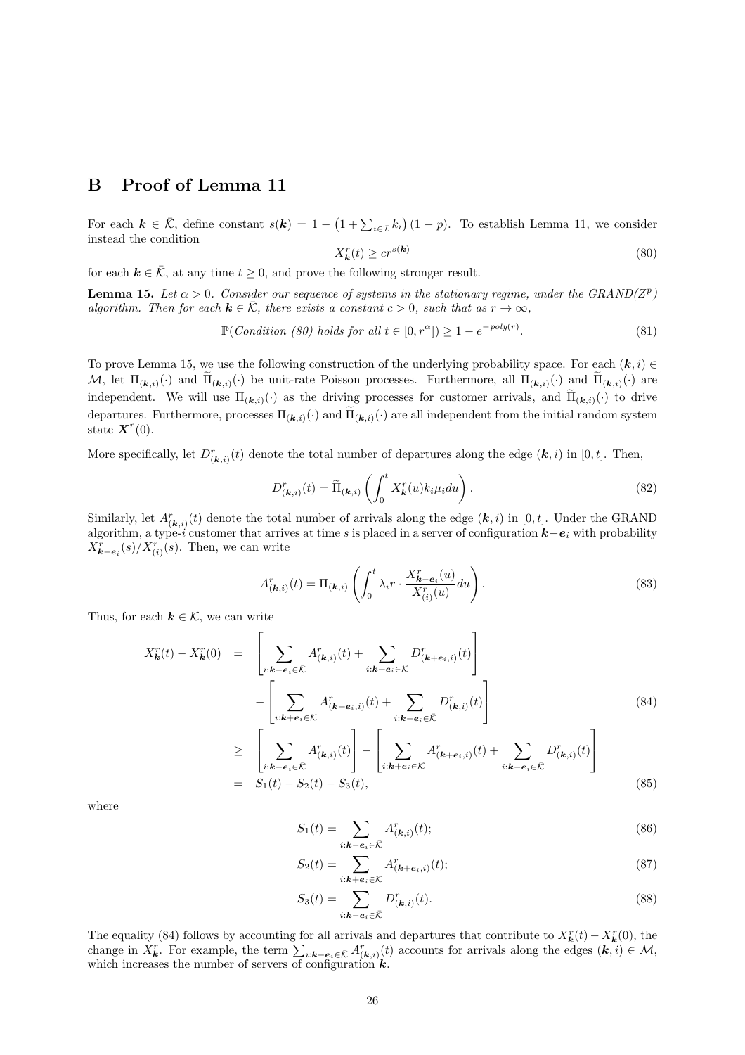## B Proof of Lemma 11

For each $\boldsymbol{k} \in \bar{\mathcal{K}}$, define constant $s(\boldsymbol{k}) = 1 - \left(1 + \sum_{i \in \mathcal{I}} k_i\right)(1-p)$. To establish Lemma 11, we consider instead the condition

$$X^r_{\boldsymbol{k}}(t) \geq c r^{s(\boldsymbol{k})} \tag{80}$$

for each $\boldsymbol{k} \in \bar{\mathcal{K}}$, at any time $t \geq 0$, and prove the following stronger result.

**Lemma 15.** *Let $\alpha > 0$. Consider our sequence of systems in the stationary regime, under the GRAND($Z^p$) algorithm. Then for each $\boldsymbol{k} \in \bar{\mathcal{K}}$, there exists a constant $c > 0$, such that as $r \to \infty$,*

$$\mathbb{P}(\textit{Condition (80) holds for all } t \in [0, r^\alpha]) \geq 1 - e^{-poly(r)}. \tag{81}$$

To prove Lemma 15, we use the following construction of the underlying probability space. For each $(\boldsymbol{k}, i) \in \mathcal{M}$, let $\Pi_{(\boldsymbol{k},i)}(\cdot)$ and $\widetilde{\Pi}_{(\boldsymbol{k},i)}(\cdot)$ be unit-rate Poisson processes. Furthermore, all $\Pi_{(\boldsymbol{k},i)}(\cdot)$ and $\widetilde{\Pi}_{(\boldsymbol{k},i)}(\cdot)$ are independent. We will use $\Pi_{(\boldsymbol{k},i)}(\cdot)$ as the driving processes for customer arrivals, and $\widetilde{\Pi}_{(\boldsymbol{k},i)}(\cdot)$ to drive departures. Furthermore, processes $\Pi_{(\boldsymbol{k},i)}(\cdot)$ and $\widetilde{\Pi}_{(\boldsymbol{k},i)}(\cdot)$ are all independent from the initial random system state $\boldsymbol{X}^r(0)$.

More specifically, let $D^r_{(\boldsymbol{k},i)}(t)$ denote the total number of departures along the edge $(\boldsymbol{k}, i)$ in $[0, t]$. Then,

$$D^r_{(\boldsymbol{k},i)}(t) = \widetilde{\Pi}_{(\boldsymbol{k},i)}\left(\int_0^t X^r_{\boldsymbol{k}}(u) k_i \mu_i du\right). \tag{82}$$

Similarly, let $A^r_{(\boldsymbol{k},i)}(t)$ denote the total number of arrivals along the edge $(\boldsymbol{k}, i)$ in $[0, t]$. Under the GRAND algorithm, a type-$i$ customer that arrives at time $s$ is placed in a server of configuration $\boldsymbol{k} - \boldsymbol{e}_i$ with probability $X^r_{\boldsymbol{k}-\boldsymbol{e}_i}(s)/X^r_{(i)}(s)$. Then, we can write

$$A^r_{(\boldsymbol{k},i)}(t) = \Pi_{(\boldsymbol{k},i)}\left(\int_0^t \lambda_i r \cdot \frac{X^r_{\boldsymbol{k}-\boldsymbol{e}_i}(u)}{X^r_{(i)}(u)} du\right). \tag{83}$$

Thus, for each $\boldsymbol{k} \in \mathcal{K}$, we can write

$$\begin{aligned}
X^r_{\boldsymbol{k}}(t) - X^r_{\boldsymbol{k}}(0) &= \left[\sum_{i:\boldsymbol{k}-\boldsymbol{e}_i \in \bar{\mathcal{K}}} A^r_{(\boldsymbol{k},i)}(t) + \sum_{i:\boldsymbol{k}+\boldsymbol{e}_i \in \mathcal{K}} D^r_{(\boldsymbol{k}+\boldsymbol{e}_i,i)}(t)\right] \\
&\quad - \left[\sum_{i:\boldsymbol{k}+\boldsymbol{e}_i \in \mathcal{K}} A^r_{(\boldsymbol{k}+\boldsymbol{e}_i,i)}(t) + \sum_{i:\boldsymbol{k}-\boldsymbol{e}_i \in \bar{\mathcal{K}}} D^r_{(\boldsymbol{k},i)}(t)\right] \qquad (84) \\
&\geq \left[\sum_{i:\boldsymbol{k}-\boldsymbol{e}_i \in \bar{\mathcal{K}}} A^r_{(\boldsymbol{k},i)}(t)\right] - \left[\sum_{i:\boldsymbol{k}+\boldsymbol{e}_i \in \mathcal{K}} A^r_{(\boldsymbol{k}+\boldsymbol{e}_i,i)}(t) + \sum_{i:\boldsymbol{k}-\boldsymbol{e}_i \in \bar{\mathcal{K}}} D^r_{(\boldsymbol{k},i)}(t)\right] \\
&= S_1(t) - S_2(t) - S_3(t), \qquad (85)
\end{aligned}$$

where

$$S_1(t) = \sum_{i:\boldsymbol{k}-\boldsymbol{e}_i \in \bar{\mathcal{K}}} A^r_{(\boldsymbol{k},i)}(t); \tag{86}$$

$$S_2(t) = \sum_{i:\boldsymbol{k}+\boldsymbol{e}_i \in \mathcal{K}} A^r_{(\boldsymbol{k}+\boldsymbol{e}_i,i)}(t); \tag{87}$$

$$S_3(t) = \sum_{i:\boldsymbol{k}-\boldsymbol{e}_i \in \bar{\mathcal{K}}} D^r_{(\boldsymbol{k},i)}(t). \tag{88}$$

The equality (84) follows by accounting for all arrivals and departures that contribute to $X^r_{\boldsymbol{k}}(t) - X^r_{\boldsymbol{k}}(0)$, the change in $X^r_{\boldsymbol{k}}$. For example, the term $\sum_{i:\boldsymbol{k}-\boldsymbol{e}_i \in \bar{\mathcal{K}}} A^r_{(\boldsymbol{k},i)}(t)$ accounts for arrivals along the edges $(\boldsymbol{k}, i) \in \mathcal{M}$, which increases the number of servers of configuration $\boldsymbol{k}$.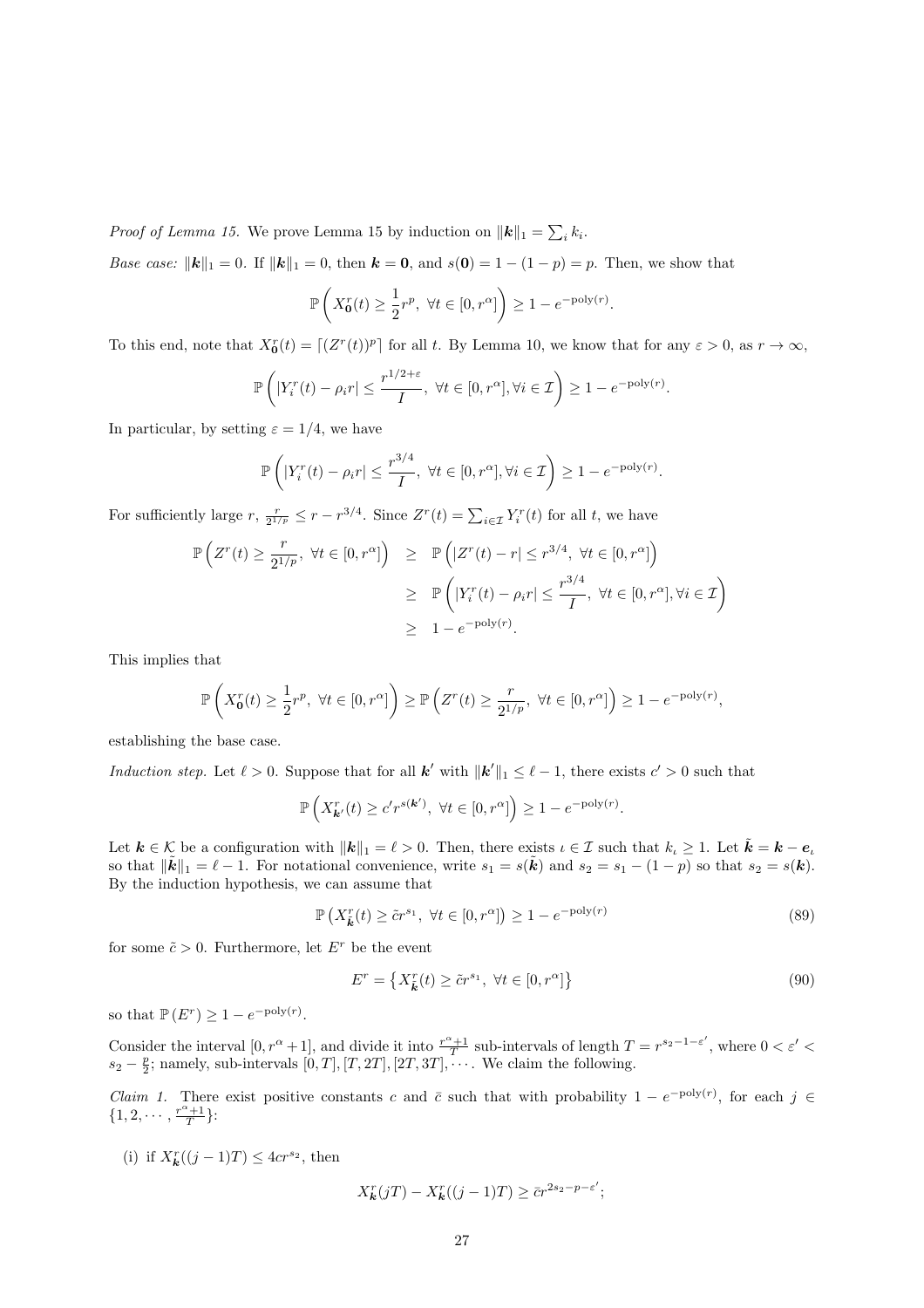*Proof of Lemma 15.* We prove Lemma 15 by induction on $\|\boldsymbol{k}\|_1 = \sum_i k_i$.

*Base case:* $\|\boldsymbol{k}\|_1 = 0$. If $\|\boldsymbol{k}\|_1 = 0$, then $\boldsymbol{k} = \boldsymbol{0}$, and $s(\boldsymbol{0}) = 1 - (1-p) = p$. Then, we show that

$$\mathbb{P}\left(X_{\boldsymbol{0}}^r(t) \geq \frac{1}{2} r^p,\ \forall t \in [0, r^\alpha]\right) \geq 1 - e^{-\mathrm{poly}(r)}.$$

To this end, note that $X_{\boldsymbol{0}}^r(t) = \lceil (Z^r(t))^p \rceil$ for all $t$. By Lemma 10, we know that for any $\varepsilon > 0$, as $r \to \infty$,

$$\mathbb{P}\left(|Y_i^r(t) - \rho_i r| \leq \frac{r^{1/2+\varepsilon}}{I},\ \forall t \in [0, r^\alpha], \forall i \in \mathcal{I}\right) \geq 1 - e^{-\mathrm{poly}(r)}.$$

In particular, by setting $\varepsilon = 1/4$, we have

$$\mathbb{P}\left(|Y_i^r(t) - \rho_i r| \leq \frac{r^{3/4}}{I},\ \forall t \in [0, r^\alpha], \forall i \in \mathcal{I}\right) \geq 1 - e^{-\mathrm{poly}(r)}.$$

For sufficiently large $r$, $\frac{r}{2^{1/p}} \leq r - r^{3/4}$. Since $Z^r(t) = \sum_{i \in \mathcal{I}} Y_i^r(t)$ for all $t$, we have

$$\begin{aligned}
\mathbb{P}\left(Z^r(t) \geq \frac{r}{2^{1/p}},\ \forall t \in [0, r^\alpha]\right) &\geq \mathbb{P}\left(|Z^r(t) - r| \leq r^{3/4},\ \forall t \in [0, r^\alpha]\right) \\
&\geq \mathbb{P}\left(|Y_i^r(t) - \rho_i r| \leq \frac{r^{3/4}}{I},\ \forall t \in [0, r^\alpha], \forall i \in \mathcal{I}\right) \\
&\geq 1 - e^{-\mathrm{poly}(r)}.
\end{aligned}$$

This implies that

$$\mathbb{P}\left(X_{\boldsymbol{0}}^r(t) \geq \frac{1}{2} r^p,\ \forall t \in [0, r^\alpha]\right) \geq \mathbb{P}\left(Z^r(t) \geq \frac{r}{2^{1/p}},\ \forall t \in [0, r^\alpha]\right) \geq 1 - e^{-\mathrm{poly}(r)},$$

establishing the base case.

*Induction step.* Let $\ell > 0$. Suppose that for all $\boldsymbol{k}'$ with $\|\boldsymbol{k}'\|_1 \leq \ell - 1$, there exists $c' > 0$ such that

$$\mathbb{P}\left(X_{\boldsymbol{k}'}^r(t) \geq c' r^{s(\boldsymbol{k}')},\ \forall t \in [0, r^\alpha]\right) \geq 1 - e^{-\mathrm{poly}(r)}.$$

Let $\boldsymbol{k} \in \mathcal{K}$ be a configuration with $\|\boldsymbol{k}\|_1 = \ell > 0$. Then, there exists $\iota \in \mathcal{I}$ such that $k_\iota \geq 1$. Let $\tilde{\boldsymbol{k}} = \boldsymbol{k} - \boldsymbol{e}_\iota$ so that $\|\tilde{\boldsymbol{k}}\|_1 = \ell - 1$. For notational convenience, write $s_1 = s(\tilde{\boldsymbol{k}})$ and $s_2 = s_1 - (1-p)$ so that $s_2 = s(\boldsymbol{k})$. By the induction hypothesis, we can assume that

$$\mathbb{P}\left(X_{\tilde{\boldsymbol{k}}}^r(t) \geq \tilde{c} r^{s_1},\ \forall t \in [0, r^\alpha]\right) \geq 1 - e^{-\mathrm{poly}(r)} \tag{89}$$

for some $\tilde{c} > 0$. Furthermore, let $E^r$ be the event

$$E^r = \left\{X_{\tilde{\boldsymbol{k}}}^r(t) \geq \tilde{c} r^{s_1},\ \forall t \in [0, r^\alpha]\right\} \tag{90}$$

so that $\mathbb{P}(E^r) \geq 1 - e^{-\mathrm{poly}(r)}$.

Consider the interval $[0, r^\alpha + 1]$, and divide it into $\frac{r^\alpha+1}{T}$ sub-intervals of length $T = r^{s_2 - 1 - \varepsilon'}$, where $0 < \varepsilon' < s_2 - \frac{p}{2}$; namely, sub-intervals $[0, T], [T, 2T], [2T, 3T], \cdots$. We claim the following.

*Claim 1.* There exist positive constants $c$ and $\bar{c}$ such that with probability $1 - e^{-\mathrm{poly}(r)}$, for each $j \in \{1, 2, \cdots, \frac{r^\alpha+1}{T}\}$:

(i) if $X_{\boldsymbol{k}}^r((j-1)T) \leq 4cr^{s_2}$, then

$$X_{\boldsymbol{k}}^r(jT) - X_{\boldsymbol{k}}^r((j-1)T) \geq \bar{c} r^{2s_2 - p - \varepsilon'};$$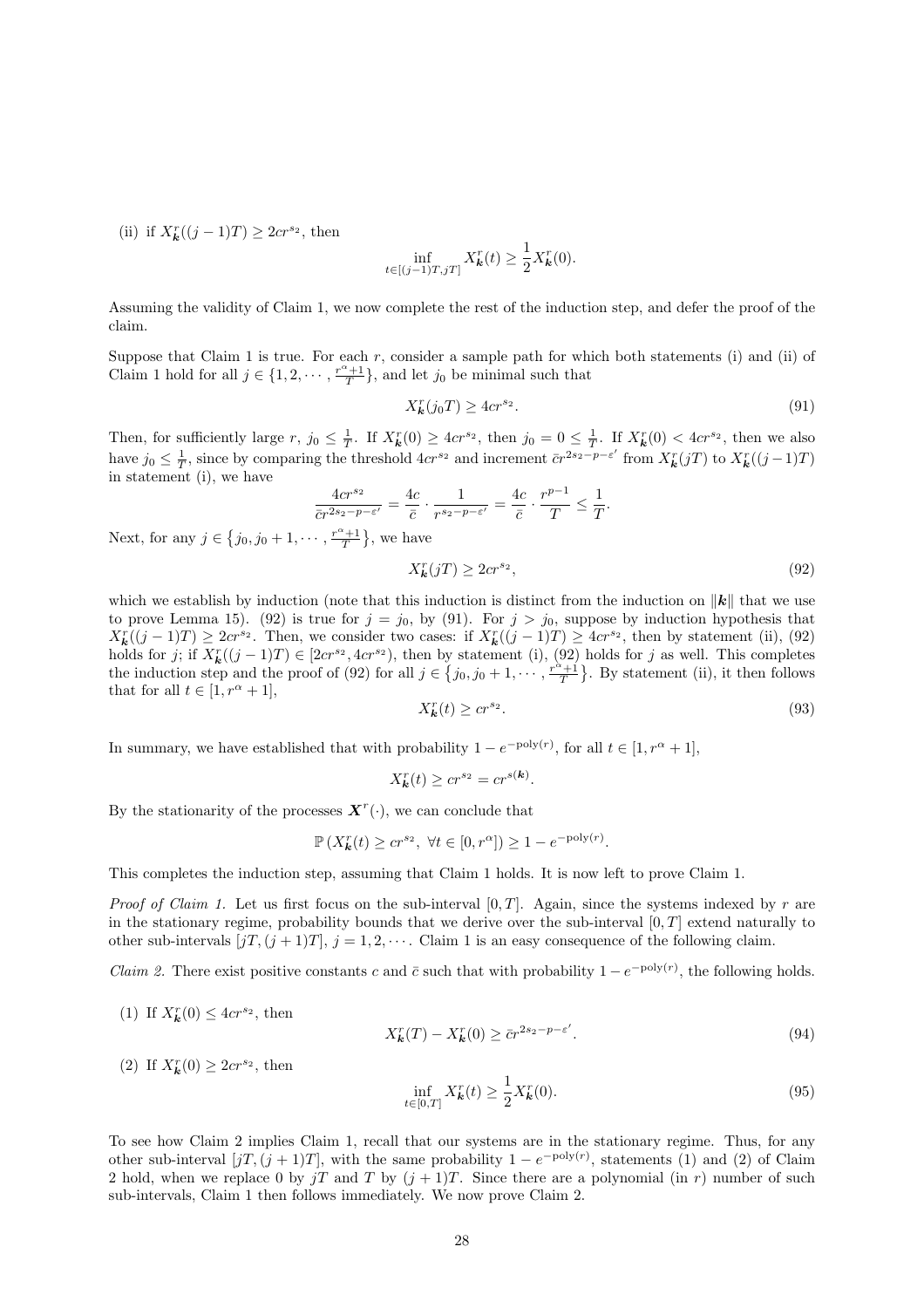(ii) if $X^r_{\boldsymbol{k}}((j-1)T) \geq 2cr^{s_2}$, then

$$\inf_{t \in [(j-1)T, jT]} X^r_{\boldsymbol{k}}(t) \geq \frac{1}{2} X^r_{\boldsymbol{k}}(0).$$

Assuming the validity of Claim 1, we now complete the rest of the induction step, and defer the proof of the claim.

Suppose that Claim 1 is true. For each $r$, consider a sample path for which both statements (i) and (ii) of Claim 1 hold for all $j \in \{1, 2, \cdots, \frac{r^\alpha+1}{T}\}$, and let $j_0$ be minimal such that

$$X^r_{\boldsymbol{k}}(j_0 T) \geq 4cr^{s_2}. \tag{91}$$

Then, for sufficiently large $r$, $j_0 \leq \frac{1}{T}$. If $X^r_{\boldsymbol{k}}(0) \geq 4cr^{s_2}$, then $j_0 = 0 \leq \frac{1}{T}$. If $X^r_{\boldsymbol{k}}(0) < 4cr^{s_2}$, then we also have $j_0 \leq \frac{1}{T}$, since by comparing the threshold $4cr^{s_2}$ and increment $\bar{c}r^{2s_2-p-\varepsilon'}$ from $X^r_{\boldsymbol{k}}(jT)$ to $X^r_{\boldsymbol{k}}((j-1)T)$ in statement (i), we have

$$\frac{4cr^{s_2}}{\bar{c}r^{2s_2-p-\varepsilon'}} = \frac{4c}{\bar{c}} \cdot \frac{1}{r^{s_2-p-\varepsilon'}} = \frac{4c}{\bar{c}} \cdot \frac{r^{p-1}}{T} \leq \frac{1}{T}.$$

Next, for any $j \in \{j_0, j_0+1, \cdots, \frac{r^\alpha+1}{T}\}$, we have

$$X^r_{\boldsymbol{k}}(jT) \geq 2cr^{s_2}, \tag{92}$$

which we establish by induction (note that this induction is distinct from the induction on $\|\boldsymbol{k}\|$ that we use to prove Lemma 15). (92) is true for $j = j_0$, by (91). For $j > j_0$, suppose by induction hypothesis that $X^r_{\boldsymbol{k}}((j-1)T) \geq 2cr^{s_2}$. Then, we consider two cases: if $X^r_{\boldsymbol{k}}((j-1)T) \geq 4cr^{s_2}$, then by statement (ii), (92) holds for $j$; if $X^r_{\boldsymbol{k}}((j-1)T) \in [2cr^{s_2}, 4cr^{s_2})$, then by statement (i), (92) holds for $j$ as well. This completes the induction step and the proof of (92) for all $j \in \{j_0, j_0+1, \cdots, \frac{r^\alpha+1}{T}\}$. By statement (ii), it then follows that for all $t \in [1, r^\alpha+1]$,

$$X^r_{\boldsymbol{k}}(t) \geq cr^{s_2}. \tag{93}$$

In summary, we have established that with probability $1 - e^{-\text{poly}(r)}$, for all $t \in [1, r^\alpha+1]$,

$$X^r_{\boldsymbol{k}}(t) \geq cr^{s_2} = cr^{s(\boldsymbol{k})}.$$

By the stationarity of the processes $\boldsymbol{X}^r(\cdot)$, we can conclude that

$$\mathbb{P}\left(X^r_{\boldsymbol{k}}(t) \geq cr^{s_2}, \ \forall t \in [0, r^\alpha]\right) \geq 1 - e^{-\text{poly}(r)}.$$

This completes the induction step, assuming that Claim 1 holds. It is now left to prove Claim 1.

*Proof of Claim 1.* Let us first focus on the sub-interval $[0, T]$. Again, since the systems indexed by $r$ are in the stationary regime, probability bounds that we derive over the sub-interval $[0, T]$ extend naturally to other sub-intervals $[jT, (j+1)T]$, $j = 1, 2, \cdots$. Claim 1 is an easy consequence of the following claim.

*Claim 2.* There exist positive constants $c$ and $\bar{c}$ such that with probability $1 - e^{-\text{poly}(r)}$, the following holds.

(1) If $X^r_{\boldsymbol{k}}(0) \leq 4cr^{s_2}$, then

$$X^r_{\boldsymbol{k}}(T) - X^r_{\boldsymbol{k}}(0) \geq \bar{c}r^{2s_2-p-\varepsilon'}. \tag{94}$$

(2) If $X^r_{\boldsymbol{k}}(0) \geq 2cr^{s_2}$, then

$$\inf_{t \in [0,T]} X^r_{\boldsymbol{k}}(t) \geq \frac{1}{2} X^r_{\boldsymbol{k}}(0). \tag{95}$$

To see how Claim 2 implies Claim 1, recall that our systems are in the stationary regime. Thus, for any other sub-interval $[jT, (j+1)T]$, with the same probability $1 - e^{-\text{poly}(r)}$, statements (1) and (2) of Claim 2 hold, when we replace 0 by $jT$ and $T$ by $(j+1)T$. Since there are a polynomial (in $r$) number of such sub-intervals, Claim 1 then follows immediately. We now prove Claim 2.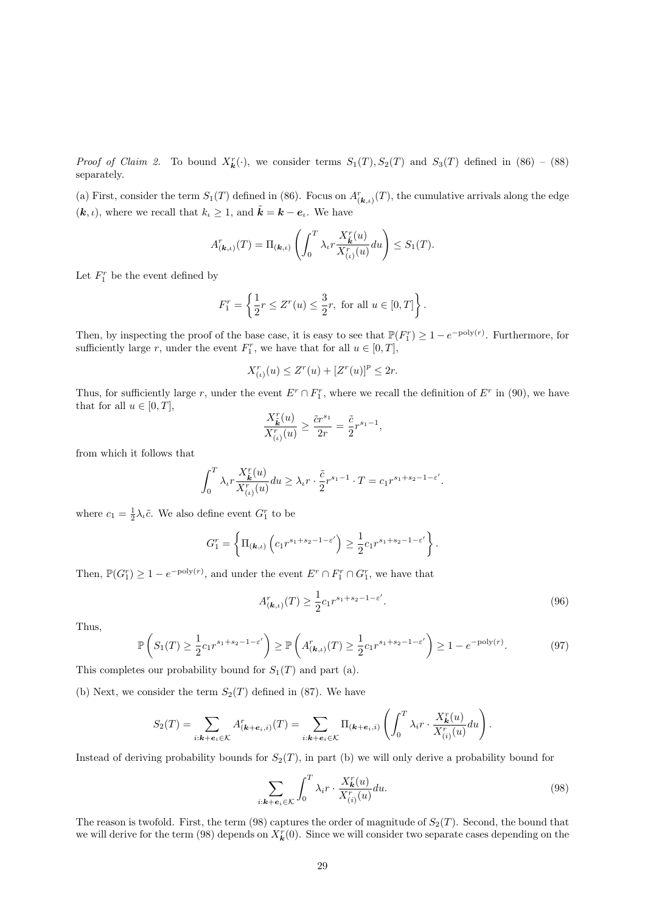*Proof of Claim 2.* To bound $X^r_{\boldsymbol{k}}(\cdot)$, we consider terms $S_1(T), S_2(T)$ and $S_3(T)$ defined in (86) – (88) separately.

(a) First, consider the term $S_1(T)$ defined in (86). Focus on $A^r_{(\boldsymbol{k},\iota)}(T)$, the cumulative arrivals along the edge $(\boldsymbol{k},\iota)$, where we recall that $k_\iota \geq 1$, and $\tilde{\boldsymbol{k}} = \boldsymbol{k} - \boldsymbol{e}_\iota$. We have

$$A^r_{(\boldsymbol{k},\iota)}(T) = \Pi_{(\boldsymbol{k},\iota)}\left(\int_0^T \lambda_\iota r \frac{X^r_{\tilde{\boldsymbol{k}}}(u)}{X^r_{(\iota)}(u)} du\right) \leq S_1(T).$$

Let $F^r_1$ be the event defined by

$$F^r_1 = \left\{\frac{1}{2}r \leq Z^r(u) \leq \frac{3}{2}r, \text{ for all } u \in [0,T]\right\}.$$

Then, by inspecting the proof of the base case, it is easy to see that $\mathbb{P}(F^r_1) \geq 1 - e^{-\text{poly}(r)}$. Furthermore, for sufficiently large $r$, under the event $F^r_1$, we have that for all $u \in [0,T]$,

$$X^r_{(\iota)}(u) \leq Z^r(u) + [Z^r(u)]^p \leq 2r.$$

Thus, for sufficiently large $r$, under the event $E^r \cap F^r_1$, where we recall the definition of $E^r$ in (90), we have that for all $u \in [0,T]$,

$$\frac{X^r_{\tilde{\boldsymbol{k}}}(u)}{X^r_{(\iota)}(u)} \geq \frac{\tilde{c} r^{s_1}}{2r} = \frac{\tilde{c}}{2} r^{s_1 - 1},$$

from which it follows that

$$\int_0^T \lambda_\iota r \frac{X^r_{\tilde{\boldsymbol{k}}}(u)}{X^r_{(\iota)}(u)} du \geq \lambda_\iota r \cdot \frac{\tilde{c}}{2} r^{s_1-1} \cdot T = c_1 r^{s_1+s_2-1-\varepsilon'}.$$

where $c_1 = \frac{1}{2}\lambda_\iota \tilde{c}$. We also define event $G^r_1$ to be

$$G^r_1 = \left\{\Pi_{(\boldsymbol{k},\iota)}\left(c_1 r^{s_1+s_2-1-\varepsilon'}\right) \geq \frac{1}{2}c_1 r^{s_1+s_2-1-\varepsilon'}\right\}.$$

Then, $\mathbb{P}(G^r_1) \geq 1 - e^{-\text{poly}(r)}$, and under the event $E^r \cap F^r_1 \cap G^r_1$, we have that

$$A^r_{(\boldsymbol{k},\iota)}(T) \geq \frac{1}{2}c_1 r^{s_1+s_2-1-\varepsilon'}. \tag{96}$$

Thus,

$$\mathbb{P}\left(S_1(T) \geq \frac{1}{2}c_1 r^{s_1+s_2-1-\varepsilon'}\right) \geq \mathbb{P}\left(A^r_{(\boldsymbol{k},\iota)}(T) \geq \frac{1}{2}c_1 r^{s_1+s_2-1-\varepsilon'}\right) \geq 1 - e^{-\text{poly}(r)}. \tag{97}$$

This completes our probability bound for $S_1(T)$ and part (a).

(b) Next, we consider the term $S_2(T)$ defined in (87). We have

$$S_2(T) = \sum_{i:\boldsymbol{k}+\boldsymbol{e}_i \in \mathcal{K}} A^r_{(\boldsymbol{k}+\boldsymbol{e}_i,i)}(T) = \sum_{i:\boldsymbol{k}+\boldsymbol{e}_i \in \mathcal{K}} \Pi_{(\boldsymbol{k}+\boldsymbol{e}_i,i)}\left(\int_0^T \lambda_i r \cdot \frac{X^r_{\boldsymbol{k}}(u)}{X^r_{(i)}(u)} du\right).$$

Instead of deriving probability bounds for $S_2(T)$, in part (b) we will only derive a probability bound for

$$\sum_{i:\boldsymbol{k}+\boldsymbol{e}_i \in \mathcal{K}} \int_0^T \lambda_i r \cdot \frac{X^r_{\boldsymbol{k}}(u)}{X^r_{(i)}(u)} du. \tag{98}$$

The reason is twofold. First, the term (98) captures the order of magnitude of $S_2(T)$. Second, the bound that we will derive for the term (98) depends on $X^r_{\boldsymbol{k}}(0)$. Since we will consider two separate cases depending on the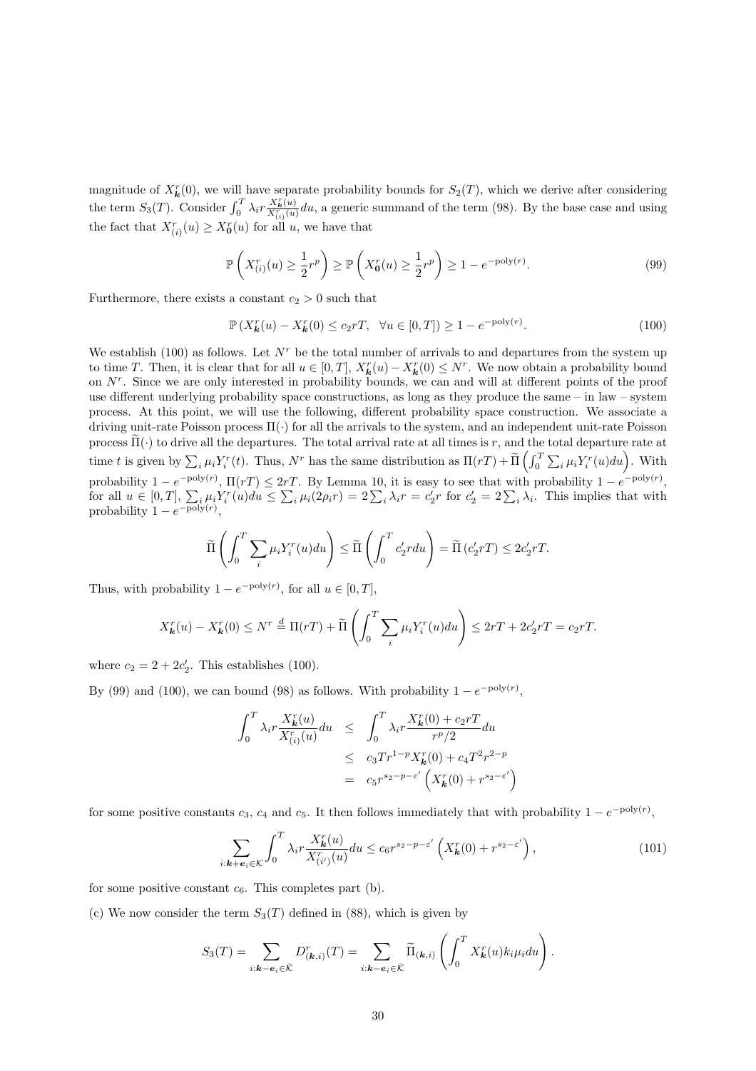magnitude of $X_{\boldsymbol{k}}^r(0)$, we will have separate probability bounds for $S_2(T)$, which we derive after considering the term $S_3(T)$. Consider $\int_0^T \lambda_i r \frac{X_{\boldsymbol{k}}^r(u)}{X_{(i)}^r(u)} du$, a generic summand of the term (98). By the base case and using the fact that $X_{(i)}^r(u) \geq X_{\boldsymbol{0}}^r(u)$ for all $u$, we have that

$$\mathbb{P}\left(X_{(i)}^r(u) \geq \frac{1}{2} r^p\right) \geq \mathbb{P}\left(X_{\boldsymbol{0}}^r(u) \geq \frac{1}{2} r^p\right) \geq 1 - e^{-\text{poly}(r)}. \tag{99}$$

Furthermore, there exists a constant $c_2 > 0$ such that

$$\mathbb{P}\left(X_{\boldsymbol{k}}^r(u) - X_{\boldsymbol{k}}^r(0) \leq c_2 r T, \quad \forall u \in [0, T]\right) \geq 1 - e^{-\text{poly}(r)}. \tag{100}$$

We establish (100) as follows. Let $N^r$ be the total number of arrivals to and departures from the system up to time $T$. Then, it is clear that for all $u \in [0, T]$, $X_{\boldsymbol{k}}^r(u) - X_{\boldsymbol{k}}^r(0) \leq N^r$. We now obtain a probability bound on $N^r$. Since we are only interested in probability bounds, we can and will at different points of the proof use different underlying probability space constructions, as long as they produce the same – in law – system process. At this point, we will use the following, different probability space construction. We associate a driving unit-rate Poisson process $\Pi(\cdot)$ for all the arrivals to the system, and an independent unit-rate Poisson process $\widetilde{\Pi}(\cdot)$ to drive all the departures. The total arrival rate at all times is $r$, and the total departure rate at time $t$ is given by $\sum_i \mu_i Y_i^r(t)$. Thus, $N^r$ has the same distribution as $\Pi(rT) + \widetilde{\Pi}\left(\int_0^T \sum_i \mu_i Y_i^r(u) du\right)$. With probability $1 - e^{-\text{poly}(r)}$, $\Pi(rT) \leq 2rT$. By Lemma 10, it is easy to see that with probability $1 - e^{-\text{poly}(r)}$, for all $u \in [0, T]$, $\sum_i \mu_i Y_i^r(u) du \leq \sum_i \mu_i (2\rho_i r) = 2\sum_i \lambda_i r = c_2' r$ for $c_2' = 2\sum_i \lambda_i$. This implies that with probability $1 - e^{-\text{poly}(r)}$,

$$\widetilde{\Pi}\left(\int_0^T \sum_i \mu_i Y_i^r(u) du\right) \leq \widetilde{\Pi}\left(\int_0^T c_2' r du\right) = \widetilde{\Pi}\left(c_2' r T\right) \leq 2c_2' r T.$$

Thus, with probability $1 - e^{-\text{poly}(r)}$, for all $u \in [0, T]$,

$$X_{\boldsymbol{k}}^r(u) - X_{\boldsymbol{k}}^r(0) \leq N^r \stackrel{d}{=} \Pi(rT) + \widetilde{\Pi}\left(\int_0^T \sum_i \mu_i Y_i^r(u) du\right) \leq 2rT + 2c_2' r T = c_2 r T.$$

where $c_2 = 2 + 2c_2'$. This establishes (100).

By (99) and (100), we can bound (98) as follows. With probability $1 - e^{-\text{poly}(r)}$,

$$\begin{aligned}
\int_0^T \lambda_i r \frac{X_{\boldsymbol{k}}^r(u)}{X_{(i)}^r(u)} du &\leq \int_0^T \lambda_i r \frac{X_{\boldsymbol{k}}^r(0) + c_2 r T}{r^p/2} du \\
&\leq c_3 T r^{1-p} X_{\boldsymbol{k}}^r(0) + c_4 T^2 r^{2-p} \\
&= c_5 r^{s_2 - p - \varepsilon'} \left(X_{\boldsymbol{k}}^r(0) + r^{s_2 - \varepsilon'}\right)
\end{aligned}$$

for some positive constants $c_3$, $c_4$ and $c_5$. It then follows immediately that with probability $1 - e^{-\text{poly}(r)}$,

$$\sum_{i: \boldsymbol{k} + \boldsymbol{e}_i \in \mathcal{K}} \int_0^T \lambda_i r \frac{X_{\boldsymbol{k}}^r(u)}{X_{(i')}^r(u)} du \leq c_6 r^{s_2 - p - \varepsilon'} \left(X_{\boldsymbol{k}}^r(0) + r^{s_2 - \varepsilon'}\right), \tag{101}$$

for some positive constant $c_6$. This completes part (b).

(c) We now consider the term $S_3(T)$ defined in (88), which is given by

$$S_3(T) = \sum_{i: \boldsymbol{k} - \boldsymbol{e}_i \in \bar{\mathcal{K}}} D_{(\boldsymbol{k}, i)}^r(T) = \sum_{i: \boldsymbol{k} - \boldsymbol{e}_i \in \bar{\mathcal{K}}} \widetilde{\Pi}_{(\boldsymbol{k}, i)}\left(\int_0^T X_{\boldsymbol{k}}^r(u) k_i \mu_i du\right).$$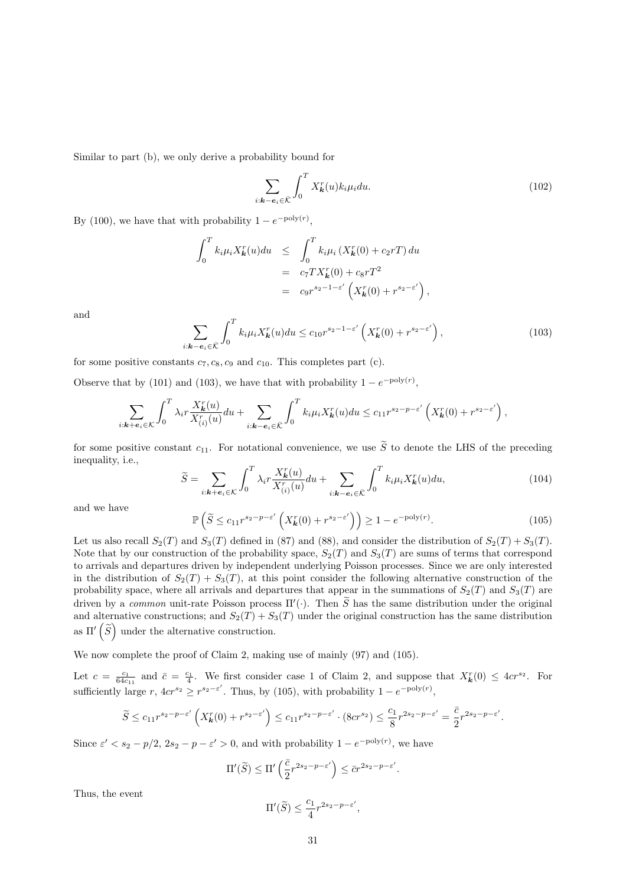Similar to part (b), we only derive a probability bound for

$$\sum_{i:\boldsymbol{k}-\boldsymbol{e}_i\in\bar{\mathcal{K}}} \int_0^T X^r_{\boldsymbol{k}}(u) k_i \mu_i du. \tag{102}$$

By (100), we have that with probability $1 - e^{-\text{poly}(r)}$,

$$\begin{aligned}
\int_0^T k_i \mu_i X^r_{\boldsymbol{k}}(u) du &\leq \int_0^T k_i \mu_i \left( X^r_{\boldsymbol{k}}(0) + c_2 r T \right) du \\
&= c_7 T X^r_{\boldsymbol{k}}(0) + c_8 r T^2 \\
&= c_9 r^{s_2 - 1 - \varepsilon'} \left( X^r_{\boldsymbol{k}}(0) + r^{s_2 - \varepsilon'} \right),
\end{aligned}$$

and

$$\sum_{i:\boldsymbol{k}-\boldsymbol{e}_i\in\bar{\mathcal{K}}} \int_0^T k_i \mu_i X^r_{\boldsymbol{k}}(u) du \leq c_{10} r^{s_2 - 1 - \varepsilon'} \left( X^r_{\boldsymbol{k}}(0) + r^{s_2 - \varepsilon'} \right), \tag{103}$$

for some positive constants $c_7, c_8, c_9$ and $c_{10}$. This completes part (c).

Observe that by (101) and (103), we have that with probability $1 - e^{-\text{poly}(r)}$,

$$\sum_{i:\boldsymbol{k}+\boldsymbol{e}_i\in\mathcal{K}} \int_0^T \lambda_i r \frac{X^r_{\boldsymbol{k}}(u)}{X^r_{(i)}(u)} du + \sum_{i:\boldsymbol{k}-\boldsymbol{e}_i\in\bar{\mathcal{K}}} \int_0^T k_i \mu_i X^r_{\boldsymbol{k}}(u) du \leq c_{11} r^{s_2 - p - \varepsilon'} \left( X^r_{\boldsymbol{k}}(0) + r^{s_2 - \varepsilon'} \right),$$

for some positive constant $c_{11}$. For notational convenience, we use $\widetilde{S}$ to denote the LHS of the preceding inequality, i.e.,

$$\widetilde{S} = \sum_{i:\boldsymbol{k}+\boldsymbol{e}_i\in\mathcal{K}} \int_0^T \lambda_i r \frac{X^r_{\boldsymbol{k}}(u)}{X^r_{(i)}(u)} du + \sum_{i:\boldsymbol{k}-\boldsymbol{e}_i\in\bar{\mathcal{K}}} \int_0^T k_i \mu_i X^r_{\boldsymbol{k}}(u) du, \tag{104}$$

and we have

$$\mathbb{P}\left( \widetilde{S} \leq c_{11} r^{s_2 - p - \varepsilon'} \left( X^r_{\boldsymbol{k}}(0) + r^{s_2 - \varepsilon'} \right) \right) \geq 1 - e^{-\text{poly}(r)}. \tag{105}$$

Let us also recall $S_2(T)$ and $S_3(T)$ defined in (87) and (88), and consider the distribution of $S_2(T) + S_3(T)$. Note that by our construction of the probability space, $S_2(T)$ and $S_3(T)$ are sums of terms that correspond to arrivals and departures driven by independent underlying Poisson processes. Since we are only interested in the distribution of $S_2(T) + S_3(T)$, at this point consider the following alternative construction of the probability space, where all arrivals and departures that appear in the summations of $S_2(T)$ and $S_3(T)$ are driven by a *common* unit-rate Poisson process $\Pi'(\cdot)$. Then $\widetilde{S}$ has the same distribution under the original and alternative constructions; and $S_2(T) + S_3(T)$ under the original construction has the same distribution as $\Pi'\left(\widetilde{S}\right)$ under the alternative construction.

We now complete the proof of Claim 2, making use of mainly (97) and (105).

Let $c = \frac{c_1}{64 c_{11}}$ and $\bar{c} = \frac{c_1}{4}$. We first consider case 1 of Claim 2, and suppose that $X^r_{\boldsymbol{k}}(0) \leq 4 c r^{s_2}$. For sufficiently large $r$, $4 c r^{s_2} \geq r^{s_2 - \varepsilon'}$. Thus, by (105), with probability $1 - e^{-\text{poly}(r)}$,

$$\widetilde{S} \leq c_{11} r^{s_2 - p - \varepsilon'} \left( X^r_{\boldsymbol{k}}(0) + r^{s_2 - \varepsilon'} \right) \leq c_{11} r^{s_2 - p - \varepsilon'} \cdot (8 c r^{s_2}) \leq \frac{c_1}{8} r^{2 s_2 - p - \varepsilon'} = \frac{\bar{c}}{2} r^{2 s_2 - p - \varepsilon'}.$$

Since $\varepsilon' < s_2 - p/2$, $2 s_2 - p - \varepsilon' > 0$, and with probability $1 - e^{-\text{poly}(r)}$, we have

$$\Pi'(\widetilde{S}) \leq \Pi'\left( \frac{\bar{c}}{2} r^{2 s_2 - p - \varepsilon'} \right) \leq \bar{c} r^{2 s_2 - p - \varepsilon'}.$$

Thus, the event

$$\Pi'(\widetilde{S}) \leq \frac{c_1}{4} r^{2 s_2 - p - \varepsilon'},$$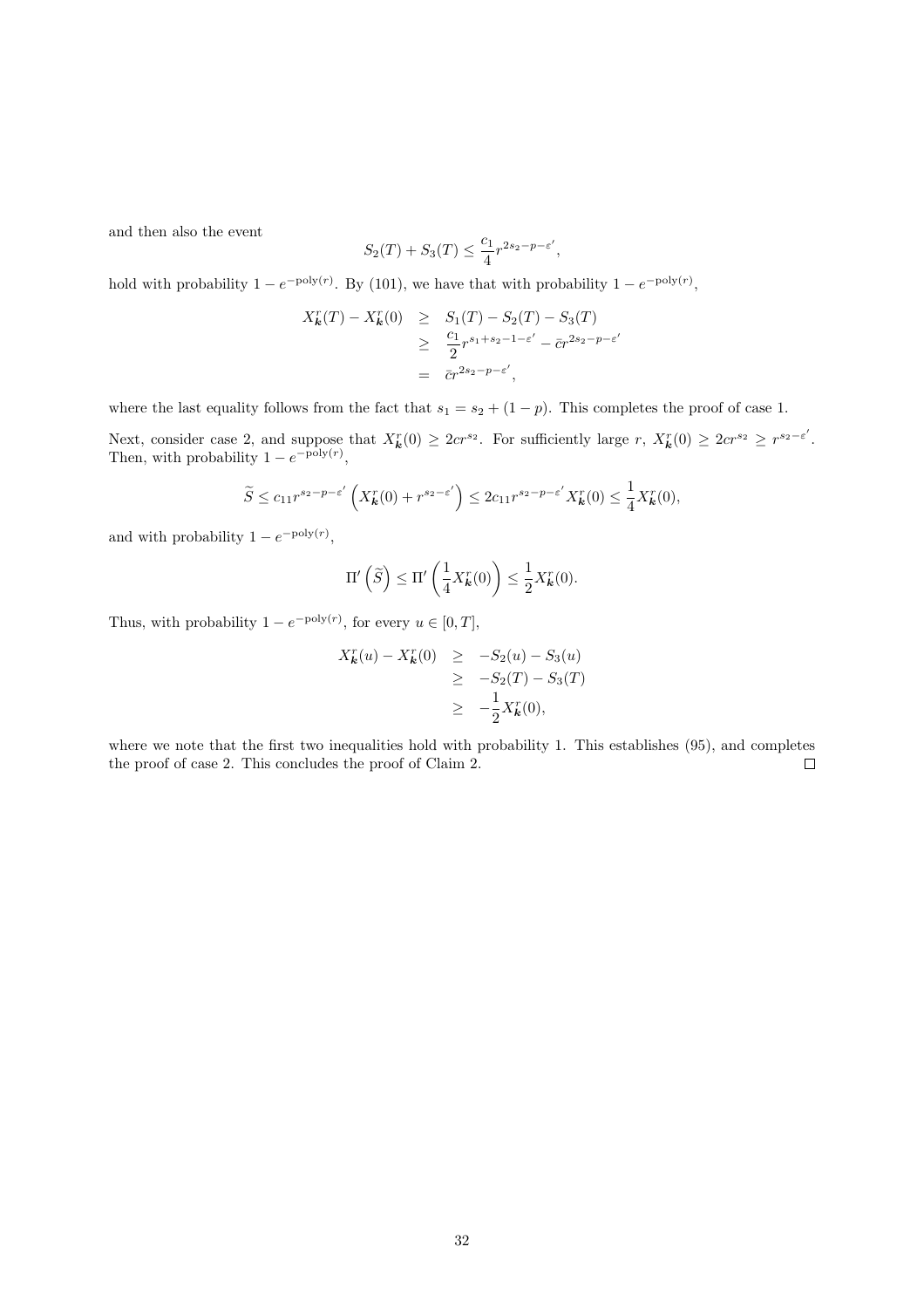and then also the event

$$S_2(T) + S_3(T) \leq \frac{c_1}{4} r^{2s_2 - p - \varepsilon'},$$

hold with probability $1 - e^{-\text{poly}(r)}$. By (101), we have that with probability $1 - e^{-\text{poly}(r)}$,

$$\begin{aligned}
X^r_{\boldsymbol{k}}(T) - X^r_{\boldsymbol{k}}(0) &\geq S_1(T) - S_2(T) - S_3(T) \\
&\geq \frac{c_1}{2} r^{s_1 + s_2 - 1 - \varepsilon'} - \bar{c} r^{2s_2 - p - \varepsilon'} \\
&= \bar{c} r^{2s_2 - p - \varepsilon'},
\end{aligned}$$

where the last equality follows from the fact that $s_1 = s_2 + (1 - p)$. This completes the proof of case 1.

Next, consider case 2, and suppose that $X^r_{\boldsymbol{k}}(0) \geq 2cr^{s_2}$. For sufficiently large $r$, $X^r_{\boldsymbol{k}}(0) \geq 2cr^{s_2} \geq r^{s_2 - \varepsilon'}$. Then, with probability $1 - e^{-\text{poly}(r)}$,

$$\widetilde{S} \leq c_{11} r^{s_2 - p - \varepsilon'} \left( X^r_{\boldsymbol{k}}(0) + r^{s_2 - \varepsilon'} \right) \leq 2c_{11} r^{s_2 - p - \varepsilon'} X^r_{\boldsymbol{k}}(0) \leq \frac{1}{4} X^r_{\boldsymbol{k}}(0),$$

and with probability $1 - e^{-\text{poly}(r)}$,

$$\Pi'\left(\widetilde{S}\right) \leq \Pi'\left(\frac{1}{4} X^r_{\boldsymbol{k}}(0)\right) \leq \frac{1}{2} X^r_{\boldsymbol{k}}(0).$$

Thus, with probability $1 - e^{-\text{poly}(r)}$, for every $u \in [0, T]$,

$$\begin{aligned}
X^r_{\boldsymbol{k}}(u) - X^r_{\boldsymbol{k}}(0) &\geq -S_2(u) - S_3(u) \\
&\geq -S_2(T) - S_3(T) \\
&\geq -\frac{1}{2} X^r_{\boldsymbol{k}}(0),
\end{aligned}$$

where we note that the first two inequalities hold with probability 1. This establishes (95), and completes the proof of case 2. This concludes the proof of Claim 2. $\square$